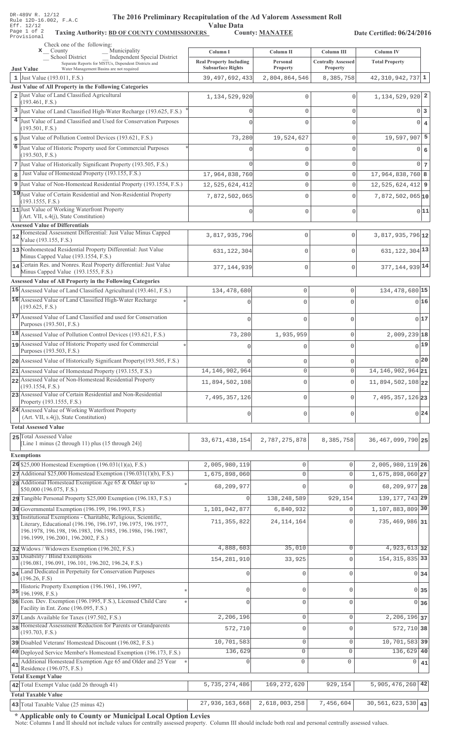DR-489V R. 12/12
Rule 12D-16.002, F.A.C
Eff. 12/12
Page 1 of 2
Provisional

# The 2016 Preliminary Recapitulation of the Ad Valorem Assessment Roll

**Value Data**

**Taxing Authority: BD OF COUNTY COMMISSIONERS** **County: MANATEE** **Date Certified: 06/24/2016**

Check one of the following:
x County
_ Municipality
_ School District
_ Independent Special District
Separate Reports for MSTUs, Dependent Districts and Water Management Basins are not required

| | Just Value | Column I<br>Real Property Including Subsurface Rights | Column II<br>Personal Property | Column III<br>Centrally Assessed Property | Column IV<br>Total Property | |
|---|---|---|---|---|---|---|
| 1 | Just Value (193.011, F.S.) | 39,497,692,433 | 2,804,864,546 | 8,385,758 | 42,310,942,737 | 1 |
| | **Just Value of All Property in the Following Categories** | | | | | |
| 2 | Just Value of Land Classified Agricultural (193.461, F.S.) | 1,134,529,920 | 0 | 0 | 1,134,529,920 | 2 |
| 3 | Just Value of Land Classified High-Water Recharge (193.625, F.S.) * | 0 | 0 | 0 | 0 | 3 |
| 4 | Just Value of Land Classified and Used for Conservation Purposes (193.501, F.S.) | 0 | 0 | 0 | 0 | 4 |
| 5 | Just Value of Pollution Control Devices (193.621, F.S.) | 73,280 | 19,524,627 | 0 | 19,597,907 | 5 |
| 6 | Just Value of Historic Property used for Commercial Purposes (193.503, F.S.) * | 0 | 0 | 0 | 0 | 6 |
| 7 | Just Value of Historically Significant Property (193.505, F.S.) | 0 | 0 | 0 | 0 | 7 |
| 8 | Just Value of Homestead Property (193.155, F.S.) | 17,964,838,760 | 0 | 0 | 17,964,838,760 | 8 |
| 9 | Just Value of Non-Homestead Residential Property (193.1554, F.S.) | 12,525,624,412 | 0 | 0 | 12,525,624,412 | 9 |
| 10 | Just Value of Certain Residential and Non-Residential Property (193.1555, F.S.) | 7,872,502,065 | 0 | 0 | 7,872,502,065 | 10 |
| 11 | Just Value of Working Waterfront Property (Art. VII, s.4(j), State Constitution) | 0 | 0 | 0 | 0 | 11 |
| | **Assessed Value of Differentials** | | | | | |
| 12 | Homestead Assessment Differential: Just Value Minus Capped Value (193.155, F.S.) | 3,817,935,796 | 0 | 0 | 3,817,935,796 | 12 |
| 13 | Nonhomestead Residential Property Differential: Just Value Minus Capped Value (193.1554, F.S.) | 631,122,304 | 0 | 0 | 631,122,304 | 13 |
| 14 | Certain Res. and Nonres. Real Property differential: Just Value Minus Capped Value (193.1555, F.S.) | 377,144,939 | 0 | 0 | 377,144,939 | 14 |
| | **Assessed Value of All Property in the Following Categories** | | | | | |
| 15 | Assessed Value of Land Classified Agricultural (193.461, F.S.) | 134,478,680 | 0 | 0 | 134,478,680 | 15 |
| 16 | Assessed Value of Land Classified High-Water Recharge (193.625, F.S.) * | 0 | 0 | 0 | 0 | 16 |
| 17 | Assessed Value of Land Classified and used for Conservation Purposes (193.501, F.S.) | 0 | 0 | 0 | 0 | 17 |
| 18 | Assessed Value of Pollution Control Devices (193.621, F.S.) | 73,280 | 1,935,959 | 0 | 2,009,239 | 18 |
| 19 | Assessed Value of Historic Property used for Commercial Purposes (193.503, F.S.) * | 0 | 0 | 0 | 0 | 19 |
| 20 | Assessed Value of Historically Significant Property(193.505, F.S.) | 0 | 0 | 0 | 0 | 20 |
| 21 | Assessed Value of Homestead Property (193.155, F.S.) | 14,146,902,964 | 0 | 0 | 14,146,902,964 | 21 |
| 22 | Assessed Value of Non-Homestead Residential Property (193.1554, F.S.) | 11,894,502,108 | 0 | 0 | 11,894,502,108 | 22 |
| 23 | Assessed Value of Certain Residential and Non-Residential Property (193.1555, F.S.) | 7,495,357,126 | 0 | 0 | 7,495,357,126 | 23 |
| 24 | Assessed Value of Working Waterfront Property (Art. VII, s.4(j), State Constitution) | 0 | 0 | 0 | 0 | 24 |
| | **Total Assessed Value** | | | | | |
| 25 | Total Assessed Value [Line 1 minus (2 through 11) plus (15 through 24)] | 33,671,438,154 | 2,787,275,878 | 8,385,758 | 36,467,099,790 | 25 |
| | **Exemptions** | | | | | |
| 26 | $25,000 Homestead Exemption (196.031(1)(a), F.S.) | 2,005,980,119 | 0 | 0 | 2,005,980,119 | 26 |
| 27 | Additional $25,000 Homestead Exemption (196.031(1)(b), F.S.) | 1,675,898,060 | 0 | 0 | 1,675,898,060 | 27 |
| 28 | Additional Homestead Exemption Age 65 & Older up to $50,000 (196.075, F.S.) * | 68,209,977 | 0 | 0 | 68,209,977 | 28 |
| 29 | Tangible Personal Property $25,000 Exemption (196.183, F.S.) | 0 | 138,248,589 | 929,154 | 139,177,743 | 29 |
| 30 | Governmental Exemption (196.199, 196.1993, F.S.) | 1,101,042,877 | 6,840,932 | 0 | 1,107,883,809 | 30 |
| 31 | Institutional Exemptions - Charitable, Religious, Scientific, Literary, Educational (196.196, 196.197, 196.1975, 196.1977, 196.1978, 196.198, 196.1983, 196.1985, 196.1986, 196.1987, 196.1999, 196.2001, 196.2002, F.S.) | 711,355,822 | 24,114,164 | 0 | 735,469,986 | 31 |
| 32 | Widows / Widowers Exemption (196.202, F.S.) | 4,888,603 | 35,010 | 0 | 4,923,613 | 32 |
| 33 | Disability / Blind Exemptions (196.081, 196.091, 196.101, 196.202, 196.24, F.S.) | 154,281,910 | 33,925 | 0 | 154,315,835 | 33 |
| 34 | Land Dedicated in Perpetuity for Conservation Purposes (196.26, F.S) | 0 | 0 | 0 | 0 | 34 |
| 35 | Historic Property Exemption (196.1961, 196.1997, 196.1998, F.S.) * | 0 | 0 | 0 | 0 | 35 |
| 36 | Econ. Dev. Exemption (196.1995, F.S.), Licensed Child Care Facility in Ent. Zone (196.095, F.S.) * | 0 | 0 | 0 | 0 | 36 |
| 37 | Lands Available for Taxes (197.502, F.S.) | 2,206,196 | 0 | 0 | 2,206,196 | 37 |
| 38 | Homestead Assessment Reduction for Parents or Grandparents (193.703, F.S.) | 572,710 | 0 | 0 | 572,710 | 38 |
| 39 | Disabled Veterans' Homestead Discount (196.082, F.S.) | 10,701,583 | 0 | 0 | 10,701,583 | 39 |
| 40 | Deployed Service Member's Homestead Exemption (196.173, F.S.) | 136,629 | 0 | 0 | 136,629 | 40 |
| 41 | Additional Homestead Exemption Age 65 and Older and 25 Year Residence (196.075, F.S.) * | 0 | 0 | 0 | 0 | 41 |
| | **Total Exempt Value** | | | | | |
| 42 | Total Exempt Value (add 26 through 41) | 5,735,274,486 | 169,272,620 | 929,154 | 5,905,476,260 | 42 |
| | **Total Taxable Value** | | | | | |
| 43 | Total Taxable Value (25 minus 42) | 27,936,163,668 | 2,618,003,258 | 7,456,604 | 30,561,623,530 | 43 |

**\* Applicable only to County or Municipal Local Option Levies**

Note: Columns I and II should not include values for centrally assessed property. Column III should include both real and personal centrally assessed values.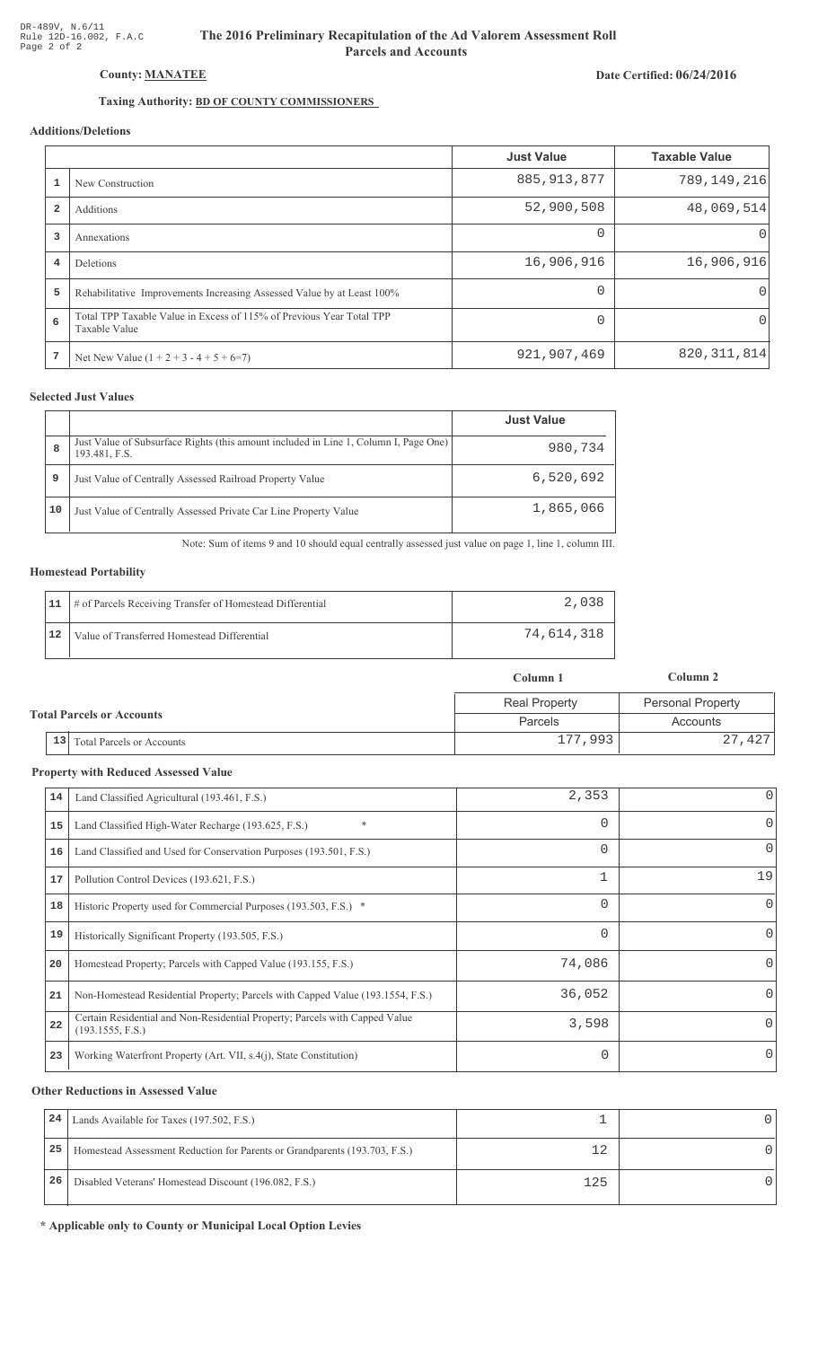DR-489V, N.6/11
Rule 12D-16.002, F.A.C
Page 2 of 2

# The 2016 Preliminary Recapitulation of the Ad Valorem Assessment Roll
## Parcels and Accounts

**County: MANATEE**

**Date Certified: 06/24/2016**

**Taxing Authority: BD OF COUNTY COMMISSIONERS**

### Additions/Deletions

| | | Just Value | Taxable Value |
|---|---|---|---|
| 1 | New Construction | 885,913,877 | 789,149,216 |
| 2 | Additions | 52,900,508 | 48,069,514 |
| 3 | Annexations | 0 | 0 |
| 4 | Deletions | 16,906,916 | 16,906,916 |
| 5 | Rehabilitative Improvements Increasing Assessed Value by at Least 100% | 0 | 0 |
| 6 | Total TPP Taxable Value in Excess of 115% of Previous Year Total TPP Taxable Value | 0 | 0 |
| 7 | Net New Value (1 + 2 + 3 - 4 + 5 + 6=7) | 921,907,469 | 820,311,814 |

### Selected Just Values

| | | Just Value |
|---|---|---|
| 8 | Just Value of Subsurface Rights (this amount included in Line 1, Column I, Page One) 193.481, F.S. | 980,734 |
| 9 | Just Value of Centrally Assessed Railroad Property Value | 6,520,692 |
| 10 | Just Value of Centrally Assessed Private Car Line Property Value | 1,865,066 |

Note: Sum of items 9 and 10 should equal centrally assessed just value on page 1, line 1, column III.

### Homestead Portability

| | | |
|---|---|---|
| 11 | # of Parcels Receiving Transfer of Homestead Differential | 2,038 |
| 12 | Value of Transferred Homestead Differential | 74,614,318 |

### Total Parcels or Accounts

| | | Column 1 | Column 2 |
|---|---|---|---|
| | | Real Property | Personal Property |
| | | Parcels | Accounts |
| 13 | Total Parcels or Accounts | 177,993 | 27,427 |

### Property with Reduced Assessed Value

| | | Column 1 | Column 2 |
|---|---|---|---|
| 14 | Land Classified Agricultural (193.461, F.S.) | 2,353 | 0 |
| 15 | Land Classified High-Water Recharge (193.625, F.S.) * | 0 | 0 |
| 16 | Land Classified and Used for Conservation Purposes (193.501, F.S.) | 0 | 0 |
| 17 | Pollution Control Devices (193.621, F.S.) | 1 | 19 |
| 18 | Historic Property used for Commercial Purposes (193.503, F.S.) * | 0 | 0 |
| 19 | Historically Significant Property (193.505, F.S.) | 0 | 0 |
| 20 | Homestead Property; Parcels with Capped Value (193.155, F.S.) | 74,086 | 0 |
| 21 | Non-Homestead Residential Property; Parcels with Capped Value (193.1554, F.S.) | 36,052 | 0 |
| 22 | Certain Residential and Non-Residential Property; Parcels with Capped Value (193.1555, F.S.) | 3,598 | 0 |
| 23 | Working Waterfront Property (Art. VII, s.4(j), State Constitution) | 0 | 0 |

### Other Reductions in Assessed Value

| | | Column 1 | Column 2 |
|---|---|---|---|
| 24 | Lands Available for Taxes (197.502, F.S.) | 1 | 0 |
| 25 | Homestead Assessment Reduction for Parents or Grandparents (193.703, F.S.) | 12 | 0 |
| 26 | Disabled Veterans' Homestead Discount (196.082, F.S.) | 125 | 0 |

**\* Applicable only to County or Municipal Local Option Levies**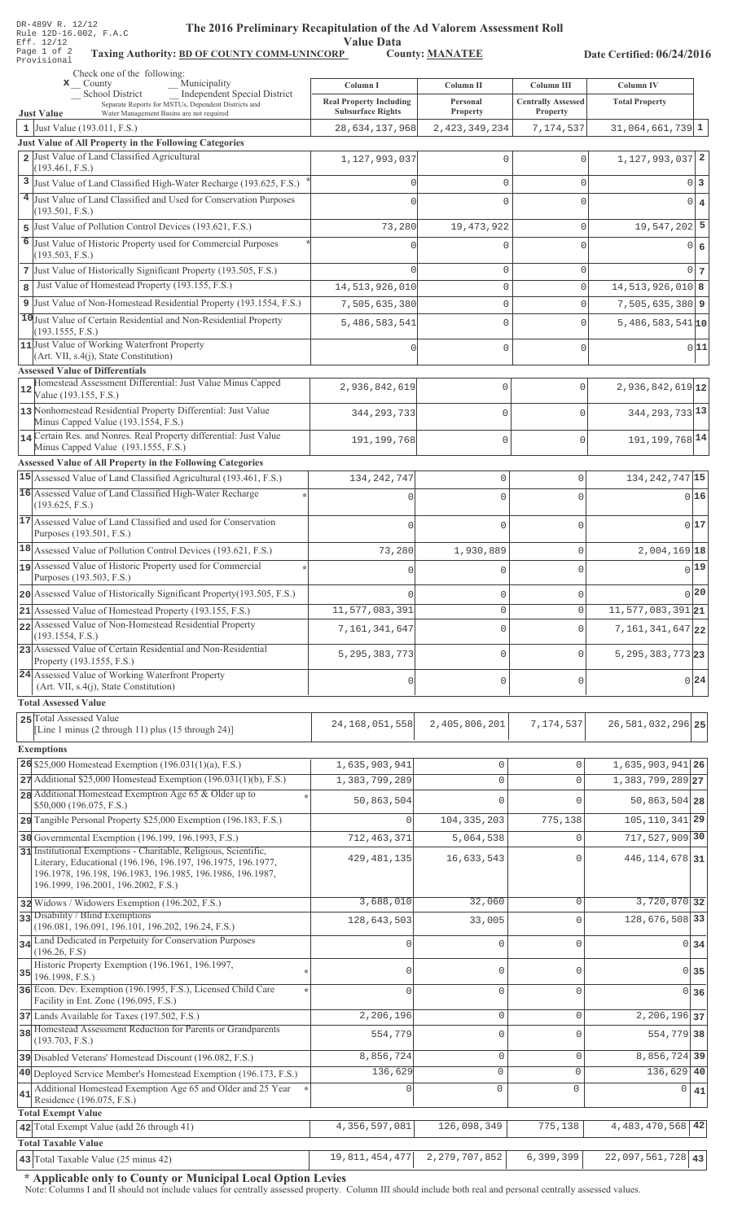DR-489V R. 12/12
Rule 12D-16.002, F.A.C
Eff. 12/12
Provisional

# The 2016 Preliminary Recapitulation of the Ad Valorem Assessment Roll

## Value Data

**Taxing Authority:** BD OF COUNTY COMM-UNINCORP **County:** MANATEE **Date Certified:** 06/24/2016

Check one of the following:
x County
_ School District
_ Municipality
_ Independent Special District
Separate Reports for MSTUs, Dependent Districts and Water Management Basins are not required

| | Just Value | Column I Real Property Including Subsurface Rights | Column II Personal Property | Column III Centrally Assessed Property | Column IV Total Property | |
|---|---|---|---|---|---|---|
| 1 | Just Value (193.011, F.S.) | 28,634,137,968 | 2,423,349,234 | 7,174,537 | 31,064,661,739 | 1 |
| | **Just Value of All Property in the Following Categories** | | | | | |
| 2 | Just Value of Land Classified Agricultural (193.461, F.S.) | 1,127,993,037 | 0 | 0 | 1,127,993,037 | 2 |
| 3 | Just Value of Land Classified High-Water Recharge (193.625, F.S.) * | 0 | 0 | 0 | 0 | 3 |
| 4 | Just Value of Land Classified and Used for Conservation Purposes (193.501, F.S.) | 0 | 0 | 0 | 0 | 4 |
| 5 | Just Value of Pollution Control Devices (193.621, F.S.) | 73,280 | 19,473,922 | 0 | 19,547,202 | 5 |
| 6 | Just Value of Historic Property used for Commercial Purposes (193.503, F.S.) * | 0 | 0 | 0 | 0 | 6 |
| 7 | Just Value of Historically Significant Property (193.505, F.S.) | 0 | 0 | 0 | 0 | 7 |
| 8 | Just Value of Homestead Property (193.155, F.S.) | 14,513,926,010 | 0 | 0 | 14,513,926,010 | 8 |
| 9 | Just Value of Non-Homestead Residential Property (193.1554, F.S.) | 7,505,635,380 | 0 | 0 | 7,505,635,380 | 9 |
| 10 | Just Value of Certain Residential and Non-Residential Property (193.1555, F.S.) | 5,486,583,541 | 0 | 0 | 5,486,583,541 | 10 |
| 11 | Just Value of Working Waterfront Property (Art. VII, s.4(j), State Constitution) | 0 | 0 | 0 | 0 | 11 |
| | **Assessed Value of Differentials** | | | | | |
| 12 | Homestead Assessment Differential: Just Value Minus Capped Value (193.155, F.S.) | 2,936,842,619 | 0 | 0 | 2,936,842,619 | 12 |
| 13 | Nonhomestead Residential Property Differential: Just Value Minus Capped Value (193.1554, F.S.) | 344,293,733 | 0 | 0 | 344,293,733 | 13 |
| 14 | Certain Res. and Nonres. Real Property differential: Just Value Minus Capped Value (193.1555, F.S.) | 191,199,768 | 0 | 0 | 191,199,768 | 14 |
| | **Assessed Value of All Property in the Following Categories** | | | | | |
| 15 | Assessed Value of Land Classified Agricultural (193.461, F.S.) | 134,242,747 | 0 | 0 | 134,242,747 | 15 |
| 16 | Assessed Value of Land Classified High-Water Recharge (193.625, F.S.) * | 0 | 0 | 0 | 0 | 16 |
| 17 | Assessed Value of Land Classified and used for Conservation Purposes (193.501, F.S.) | 0 | 0 | 0 | 0 | 17 |
| 18 | Assessed Value of Pollution Control Devices (193.621, F.S.) | 73,280 | 1,930,889 | 0 | 2,004,169 | 18 |
| 19 | Assessed Value of Historic Property used for Commercial Purposes (193.503, F.S.) * | 0 | 0 | 0 | 0 | 19 |
| 20 | Assessed Value of Historically Significant Property(193.505, F.S.) | 0 | 0 | 0 | 0 | 20 |
| 21 | Assessed Value of Homestead Property (193.155, F.S.) | 11,577,083,391 | 0 | 0 | 11,577,083,391 | 21 |
| 22 | Assessed Value of Non-Homestead Residential Property (193.1554, F.S.) | 7,161,341,647 | 0 | 0 | 7,161,341,647 | 22 |
| 23 | Assessed Value of Certain Residential and Non-Residential Property (193.1555, F.S.) | 5,295,383,773 | 0 | 0 | 5,295,383,773 | 23 |
| 24 | Assessed Value of Working Waterfront Property (Art. VII, s.4(j), State Constitution) | 0 | 0 | 0 | 0 | 24 |
| | **Total Assessed Value** | | | | | |
| 25 | Total Assessed Value [Line 1 minus (2 through 11) plus (15 through 24)] | 24,168,051,558 | 2,405,806,201 | 7,174,537 | 26,581,032,296 | 25 |
| | **Exemptions** | | | | | |
| 26 | $25,000 Homestead Exemption (196.031(1)(a), F.S.) | 1,635,903,941 | 0 | 0 | 1,635,903,941 | 26 |
| 27 | Additional $25,000 Homestead Exemption (196.031(1)(b), F.S.) | 1,383,799,289 | 0 | 0 | 1,383,799,289 | 27 |
| 28 | Additional Homestead Exemption Age 65 & Older up to $50,000 (196.075, F.S.) * | 50,863,504 | 0 | 0 | 50,863,504 | 28 |
| 29 | Tangible Personal Property $25,000 Exemption (196.183, F.S.) | 0 | 104,335,203 | 775,138 | 105,110,341 | 29 |
| 30 | Governmental Exemption (196.199, 196.1993, F.S.) | 712,463,371 | 5,064,538 | 0 | 717,527,909 | 30 |
| 31 | Institutional Exemptions - Charitable, Religious, Scientific, Literary, Educational (196.196, 196.197, 196.1975, 196.1977, 196.1978, 196.198, 196.1983, 196.1985, 196.1986, 196.1987, 196.1999, 196.2001, 196.2002, F.S.) | 429,481,135 | 16,633,543 | 0 | 446,114,678 | 31 |
| 32 | Widows / Widowers Exemption (196.202, F.S.) | 3,688,010 | 32,060 | 0 | 3,720,070 | 32 |
| 33 | Disability / Blind Exemptions (196.081, 196.091, 196.101, 196.202, 196.24, F.S.) | 128,643,503 | 33,005 | 0 | 128,676,508 | 33 |
| 34 | Land Dedicated in Perpetuity for Conservation Purposes (196.26, F.S) | 0 | 0 | 0 | 0 | 34 |
| 35 | Historic Property Exemption (196.1961, 196.1997, 196.1998, F.S.) * | 0 | 0 | 0 | 0 | 35 |
| 36 | Econ. Dev. Exemption (196.1995, F.S.), Licensed Child Care Facility in Ent. Zone (196.095, F.S.) * | 0 | 0 | 0 | 0 | 36 |
| 37 | Lands Available for Taxes (197.502, F.S.) | 2,206,196 | 0 | 0 | 2,206,196 | 37 |
| 38 | Homestead Assessment Reduction for Parents or Grandparents (193.703, F.S.) | 554,779 | 0 | 0 | 554,779 | 38 |
| 39 | Disabled Veterans' Homestead Discount (196.082, F.S.) | 8,856,724 | 0 | 0 | 8,856,724 | 39 |
| 40 | Deployed Service Member's Homestead Exemption (196.173, F.S.) | 136,629 | 0 | 0 | 136,629 | 40 |
| 41 | Additional Homestead Exemption Age 65 and Older and 25 Year Residence (196.075, F.S.) * | 0 | 0 | 0 | 0 | 41 |
| | **Total Exempt Value** | | | | | |
| 42 | Total Exempt Value (add 26 through 41) | 4,356,597,081 | 126,098,349 | 775,138 | 4,483,470,568 | 42 |
| | **Total Taxable Value** | | | | | |
| 43 | Total Taxable Value (25 minus 42) | 19,811,454,477 | 2,279,707,852 | 6,399,399 | 22,097,561,728 | 43 |

**\* Applicable only to County or Municipal Local Option Levies**

Note: Columns I and II should not include values for centrally assessed property. Column III should include both real and personal centrally assessed values.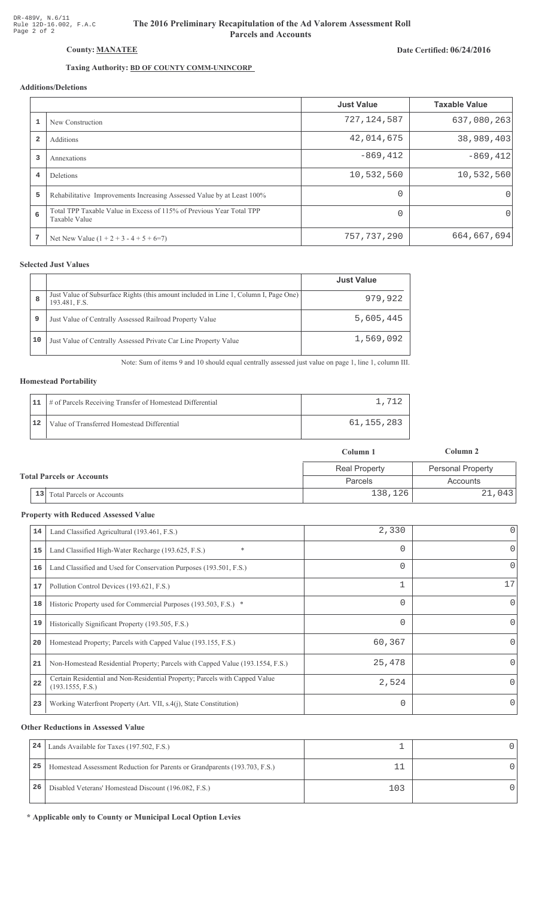# The 2016 Preliminary Recapitulation of the Ad Valorem Assessment Roll
## Parcels and Accounts

DR-489V, N.6/11
Rule 12D-16.002, F.A.C

**County: MANATEE**

**Date Certified: 06/24/2016**

**Taxing Authority: BD OF COUNTY COMM-UNINCORP**

### Additions/Deletions

| | | Just Value | Taxable Value |
|---|---|---|---|
| 1 | New Construction | 727,124,587 | 637,080,263 |
| 2 | Additions | 42,014,675 | 38,989,403 |
| 3 | Annexations | -869,412 | -869,412 |
| 4 | Deletions | 10,532,560 | 10,532,560 |
| 5 | Rehabilitative Improvements Increasing Assessed Value by at Least 100% | 0 | 0 |
| 6 | Total TPP Taxable Value in Excess of 115% of Previous Year Total TPP Taxable Value | 0 | 0 |
| 7 | Net New Value (1 + 2 + 3 - 4 + 5 + 6=7) | 757,737,290 | 664,667,694 |

### Selected Just Values

| | | Just Value |
|---|---|---|
| 8 | Just Value of Subsurface Rights (this amount included in Line 1, Column I, Page One) 193.481, F.S. | 979,922 |
| 9 | Just Value of Centrally Assessed Railroad Property Value | 5,605,445 |
| 10 | Just Value of Centrally Assessed Private Car Line Property Value | 1,569,092 |

Note: Sum of items 9 and 10 should equal centrally assessed just value on page 1, line 1, column III.

### Homestead Portability

| | | |
|---|---|---|
| 11 | # of Parcels Receiving Transfer of Homestead Differential | 1,712 |
| 12 | Value of Transferred Homestead Differential | 61,155,283 |

### Total Parcels or Accounts

| | | Column 1 | Column 2 |
|---|---|---|---|
| | | Real Property | Personal Property |
| | | Parcels | Accounts |
| 13 | Total Parcels or Accounts | 138,126 | 21,043 |

### Property with Reduced Assessed Value

| | | | |
|---|---|---|---|
| 14 | Land Classified Agricultural (193.461, F.S.) | 2,330 | 0 |
| 15 | Land Classified High-Water Recharge (193.625, F.S.) * | 0 | 0 |
| 16 | Land Classified and Used for Conservation Purposes (193.501, F.S.) | 0 | 0 |
| 17 | Pollution Control Devices (193.621, F.S.) | 1 | 17 |
| 18 | Historic Property used for Commercial Purposes (193.503, F.S.) * | 0 | 0 |
| 19 | Historically Significant Property (193.505, F.S.) | 0 | 0 |
| 20 | Homestead Property; Parcels with Capped Value (193.155, F.S.) | 60,367 | 0 |
| 21 | Non-Homestead Residential Property; Parcels with Capped Value (193.1554, F.S.) | 25,478 | 0 |
| 22 | Certain Residential and Non-Residential Property; Parcels with Capped Value (193.1555, F.S.) | 2,524 | 0 |
| 23 | Working Waterfront Property (Art. VII, s.4(j), State Constitution) | 0 | 0 |

### Other Reductions in Assessed Value

| | | | |
|---|---|---|---|
| 24 | Lands Available for Taxes (197.502, F.S.) | 1 | 0 |
| 25 | Homestead Assessment Reduction for Parents or Grandparents (193.703, F.S.) | 11 | 0 |
| 26 | Disabled Veterans' Homestead Discount (196.082, F.S.) | 103 | 0 |

**\* Applicable only to County or Municipal Local Option Levies**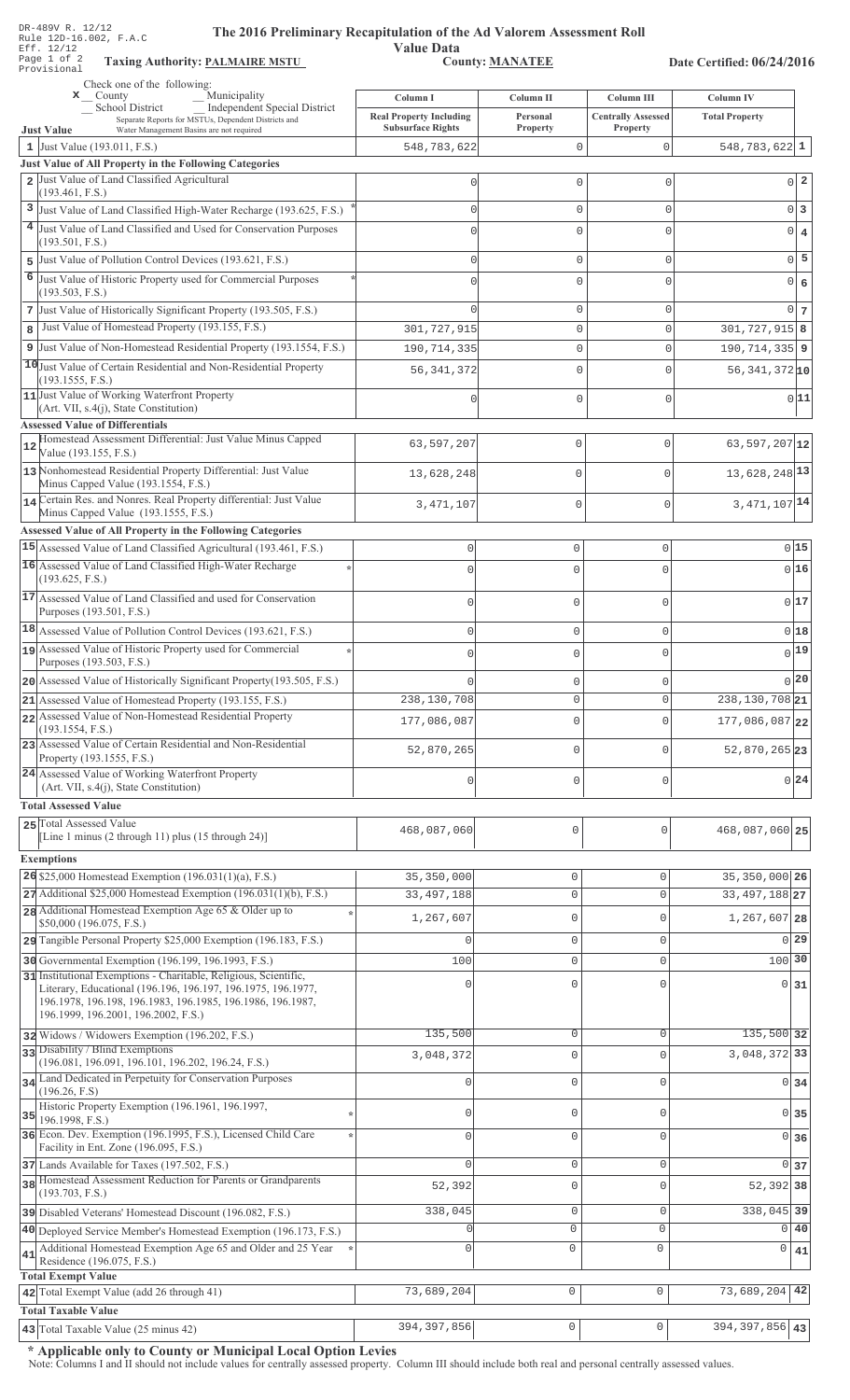DR-489V R. 12/12
Rule 12D-16.002, F.A.C
Eff. 12/12
Page 1 of 2
Provisional

# The 2016 Preliminary Recapitulation of the Ad Valorem Assessment Roll

## Value Data

**Taxing Authority: PALMAIRE MSTU** **County: MANATEE** **Date Certified: 06/24/2016**

Check one of the following:
x County
_ Municipality
_ School District
_ Independent Special District
Separate Reports for MSTUs, Dependent Districts and Water Management Basins are not required

| | Just Value | Column I Real Property Including Subsurface Rights | Column II Personal Property | Column III Centrally Assessed Property | Column IV Total Property | |
|---|---|---|---|---|---|---|
| 1 | Just Value (193.011, F.S.) | 548,783,622 | 0 | 0 | 548,783,622 | 1 |
| | **Just Value of All Property in the Following Categories** | | | | | |
| 2 | Just Value of Land Classified Agricultural (193.461, F.S.) | 0 | 0 | 0 | 0 | 2 |
| 3 | Just Value of Land Classified High-Water Recharge (193.625, F.S.) * | 0 | 0 | 0 | 0 | 3 |
| 4 | Just Value of Land Classified and Used for Conservation Purposes (193.501, F.S.) | 0 | 0 | 0 | 0 | 4 |
| 5 | Just Value of Pollution Control Devices (193.621, F.S.) | 0 | 0 | 0 | 0 | 5 |
| 6 | Just Value of Historic Property used for Commercial Purposes (193.503, F.S.) * | 0 | 0 | 0 | 0 | 6 |
| 7 | Just Value of Historically Significant Property (193.505, F.S.) | 0 | 0 | 0 | 0 | 7 |
| 8 | Just Value of Homestead Property (193.155, F.S.) | 301,727,915 | 0 | 0 | 301,727,915 | 8 |
| 9 | Just Value of Non-Homestead Residential Property (193.1554, F.S.) | 190,714,335 | 0 | 0 | 190,714,335 | 9 |
| 10 | Just Value of Certain Residential and Non-Residential Property (193.1555, F.S.) | 56,341,372 | 0 | 0 | 56,341,372 | 10 |
| 11 | Just Value of Working Waterfront Property (Art. VII, s.4(j), State Constitution) | 0 | 0 | 0 | 0 | 11 |
| | **Assessed Value of Differentials** | | | | | |
| 12 | Homestead Assessment Differential: Just Value Minus Capped Value (193.155, F.S.) | 63,597,207 | 0 | 0 | 63,597,207 | 12 |
| 13 | Nonhomestead Residential Property Differential: Just Value Minus Capped Value (193.1554, F.S.) | 13,628,248 | 0 | 0 | 13,628,248 | 13 |
| 14 | Certain Res. and Nonres. Real Property differential: Just Value Minus Capped Value (193.1555, F.S.) | 3,471,107 | 0 | 0 | 3,471,107 | 14 |
| | **Assessed Value of All Property in the Following Categories** | | | | | |
| 15 | Assessed Value of Land Classified Agricultural (193.461, F.S.) | 0 | 0 | 0 | 0 | 15 |
| 16 | Assessed Value of Land Classified High-Water Recharge (193.625, F.S.) * | 0 | 0 | 0 | 0 | 16 |
| 17 | Assessed Value of Land Classified and used for Conservation Purposes (193.501, F.S.) | 0 | 0 | 0 | 0 | 17 |
| 18 | Assessed Value of Pollution Control Devices (193.621, F.S.) | 0 | 0 | 0 | 0 | 18 |
| 19 | Assessed Value of Historic Property used for Commercial Purposes (193.503, F.S.) * | 0 | 0 | 0 | 0 | 19 |
| 20 | Assessed Value of Historically Significant Property(193.505, F.S.) | 0 | 0 | 0 | 0 | 20 |
| 21 | Assessed Value of Homestead Property (193.155, F.S.) | 238,130,708 | 0 | 0 | 238,130,708 | 21 |
| 22 | Assessed Value of Non-Homestead Residential Property (193.1554, F.S.) | 177,086,087 | 0 | 0 | 177,086,087 | 22 |
| 23 | Assessed Value of Certain Residential and Non-Residential Property (193.1555, F.S.) | 52,870,265 | 0 | 0 | 52,870,265 | 23 |
| 24 | Assessed Value of Working Waterfront Property (Art. VII, s.4(j), State Constitution) | 0 | 0 | 0 | 0 | 24 |
| | **Total Assessed Value** | | | | | |
| 25 | Total Assessed Value [Line 1 minus (2 through 11) plus (15 through 24)] | 468,087,060 | 0 | 0 | 468,087,060 | 25 |
| | **Exemptions** | | | | | |
| 26 | $25,000 Homestead Exemption (196.031(1)(a), F.S.) | 35,350,000 | 0 | 0 | 35,350,000 | 26 |
| 27 | Additional $25,000 Homestead Exemption (196.031(1)(b), F.S.) | 33,497,188 | 0 | 0 | 33,497,188 | 27 |
| 28 | Additional Homestead Exemption Age 65 & Older up to $50,000 (196.075, F.S.) * | 1,267,607 | 0 | 0 | 1,267,607 | 28 |
| 29 | Tangible Personal Property $25,000 Exemption (196.183, F.S.) | 0 | 0 | 0 | 0 | 29 |
| 30 | Governmental Exemption (196.199, 196.1993, F.S.) | 100 | 0 | 0 | 100 | 30 |
| 31 | Institutional Exemptions - Charitable, Religious, Scientific, Literary, Educational (196.196, 196.197, 196.1975, 196.1977, 196.1978, 196.198, 196.1983, 196.1985, 196.1986, 196.1987, 196.1999, 196.2001, 196.2002, F.S.) | 0 | 0 | 0 | 0 | 31 |
| 32 | Widows / Widowers Exemption (196.202, F.S.) | 135,500 | 0 | 0 | 135,500 | 32 |
| 33 | Disability / Blind Exemptions (196.081, 196.091, 196.101, 196.202, 196.24, F.S.) | 3,048,372 | 0 | 0 | 3,048,372 | 33 |
| 34 | Land Dedicated in Perpetuity for Conservation Purposes (196.26, F.S) | 0 | 0 | 0 | 0 | 34 |
| 35 | Historic Property Exemption (196.1961, 196.1997, 196.1998, F.S.) * | 0 | 0 | 0 | 0 | 35 |
| 36 | Econ. Dev. Exemption (196.1995, F.S.), Licensed Child Care Facility in Ent. Zone (196.095, F.S.) * | 0 | 0 | 0 | 0 | 36 |
| 37 | Lands Available for Taxes (197.502, F.S.) | 0 | 0 | 0 | 0 | 37 |
| 38 | Homestead Assessment Reduction for Parents or Grandparents (193.703, F.S.) | 52,392 | 0 | 0 | 52,392 | 38 |
| 39 | Disabled Veterans' Homestead Discount (196.082, F.S.) | 338,045 | 0 | 0 | 338,045 | 39 |
| 40 | Deployed Service Member's Homestead Exemption (196.173, F.S.) | 0 | 0 | 0 | 0 | 40 |
| 41 | Additional Homestead Exemption Age 65 and Older and 25 Year Residence (196.075, F.S.) * | 0 | 0 | 0 | 0 | 41 |
| | **Total Exempt Value** | | | | | |
| 42 | Total Exempt Value (add 26 through 41) | 73,689,204 | 0 | 0 | 73,689,204 | 42 |
| | **Total Taxable Value** | | | | | |
| 43 | Total Taxable Value (25 minus 42) | 394,397,856 | 0 | 0 | 394,397,856 | 43 |

**\* Applicable only to County or Municipal Local Option Levies**

Note: Columns I and II should not include values for centrally assessed property. Column III should include both real and personal centrally assessed values.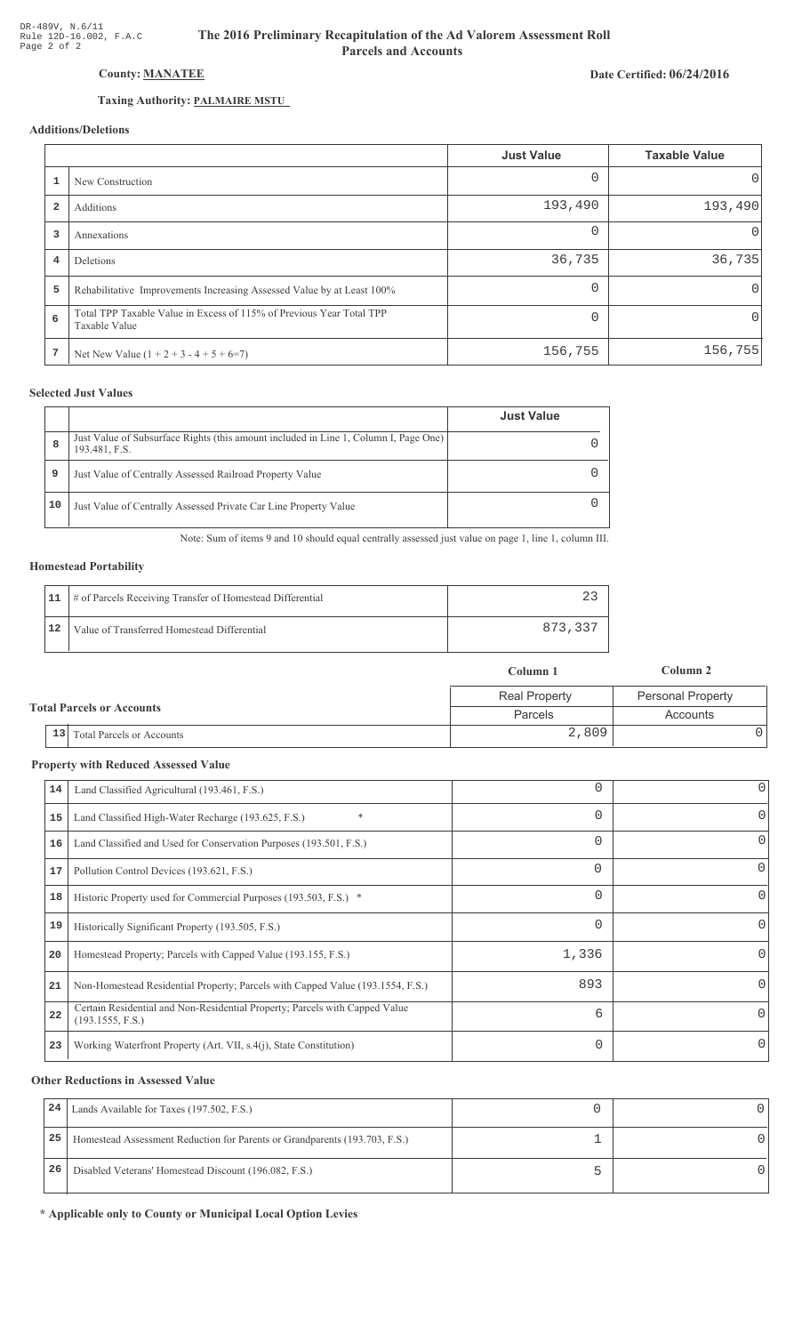DR-489V, N.6/11
Rule 12D-16.002, F.A.C
Page 2 of 2

# The 2016 Preliminary Recapitulation of the Ad Valorem Assessment Roll
## Parcels and Accounts

**County: MANATEE**

**Date Certified: 06/24/2016**

**Taxing Authority: PALMAIRE MSTU**

### Additions/Deletions

| | | Just Value | Taxable Value |
|---|---|---|---|
| 1 | New Construction | 0 | 0 |
| 2 | Additions | 193,490 | 193,490 |
| 3 | Annexations | 0 | 0 |
| 4 | Deletions | 36,735 | 36,735 |
| 5 | Rehabilitative Improvements Increasing Assessed Value by at Least 100% | 0 | 0 |
| 6 | Total TPP Taxable Value in Excess of 115% of Previous Year Total TPP Taxable Value | 0 | 0 |
| 7 | Net New Value (1 + 2 + 3 - 4 + 5 + 6=7) | 156,755 | 156,755 |

### Selected Just Values

| | | Just Value |
|---|---|---|
| 8 | Just Value of Subsurface Rights (this amount included in Line 1, Column I, Page One) 193.481, F.S. | 0 |
| 9 | Just Value of Centrally Assessed Railroad Property Value | 0 |
| 10 | Just Value of Centrally Assessed Private Car Line Property Value | 0 |

Note: Sum of items 9 and 10 should equal centrally assessed just value on page 1, line 1, column III.

### Homestead Portability

| | | |
|---|---|---|
| 11 | # of Parcels Receiving Transfer of Homestead Differential | 23 |
| 12 | Value of Transferred Homestead Differential | 873,337 |

### Total Parcels or Accounts

| | | Column 1 | Column 2 |
|---|---|---|---|
| | | Real Property | Personal Property |
| | | Parcels | Accounts |
| 13 | Total Parcels or Accounts | 2,809 | 0 |

### Property with Reduced Assessed Value

| | | Column 1 | Column 2 |
|---|---|---|---|
| 14 | Land Classified Agricultural (193.461, F.S.) | 0 | 0 |
| 15 | Land Classified High-Water Recharge (193.625, F.S.) * | 0 | 0 |
| 16 | Land Classified and Used for Conservation Purposes (193.501, F.S.) | 0 | 0 |
| 17 | Pollution Control Devices (193.621, F.S.) | 0 | 0 |
| 18 | Historic Property used for Commercial Purposes (193.503, F.S.) * | 0 | 0 |
| 19 | Historically Significant Property (193.505, F.S.) | 0 | 0 |
| 20 | Homestead Property; Parcels with Capped Value (193.155, F.S.) | 1,336 | 0 |
| 21 | Non-Homestead Residential Property; Parcels with Capped Value (193.1554, F.S.) | 893 | 0 |
| 22 | Certain Residential and Non-Residential Property; Parcels with Capped Value (193.1555, F.S.) | 6 | 0 |
| 23 | Working Waterfront Property (Art. VII, s.4(j), State Constitution) | 0 | 0 |

### Other Reductions in Assessed Value

| | | Column 1 | Column 2 |
|---|---|---|---|
| 24 | Lands Available for Taxes (197.502, F.S.) | 0 | 0 |
| 25 | Homestead Assessment Reduction for Parents or Grandparents (193.703, F.S.) | 1 | 0 |
| 26 | Disabled Veterans' Homestead Discount (196.082, F.S.) | 5 | 0 |

**\* Applicable only to County or Municipal Local Option Levies**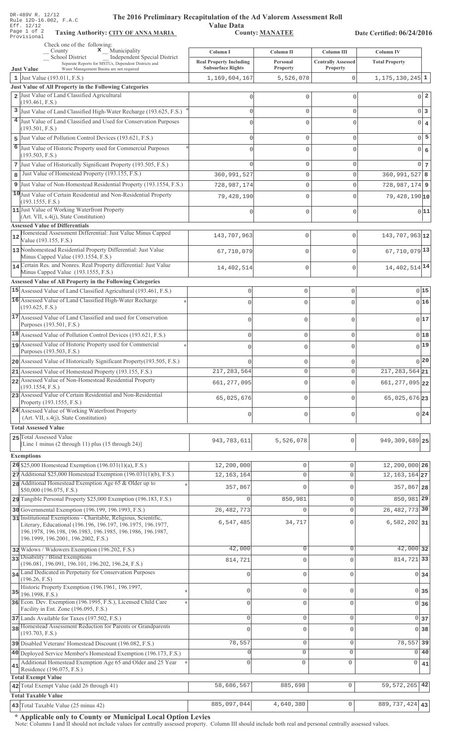DR-489V R. 12/12
Rule 12D-16.002, F.A.C
Eff. 12/12
Page 1 of 2
Provisional

# The 2016 Preliminary Recapitulation of the Ad Valorem Assessment Roll

**Value Data**

**Taxing Authority: CITY OF ANNA MARIA** **County: MANATEE** **Date Certified: 06/24/2016**

Check one of the following:
__ County x Municipality
__ School District __ Independent Special District
Separate Reports for MSTUs, Dependent Districts and Water Management Basins are not required

| | Just Value | Column I Real Property Including Subsurface Rights | Column II Personal Property | Column III Centrally Assessed Property | Column IV Total Property | |
|---|---|---|---|---|---|---|
| 1 | Just Value (193.011, F.S.) | 1,169,604,167 | 5,526,078 | 0 | 1,175,130,245 | 1 |
| | **Just Value of All Property in the Following Categories** | | | | | |
| 2 | Just Value of Land Classified Agricultural (193.461, F.S.) | 0 | 0 | 0 | 0 | 2 |
| 3 | Just Value of Land Classified High-Water Recharge (193.625, F.S.) * | 0 | 0 | 0 | 0 | 3 |
| 4 | Just Value of Land Classified and Used for Conservation Purposes (193.501, F.S.) | 0 | 0 | 0 | 0 | 4 |
| 5 | Just Value of Pollution Control Devices (193.621, F.S.) | 0 | 0 | 0 | 0 | 5 |
| 6 | Just Value of Historic Property used for Commercial Purposes (193.503, F.S.) * | 0 | 0 | 0 | 0 | 6 |
| 7 | Just Value of Historically Significant Property (193.505, F.S.) | 0 | 0 | 0 | 0 | 7 |
| 8 | Just Value of Homestead Property (193.155, F.S.) | 360,991,527 | 0 | 0 | 360,991,527 | 8 |
| 9 | Just Value of Non-Homestead Residential Property (193.1554, F.S.) | 728,987,174 | 0 | 0 | 728,987,174 | 9 |
| 10 | Just Value of Certain Residential and Non-Residential Property (193.1555, F.S.) | 79,428,190 | 0 | 0 | 79,428,190 | 10 |
| 11 | Just Value of Working Waterfront Property (Art. VII, s.4(j), State Constitution) | 0 | 0 | 0 | 0 | 11 |
| | **Assessed Value of Differentials** | | | | | |
| 12 | Homestead Assessment Differential: Just Value Minus Capped Value (193.155, F.S.) | 143,707,963 | 0 | 0 | 143,707,963 | 12 |
| 13 | Nonhomestead Residential Property Differential: Just Value Minus Capped Value (193.1554, F.S.) | 67,710,079 | 0 | 0 | 67,710,079 | 13 |
| 14 | Certain Res. and Nonres. Real Property differential: Just Value Minus Capped Value (193.1555, F.S.) | 14,402,514 | 0 | 0 | 14,402,514 | 14 |
| | **Assessed Value of All Property in the Following Categories** | | | | | |
| 15 | Assessed Value of Land Classified Agricultural (193.461, F.S.) | 0 | 0 | 0 | 0 | 15 |
| 16 | Assessed Value of Land Classified High-Water Recharge (193.625, F.S.) * | 0 | 0 | 0 | 0 | 16 |
| 17 | Assessed Value of Land Classified and used for Conservation Purposes (193.501, F.S.) | 0 | 0 | 0 | 0 | 17 |
| 18 | Assessed Value of Pollution Control Devices (193.621, F.S.) | 0 | 0 | 0 | 0 | 18 |
| 19 | Assessed Value of Historic Property used for Commercial Purposes (193.503, F.S.) * | 0 | 0 | 0 | 0 | 19 |
| 20 | Assessed Value of Historically Significant Property(193.505, F.S.) | 0 | 0 | 0 | 0 | 20 |
| 21 | Assessed Value of Homestead Property (193.155, F.S.) | 217,283,564 | 0 | 0 | 217,283,564 | 21 |
| 22 | Assessed Value of Non-Homestead Residential Property (193.1554, F.S.) | 661,277,095 | 0 | 0 | 661,277,095 | 22 |
| 23 | Assessed Value of Certain Residential and Non-Residential Property (193.1555, F.S.) | 65,025,676 | 0 | 0 | 65,025,676 | 23 |
| 24 | Assessed Value of Working Waterfront Property (Art. VII, s.4(j), State Constitution) | 0 | 0 | 0 | 0 | 24 |
| | **Total Assessed Value** | | | | | |
| 25 | Total Assessed Value [Line 1 minus (2 through 11) plus (15 through 24)] | 943,783,611 | 5,526,078 | 0 | 949,309,689 | 25 |
| | **Exemptions** | | | | | |
| 26 | $25,000 Homestead Exemption (196.031(1)(a), F.S.) | 12,200,000 | 0 | 0 | 12,200,000 | 26 |
| 27 | Additional $25,000 Homestead Exemption (196.031(1)(b), F.S.) | 12,163,164 | 0 | 0 | 12,163,164 | 27 |
| 28 | Additional Homestead Exemption Age 65 & Older up to $50,000 (196.075, F.S.) * | 357,867 | 0 | 0 | 357,867 | 28 |
| 29 | Tangible Personal Property $25,000 Exemption (196.183, F.S.) | 0 | 850,981 | 0 | 850,981 | 29 |
| 30 | Governmental Exemption (196.199, 196.1993, F.S.) | 26,482,773 | 0 | 0 | 26,482,773 | 30 |
| 31 | Institutional Exemptions - Charitable, Religious, Scientific, Literary, Educational (196.196, 196.197, 196.1975, 196.1977, 196.1978, 196.198, 196.1983, 196.1985, 196.1986, 196.1987, 196.1999, 196.2001, 196.2002, F.S.) | 6,547,485 | 34,717 | 0 | 6,582,202 | 31 |
| 32 | Widows / Widowers Exemption (196.202, F.S.) | 42,000 | 0 | 0 | 42,000 | 32 |
| 33 | Disability / Blind Exemptions (196.081, 196.091, 196.101, 196.202, 196.24, F.S.) | 814,721 | 0 | 0 | 814,721 | 33 |
| 34 | Land Dedicated in Perpetuity for Conservation Purposes (196.26, F.S) | 0 | 0 | 0 | 0 | 34 |
| 35 | Historic Property Exemption (196.1961, 196.1997, 196.1998, F.S.) * | 0 | 0 | 0 | 0 | 35 |
| 36 | Econ. Dev. Exemption (196.1995, F.S.), Licensed Child Care Facility in Ent. Zone (196.095, F.S.) * | 0 | 0 | 0 | 0 | 36 |
| 37 | Lands Available for Taxes (197.502, F.S.) | 0 | 0 | 0 | 0 | 37 |
| 38 | Homestead Assessment Reduction for Parents or Grandparents (193.703, F.S.) | 0 | 0 | 0 | 0 | 38 |
| 39 | Disabled Veterans' Homestead Discount (196.082, F.S.) | 78,557 | 0 | 0 | 78,557 | 39 |
| 40 | Deployed Service Member's Homestead Exemption (196.173, F.S.) | 0 | 0 | 0 | 0 | 40 |
| 41 | Additional Homestead Exemption Age 65 and Older and 25 Year Residence (196.075, F.S.) * | 0 | 0 | 0 | 0 | 41 |
| | **Total Exempt Value** | | | | | |
| 42 | Total Exempt Value (add 26 through 41) | 58,686,567 | 885,698 | 0 | 59,572,265 | 42 |
| | **Total Taxable Value** | | | | | |
| 43 | Total Taxable Value (25 minus 42) | 885,097,044 | 4,640,380 | 0 | 889,737,424 | 43 |

**\* Applicable only to County or Municipal Local Option Levies**

Note: Columns I and II should not include values for centrally assessed property. Column III should include both real and personal centrally assessed values.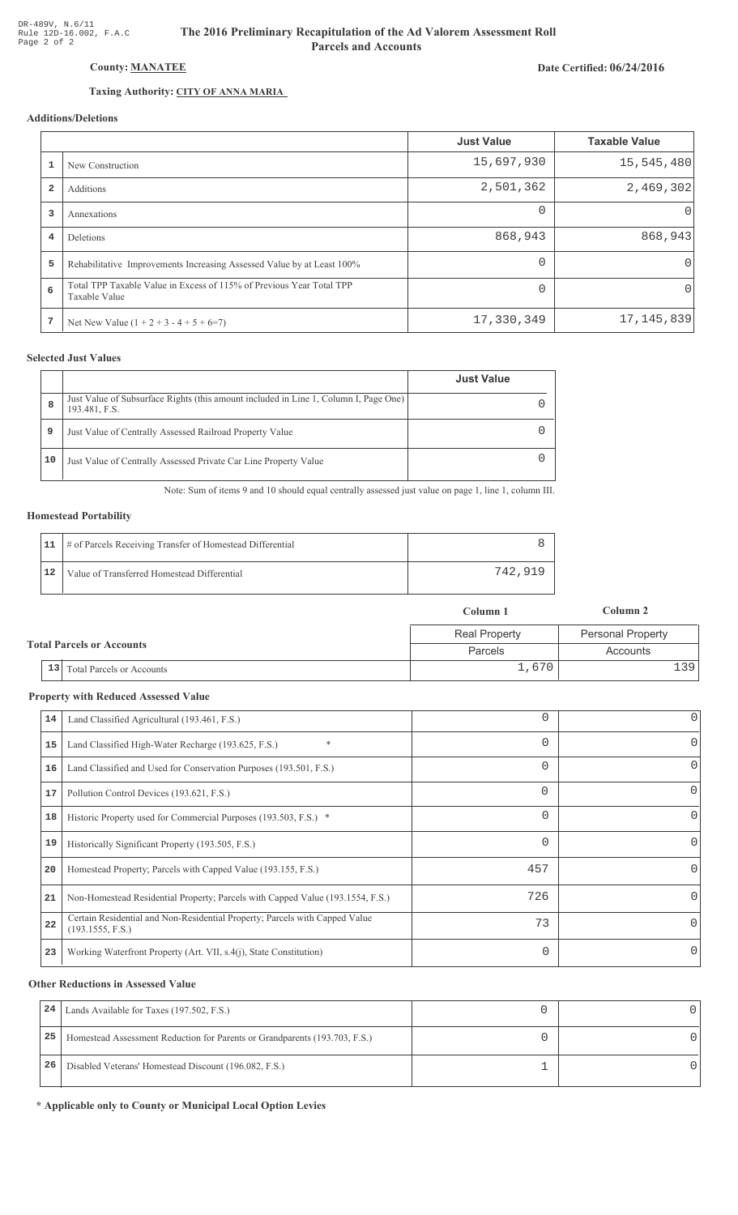DR-489V, N.6/11
Rule 12D-16.002, F.A.C
Page 2 of 2

# The 2016 Preliminary Recapitulation of the Ad Valorem Assessment Roll
## Parcels and Accounts

**County: MANATEE**

**Date Certified: 06/24/2016**

**Taxing Authority: CITY OF ANNA MARIA**

### Additions/Deletions

| | | Just Value | Taxable Value |
|---|---|---|---|
| 1 | New Construction | 15,697,930 | 15,545,480 |
| 2 | Additions | 2,501,362 | 2,469,302 |
| 3 | Annexations | 0 | 0 |
| 4 | Deletions | 868,943 | 868,943 |
| 5 | Rehabilitative Improvements Increasing Assessed Value by at Least 100% | 0 | 0 |
| 6 | Total TPP Taxable Value in Excess of 115% of Previous Year Total TPP Taxable Value | 0 | 0 |
| 7 | Net New Value (1 + 2 + 3 - 4 + 5 + 6=7) | 17,330,349 | 17,145,839 |

### Selected Just Values

| | | Just Value |
|---|---|---|
| 8 | Just Value of Subsurface Rights (this amount included in Line 1, Column I, Page One) 193.481, F.S. | 0 |
| 9 | Just Value of Centrally Assessed Railroad Property Value | 0 |
| 10 | Just Value of Centrally Assessed Private Car Line Property Value | 0 |

Note: Sum of items 9 and 10 should equal centrally assessed just value on page 1, line 1, column III.

### Homestead Portability

| | | |
|---|---|---|
| 11 | # of Parcels Receiving Transfer of Homestead Differential | 8 |
| 12 | Value of Transferred Homestead Differential | 742,919 |

### Total Parcels or Accounts

| | | Column 1 | Column 2 |
|---|---|---|---|
| | | Real Property | Personal Property |
| | | Parcels | Accounts |
| 13 | Total Parcels or Accounts | 1,670 | 139 |

### Property with Reduced Assessed Value

| | | Column 1 | Column 2 |
|---|---|---|---|
| 14 | Land Classified Agricultural (193.461, F.S.) | 0 | 0 |
| 15 | Land Classified High-Water Recharge (193.625, F.S.) * | 0 | 0 |
| 16 | Land Classified and Used for Conservation Purposes (193.501, F.S.) | 0 | 0 |
| 17 | Pollution Control Devices (193.621, F.S.) | 0 | 0 |
| 18 | Historic Property used for Commercial Purposes (193.503, F.S.) * | 0 | 0 |
| 19 | Historically Significant Property (193.505, F.S.) | 0 | 0 |
| 20 | Homestead Property; Parcels with Capped Value (193.155, F.S.) | 457 | 0 |
| 21 | Non-Homestead Residential Property; Parcels with Capped Value (193.1554, F.S.) | 726 | 0 |
| 22 | Certain Residential and Non-Residential Property; Parcels with Capped Value (193.1555, F.S.) | 73 | 0 |
| 23 | Working Waterfront Property (Art. VII, s.4(j), State Constitution) | 0 | 0 |

### Other Reductions in Assessed Value

| | | Column 1 | Column 2 |
|---|---|---|---|
| 24 | Lands Available for Taxes (197.502, F.S.) | 0 | 0 |
| 25 | Homestead Assessment Reduction for Parents or Grandparents (193.703, F.S.) | 0 | 0 |
| 26 | Disabled Veterans' Homestead Discount (196.082, F.S.) | 1 | 0 |

**\* Applicable only to County or Municipal Local Option Levies**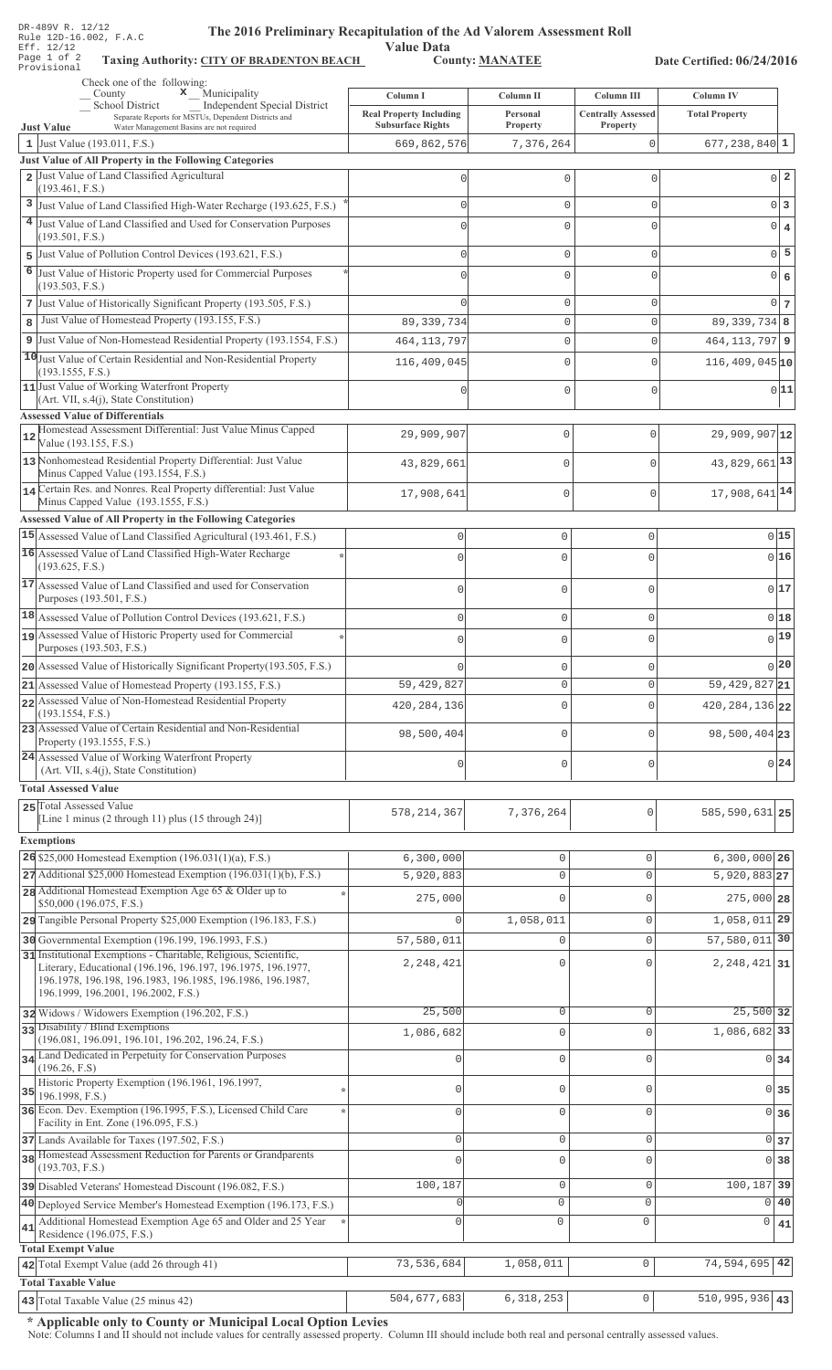DR-489V R. 12/12
Rule 12D-16.002, F.A.C
Eff. 12/12
Provisional

# The 2016 Preliminary Recapitulation of the Ad Valorem Assessment Roll

## Value Data

**Taxing Authority: CITY OF BRADENTON BEACH** **County: MANATEE** **Date Certified: 06/24/2016**

Check one of the following:
__ County  **x** Municipality
__ School District  __ Independent Special District
Separate Reports for MSTUs, Dependent Districts and Water Management Basins are not required

| Just Value | Column I Real Property Including Subsurface Rights | Column II Personal Property | Column III Centrally Assessed Property | Column IV Total Property | |
|---|---|---|---|---|---|
| 1 Just Value (193.011, F.S.) | 669,862,576 | 7,376,264 | 0 | 677,238,840 | 1 |
| **Just Value of All Property in the Following Categories** | | | | | |
| 2 Just Value of Land Classified Agricultural (193.461, F.S.) | 0 | 0 | 0 | 0 | 2 |
| 3 Just Value of Land Classified High-Water Recharge (193.625, F.S.) * | 0 | 0 | 0 | 0 | 3 |
| 4 Just Value of Land Classified and Used for Conservation Purposes (193.501, F.S.) | 0 | 0 | 0 | 0 | 4 |
| 5 Just Value of Pollution Control Devices (193.621, F.S.) | 0 | 0 | 0 | 0 | 5 |
| 6 Just Value of Historic Property used for Commercial Purposes (193.503, F.S.) * | 0 | 0 | 0 | 0 | 6 |
| 7 Just Value of Historically Significant Property (193.505, F.S.) | 0 | 0 | 0 | 0 | 7 |
| 8 Just Value of Homestead Property (193.155, F.S.) | 89,339,734 | 0 | 0 | 89,339,734 | 8 |
| 9 Just Value of Non-Homestead Residential Property (193.1554, F.S.) | 464,113,797 | 0 | 0 | 464,113,797 | 9 |
| 10 Just Value of Certain Residential and Non-Residential Property (193.1555, F.S.) | 116,409,045 | 0 | 0 | 116,409,045 | 10 |
| 11 Just Value of Working Waterfront Property (Art. VII, s.4(j), State Constitution) | 0 | 0 | 0 | 0 | 11 |
| **Assessed Value of Differentials** | | | | | |
| 12 Homestead Assessment Differential: Just Value Minus Capped Value (193.155, F.S.) | 29,909,907 | 0 | 0 | 29,909,907 | 12 |
| 13 Nonhomestead Residential Property Differential: Just Value Minus Capped Value (193.1554, F.S.) | 43,829,661 | 0 | 0 | 43,829,661 | 13 |
| 14 Certain Res. and Nonres. Real Property differential: Just Value Minus Capped Value (193.1555, F.S.) | 17,908,641 | 0 | 0 | 17,908,641 | 14 |
| **Assessed Value of All Property in the Following Categories** | | | | | |
| 15 Assessed Value of Land Classified Agricultural (193.461, F.S.) | 0 | 0 | 0 | 0 | 15 |
| 16 Assessed Value of Land Classified High-Water Recharge (193.625, F.S.) * | 0 | 0 | 0 | 0 | 16 |
| 17 Assessed Value of Land Classified and used for Conservation Purposes (193.501, F.S.) | 0 | 0 | 0 | 0 | 17 |
| 18 Assessed Value of Pollution Control Devices (193.621, F.S.) | 0 | 0 | 0 | 0 | 18 |
| 19 Assessed Value of Historic Property used for Commercial Purposes (193.503, F.S.) * | 0 | 0 | 0 | 0 | 19 |
| 20 Assessed Value of Historically Significant Property(193.505, F.S.) | 0 | 0 | 0 | 0 | 20 |
| 21 Assessed Value of Homestead Property (193.155, F.S.) | 59,429,827 | 0 | 0 | 59,429,827 | 21 |
| 22 Assessed Value of Non-Homestead Residential Property (193.1554, F.S.) | 420,284,136 | 0 | 0 | 420,284,136 | 22 |
| 23 Assessed Value of Certain Residential and Non-Residential Property (193.1555, F.S.) | 98,500,404 | 0 | 0 | 98,500,404 | 23 |
| 24 Assessed Value of Working Waterfront Property (Art. VII, s.4(j), State Constitution) | 0 | 0 | 0 | 0 | 24 |
| **Total Assessed Value** | | | | | |
| 25 Total Assessed Value [Line 1 minus (2 through 11) plus (15 through 24)] | 578,214,367 | 7,376,264 | 0 | 585,590,631 | 25 |
| **Exemptions** | | | | | |
| 26 $25,000 Homestead Exemption (196.031(1)(a), F.S.) | 6,300,000 | 0 | 0 | 6,300,000 | 26 |
| 27 Additional $25,000 Homestead Exemption (196.031(1)(b), F.S.) | 5,920,883 | 0 | 0 | 5,920,883 | 27 |
| 28 Additional Homestead Exemption Age 65 & Older up to $50,000 (196.075, F.S.) * | 275,000 | 0 | 0 | 275,000 | 28 |
| 29 Tangible Personal Property $25,000 Exemption (196.183, F.S.) | 0 | 1,058,011 | 0 | 1,058,011 | 29 |
| 30 Governmental Exemption (196.199, 196.1993, F.S.) | 57,580,011 | 0 | 0 | 57,580,011 | 30 |
| 31 Institutional Exemptions - Charitable, Religious, Scientific, Literary, Educational (196.196, 196.197, 196.1975, 196.1977, 196.1978, 196.198, 196.1983, 196.1985, 196.1986, 196.1987, 196.1999, 196.2001, 196.2002, F.S.) | 2,248,421 | 0 | 0 | 2,248,421 | 31 |
| 32 Widows / Widowers Exemption (196.202, F.S.) | 25,500 | 0 | 0 | 25,500 | 32 |
| 33 Disability / Blind Exemptions (196.081, 196.091, 196.101, 196.202, 196.24, F.S.) | 1,086,682 | 0 | 0 | 1,086,682 | 33 |
| 34 Land Dedicated in Perpetuity for Conservation Purposes (196.26, F.S) | 0 | 0 | 0 | 0 | 34 |
| 35 Historic Property Exemption (196.1961, 196.1997, 196.1998, F.S.) * | 0 | 0 | 0 | 0 | 35 |
| 36 Econ. Dev. Exemption (196.1995, F.S.), Licensed Child Care Facility in Ent. Zone (196.095, F.S.) * | 0 | 0 | 0 | 0 | 36 |
| 37 Lands Available for Taxes (197.502, F.S.) | 0 | 0 | 0 | 0 | 37 |
| 38 Homestead Assessment Reduction for Parents or Grandparents (193.703, F.S.) | 0 | 0 | 0 | 0 | 38 |
| 39 Disabled Veterans' Homestead Discount (196.082, F.S.) | 100,187 | 0 | 0 | 100,187 | 39 |
| 40 Deployed Service Member's Homestead Exemption (196.173, F.S.) | 0 | 0 | 0 | 0 | 40 |
| 41 Additional Homestead Exemption Age 65 and Older and 25 Year Residence (196.075, F.S.) * | 0 | 0 | 0 | 0 | 41 |
| **Total Exempt Value** | | | | | |
| 42 Total Exempt Value (add 26 through 41) | 73,536,684 | 1,058,011 | 0 | 74,594,695 | 42 |
| **Total Taxable Value** | | | | | |
| 43 Total Taxable Value (25 minus 42) | 504,677,683 | 6,318,253 | 0 | 510,995,936 | 43 |

**\* Applicable only to County or Municipal Local Option Levies**

Note: Columns I and II should not include values for centrally assessed property. Column III should include both real and personal centrally assessed values.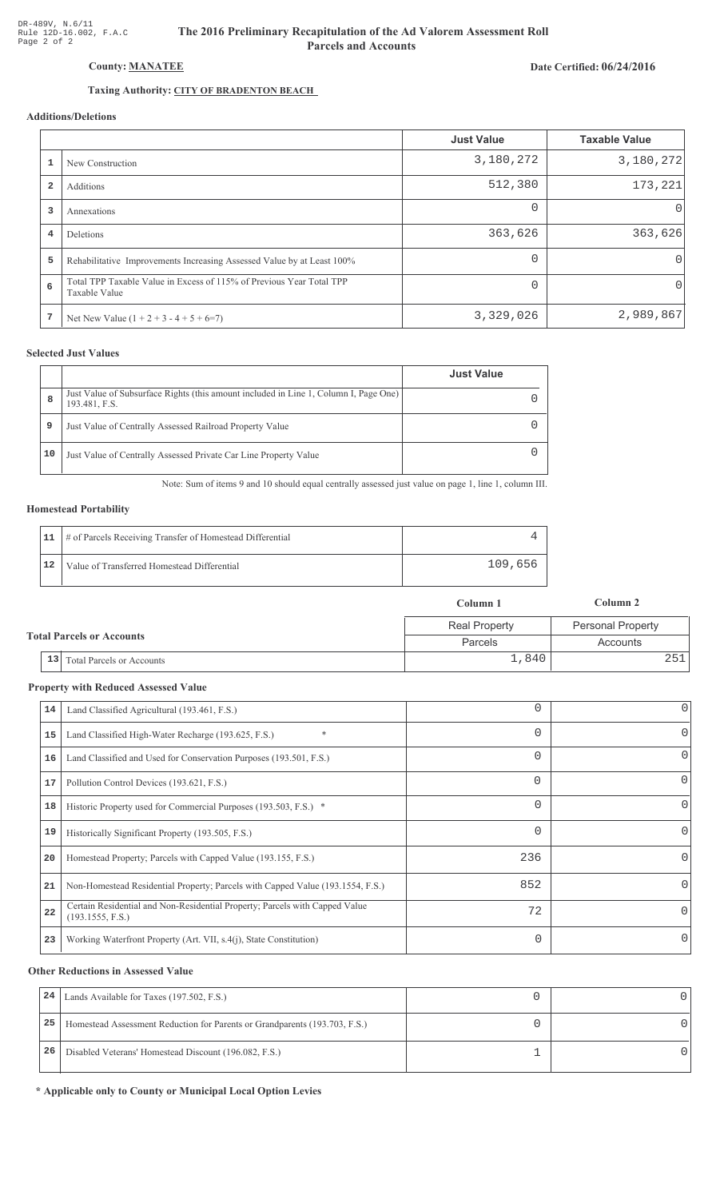DR-489V, N.6/11
Rule 12D-16.002, F.A.C
Page 2 of 2

# The 2016 Preliminary Recapitulation of the Ad Valorem Assessment Roll Parcels and Accounts

**County: MANATEE**

**Date Certified: 06/24/2016**

**Taxing Authority: CITY OF BRADENTON BEACH**

### Additions/Deletions

| | | Just Value | Taxable Value |
|---|---|---|---|
| 1 | New Construction | 3,180,272 | 3,180,272 |
| 2 | Additions | 512,380 | 173,221 |
| 3 | Annexations | 0 | 0 |
| 4 | Deletions | 363,626 | 363,626 |
| 5 | Rehabilitative Improvements Increasing Assessed Value by at Least 100% | 0 | 0 |
| 6 | Total TPP Taxable Value in Excess of 115% of Previous Year Total TPP Taxable Value | 0 | 0 |
| 7 | Net New Value (1 + 2 + 3 - 4 + 5 + 6=7) | 3,329,026 | 2,989,867 |

### Selected Just Values

| | | Just Value |
|---|---|---|
| 8 | Just Value of Subsurface Rights (this amount included in Line 1, Column I, Page One) 193.481, F.S. | 0 |
| 9 | Just Value of Centrally Assessed Railroad Property Value | 0 |
| 10 | Just Value of Centrally Assessed Private Car Line Property Value | 0 |

Note: Sum of items 9 and 10 should equal centrally assessed just value on page 1, line 1, column III.

### Homestead Portability

| | | |
|---|---|---|
| 11 | # of Parcels Receiving Transfer of Homestead Differential | 4 |
| 12 | Value of Transferred Homestead Differential | 109,656 |

### Total Parcels or Accounts

| | | Column 1 | Column 2 |
|---|---|---|---|
| | | Real Property | Personal Property |
| | | Parcels | Accounts |
| 13 | Total Parcels or Accounts | 1,840 | 251 |

### Property with Reduced Assessed Value

| | | | |
|---|---|---|---|
| 14 | Land Classified Agricultural (193.461, F.S.) | 0 | 0 |
| 15 | Land Classified High-Water Recharge (193.625, F.S.) * | 0 | 0 |
| 16 | Land Classified and Used for Conservation Purposes (193.501, F.S.) | 0 | 0 |
| 17 | Pollution Control Devices (193.621, F.S.) | 0 | 0 |
| 18 | Historic Property used for Commercial Purposes (193.503, F.S.) * | 0 | 0 |
| 19 | Historically Significant Property (193.505, F.S.) | 0 | 0 |
| 20 | Homestead Property; Parcels with Capped Value (193.155, F.S.) | 236 | 0 |
| 21 | Non-Homestead Residential Property; Parcels with Capped Value (193.1554, F.S.) | 852 | 0 |
| 22 | Certain Residential and Non-Residential Property; Parcels with Capped Value (193.1555, F.S.) | 72 | 0 |
| 23 | Working Waterfront Property (Art. VII, s.4(j), State Constitution) | 0 | 0 |

### Other Reductions in Assessed Value

| | | | |
|---|---|---|---|
| 24 | Lands Available for Taxes (197.502, F.S.) | 0 | 0 |
| 25 | Homestead Assessment Reduction for Parents or Grandparents (193.703, F.S.) | 0 | 0 |
| 26 | Disabled Veterans' Homestead Discount (196.082, F.S.) | 1 | 0 |

**\* Applicable only to County or Municipal Local Option Levies**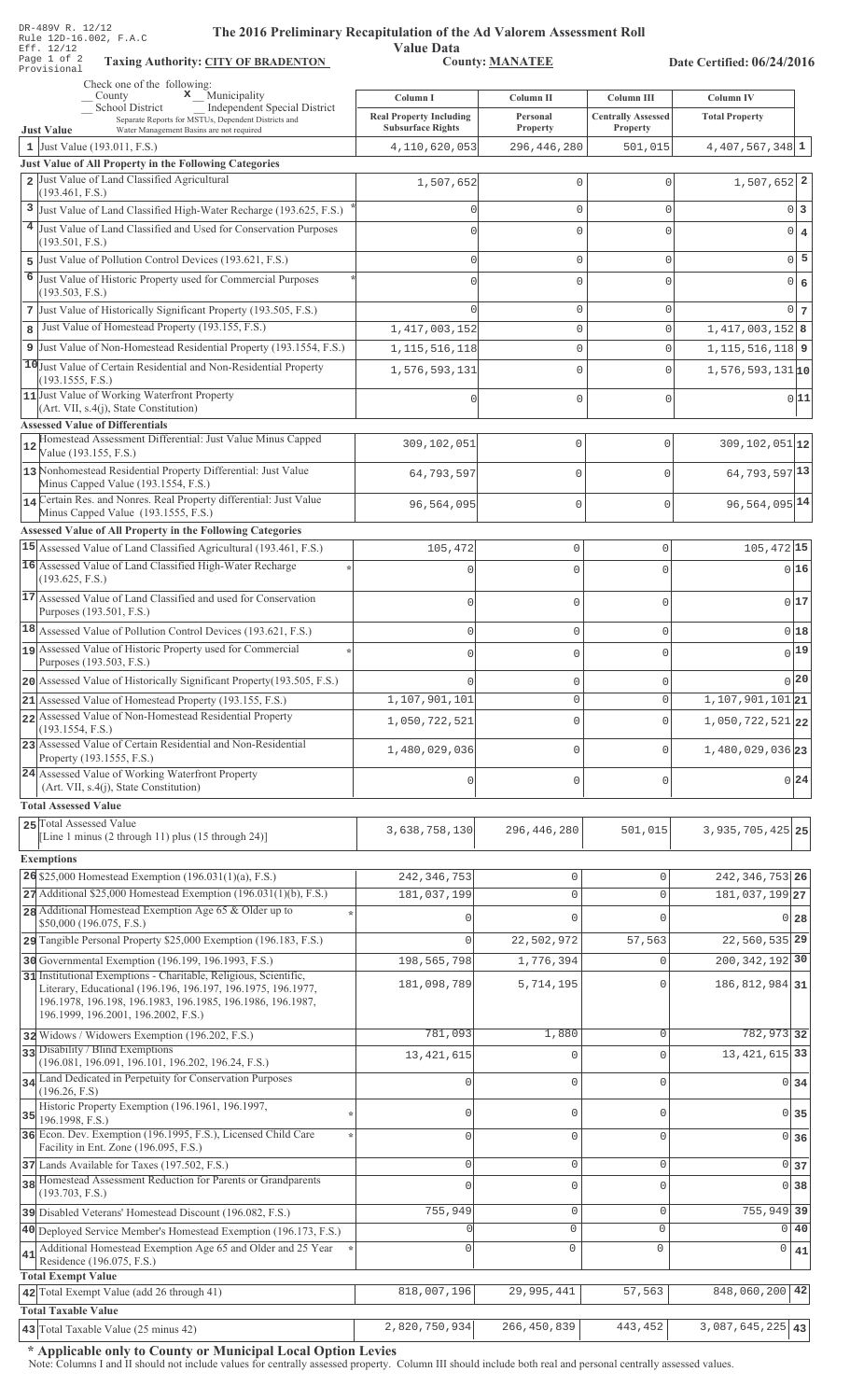DR-489V R. 12/12
Rule 12D-16.002, F.A.C
Eff. 12/12
Page 1 of 2
Provisional

# The 2016 Preliminary Recapitulation of the Ad Valorem Assessment Roll

## Value Data

**Taxing Authority: CITY OF BRADENTON** **County: MANATEE** **Date Certified: 06/24/2016**

Check one of the following:
__ County **x** Municipality
__ School District __ Independent Special District
Separate Reports for MSTUs, Dependent Districts and Water Management Basins are not required

| Just Value | Column I Real Property Including Subsurface Rights | Column II Personal Property | Column III Centrally Assessed Property | Column IV Total Property | |
|---|---|---|---|---|---|
| 1 Just Value (193.011, F.S.) | 4,110,620,053 | 296,446,280 | 501,015 | 4,407,567,348 | 1 |
| **Just Value of All Property in the Following Categories** | | | | | |
| 2 Just Value of Land Classified Agricultural (193.461, F.S.) | 1,507,652 | 0 | 0 | 1,507,652 | 2 |
| 3 Just Value of Land Classified High-Water Recharge (193.625, F.S.) * | 0 | 0 | 0 | 0 | 3 |
| 4 Just Value of Land Classified and Used for Conservation Purposes (193.501, F.S.) | 0 | 0 | 0 | 0 | 4 |
| 5 Just Value of Pollution Control Devices (193.621, F.S.) | 0 | 0 | 0 | 0 | 5 |
| 6 Just Value of Historic Property used for Commercial Purposes (193.503, F.S.) * | 0 | 0 | 0 | 0 | 6 |
| 7 Just Value of Historically Significant Property (193.505, F.S.) | 0 | 0 | 0 | 0 | 7 |
| 8 Just Value of Homestead Property (193.155, F.S.) | 1,417,003,152 | 0 | 0 | 1,417,003,152 | 8 |
| 9 Just Value of Non-Homestead Residential Property (193.1554, F.S.) | 1,115,516,118 | 0 | 0 | 1,115,516,118 | 9 |
| 10 Just Value of Certain Residential and Non-Residential Property (193.1555, F.S.) | 1,576,593,131 | 0 | 0 | 1,576,593,131 | 10 |
| 11 Just Value of Working Waterfront Property (Art. VII, s.4(j), State Constitution) | 0 | 0 | 0 | 0 | 11 |
| **Assessed Value of Differentials** | | | | | |
| 12 Homestead Assessment Differential: Just Value Minus Capped Value (193.155, F.S.) | 309,102,051 | 0 | 0 | 309,102,051 | 12 |
| 13 Nonhomestead Residential Property Differential: Just Value Minus Capped Value (193.1554, F.S.) | 64,793,597 | 0 | 0 | 64,793,597 | 13 |
| 14 Certain Res. and Nonres. Real Property differential: Just Value Minus Capped Value (193.1555, F.S.) | 96,564,095 | 0 | 0 | 96,564,095 | 14 |
| **Assessed Value of All Property in the Following Categories** | | | | | |
| 15 Assessed Value of Land Classified Agricultural (193.461, F.S.) | 105,472 | 0 | 0 | 105,472 | 15 |
| 16 Assessed Value of Land Classified High-Water Recharge (193.625, F.S.) * | 0 | 0 | 0 | 0 | 16 |
| 17 Assessed Value of Land Classified and used for Conservation Purposes (193.501, F.S.) | 0 | 0 | 0 | 0 | 17 |
| 18 Assessed Value of Pollution Control Devices (193.621, F.S.) | 0 | 0 | 0 | 0 | 18 |
| 19 Assessed Value of Historic Property used for Commercial Purposes (193.503, F.S.) * | 0 | 0 | 0 | 0 | 19 |
| 20 Assessed Value of Historically Significant Property(193.505, F.S.) | 0 | 0 | 0 | 0 | 20 |
| 21 Assessed Value of Homestead Property (193.155, F.S.) | 1,107,901,101 | 0 | 0 | 1,107,901,101 | 21 |
| 22 Assessed Value of Non-Homestead Residential Property (193.1554, F.S.) | 1,050,722,521 | 0 | 0 | 1,050,722,521 | 22 |
| 23 Assessed Value of Certain Residential and Non-Residential Property (193.1555, F.S.) | 1,480,029,036 | 0 | 0 | 1,480,029,036 | 23 |
| 24 Assessed Value of Working Waterfront Property (Art. VII, s.4(j), State Constitution) | 0 | 0 | 0 | 0 | 24 |
| **Total Assessed Value** | | | | | |
| 25 Total Assessed Value [Line 1 minus (2 through 11) plus (15 through 24)] | 3,638,758,130 | 296,446,280 | 501,015 | 3,935,705,425 | 25 |
| **Exemptions** | | | | | |
| 26 $25,000 Homestead Exemption (196.031(1)(a), F.S.) | 242,346,753 | 0 | 0 | 242,346,753 | 26 |
| 27 Additional $25,000 Homestead Exemption (196.031(1)(b), F.S.) | 181,037,199 | 0 | 0 | 181,037,199 | 27 |
| 28 Additional Homestead Exemption Age 65 & Older up to $50,000 (196.075, F.S.) * | 0 | 0 | 0 | 0 | 28 |
| 29 Tangible Personal Property $25,000 Exemption (196.183, F.S.) | 0 | 22,502,972 | 57,563 | 22,560,535 | 29 |
| 30 Governmental Exemption (196.199, 196.1993, F.S.) | 198,565,798 | 1,776,394 | 0 | 200,342,192 | 30 |
| 31 Institutional Exemptions - Charitable, Religious, Scientific, Literary, Educational (196.196, 196.197, 196.1975, 196.1977, 196.1978, 196.198, 196.1983, 196.1985, 196.1986, 196.1987, 196.1999, 196.2001, 196.2002, F.S.) | 181,098,789 | 5,714,195 | 0 | 186,812,984 | 31 |
| 32 Widows / Widowers Exemption (196.202, F.S.) | 781,093 | 1,880 | 0 | 782,973 | 32 |
| 33 Disability / Blind Exemptions (196.081, 196.091, 196.101, 196.202, 196.24, F.S.) | 13,421,615 | 0 | 0 | 13,421,615 | 33 |
| 34 Land Dedicated in Perpetuity for Conservation Purposes (196.26, F.S) | 0 | 0 | 0 | 0 | 34 |
| 35 Historic Property Exemption (196.1961, 196.1997, 196.1998, F.S.) * | 0 | 0 | 0 | 0 | 35 |
| 36 Econ. Dev. Exemption (196.1995, F.S.), Licensed Child Care Facility in Ent. Zone (196.095, F.S.) * | 0 | 0 | 0 | 0 | 36 |
| 37 Lands Available for Taxes (197.502, F.S.) | 0 | 0 | 0 | 0 | 37 |
| 38 Homestead Assessment Reduction for Parents or Grandparents (193.703, F.S.) | 0 | 0 | 0 | 0 | 38 |
| 39 Disabled Veterans' Homestead Discount (196.082, F.S.) | 755,949 | 0 | 0 | 755,949 | 39 |
| 40 Deployed Service Member's Homestead Exemption (196.173, F.S.) | 0 | 0 | 0 | 0 | 40 |
| 41 Additional Homestead Exemption Age 65 and Older and 25 Year Residence (196.075, F.S.) * | 0 | 0 | 0 | 0 | 41 |
| **Total Exempt Value** | | | | | |
| 42 Total Exempt Value (add 26 through 41) | 818,007,196 | 29,995,441 | 57,563 | 848,060,200 | 42 |
| **Total Taxable Value** | | | | | |
| 43 Total Taxable Value (25 minus 42) | 2,820,750,934 | 266,450,839 | 443,452 | 3,087,645,225 | 43 |

**\* Applicable only to County or Municipal Local Option Levies**

Note: Columns I and II should not include values for centrally assessed property. Column III should include both real and personal centrally assessed values.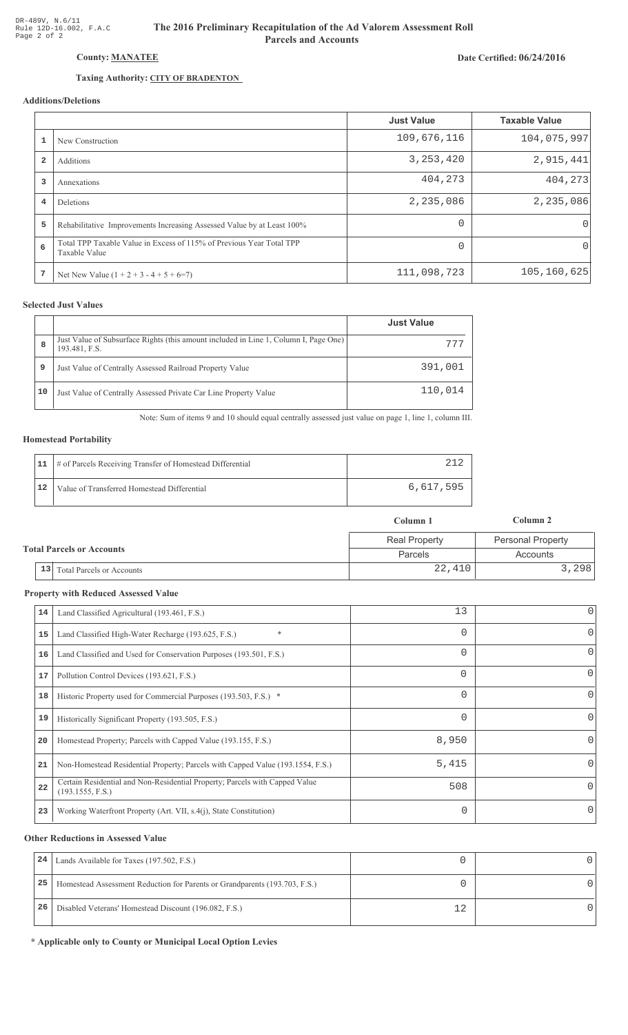# The 2016 Preliminary Recapitulation of the Ad Valorem Assessment Roll
## Parcels and Accounts

DR-489V, N.6/11
Rule 12D-16.002, F.A.C
Page 2 of 2

**County: MANATEE**

**Date Certified: 06/24/2016**

**Taxing Authority: CITY OF BRADENTON**

### Additions/Deletions

| | | Just Value | Taxable Value |
|---|---|---|---|
| 1 | New Construction | 109,676,116 | 104,075,997 |
| 2 | Additions | 3,253,420 | 2,915,441 |
| 3 | Annexations | 404,273 | 404,273 |
| 4 | Deletions | 2,235,086 | 2,235,086 |
| 5 | Rehabilitative Improvements Increasing Assessed Value by at Least 100% | 0 | 0 |
| 6 | Total TPP Taxable Value in Excess of 115% of Previous Year Total TPP Taxable Value | 0 | 0 |
| 7 | Net New Value (1 + 2 + 3 - 4 + 5 + 6=7) | 111,098,723 | 105,160,625 |

### Selected Just Values

| | | Just Value |
|---|---|---|
| 8 | Just Value of Subsurface Rights (this amount included in Line 1, Column I, Page One) 193.481, F.S. | 777 |
| 9 | Just Value of Centrally Assessed Railroad Property Value | 391,001 |
| 10 | Just Value of Centrally Assessed Private Car Line Property Value | 110,014 |

Note: Sum of items 9 and 10 should equal centrally assessed just value on page 1, line 1, column III.

### Homestead Portability

| | | |
|---|---|---|
| 11 | # of Parcels Receiving Transfer of Homestead Differential | 212 |
| 12 | Value of Transferred Homestead Differential | 6,617,595 |

### Total Parcels or Accounts

| | | Column 1 | Column 2 |
|---|---|---|---|
| | | Real Property | Personal Property |
| | | Parcels | Accounts |
| 13 | Total Parcels or Accounts | 22,410 | 3,298 |

### Property with Reduced Assessed Value

| | | Column 1 | Column 2 |
|---|---|---|---|
| 14 | Land Classified Agricultural (193.461, F.S.) | 13 | 0 |
| 15 | Land Classified High-Water Recharge (193.625, F.S.) * | 0 | 0 |
| 16 | Land Classified and Used for Conservation Purposes (193.501, F.S.) | 0 | 0 |
| 17 | Pollution Control Devices (193.621, F.S.) | 0 | 0 |
| 18 | Historic Property used for Commercial Purposes (193.503, F.S.) * | 0 | 0 |
| 19 | Historically Significant Property (193.505, F.S.) | 0 | 0 |
| 20 | Homestead Property; Parcels with Capped Value (193.155, F.S.) | 8,950 | 0 |
| 21 | Non-Homestead Residential Property; Parcels with Capped Value (193.1554, F.S.) | 5,415 | 0 |
| 22 | Certain Residential and Non-Residential Property; Parcels with Capped Value (193.1555, F.S.) | 508 | 0 |
| 23 | Working Waterfront Property (Art. VII, s.4(j), State Constitution) | 0 | 0 |

### Other Reductions in Assessed Value

| | | Column 1 | Column 2 |
|---|---|---|---|
| 24 | Lands Available for Taxes (197.502, F.S.) | 0 | 0 |
| 25 | Homestead Assessment Reduction for Parents or Grandparents (193.703, F.S.) | 0 | 0 |
| 26 | Disabled Veterans' Homestead Discount (196.082, F.S.) | 12 | 0 |

**\* Applicable only to County or Municipal Local Option Levies**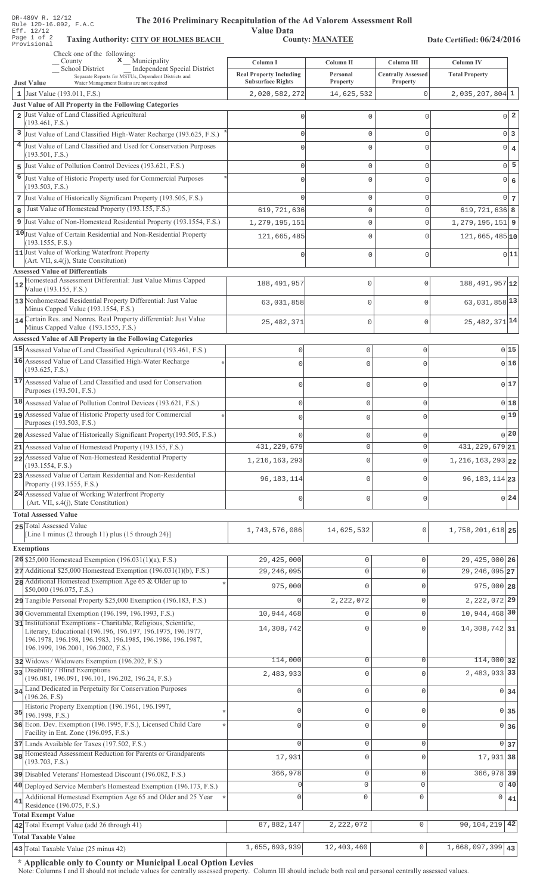DR-489V R. 12/12
Rule 12D-16.002, F.A.C
Eff. 12/12
Page 1 of 2
Provisional

# The 2016 Preliminary Recapitulation of the Ad Valorem Assessment Roll

## Value Data

**Taxing Authority: CITY OF HOLMES BEACH** **County: MANATEE** **Date Certified: 06/24/2016**

Check one of the following:
__ County  **x** Municipality
__ School District  __ Independent Special District
Separate Reports for MSTUs, Dependent Districts and Water Management Basins are not required

| Just Value | Column I Real Property Including Subsurface Rights | Column II Personal Property | Column III Centrally Assessed Property | Column IV Total Property | |
|---|---|---|---|---|---|
| 1 Just Value (193.011, F.S.) | 2,020,582,272 | 14,625,532 | 0 | 2,035,207,804 | 1 |
| **Just Value of All Property in the Following Categories** | | | | | |
| 2 Just Value of Land Classified Agricultural (193.461, F.S.) | 0 | 0 | 0 | 0 | 2 |
| 3 Just Value of Land Classified High-Water Recharge (193.625, F.S.) * | 0 | 0 | 0 | 0 | 3 |
| 4 Just Value of Land Classified and Used for Conservation Purposes (193.501, F.S.) | 0 | 0 | 0 | 0 | 4 |
| 5 Just Value of Pollution Control Devices (193.621, F.S.) | 0 | 0 | 0 | 0 | 5 |
| 6 Just Value of Historic Property used for Commercial Purposes (193.503, F.S.) * | 0 | 0 | 0 | 0 | 6 |
| 7 Just Value of Historically Significant Property (193.505, F.S.) | 0 | 0 | 0 | 0 | 7 |
| 8 Just Value of Homestead Property (193.155, F.S.) | 619,721,636 | 0 | 0 | 619,721,636 | 8 |
| 9 Just Value of Non-Homestead Residential Property (193.1554, F.S.) | 1,279,195,151 | 0 | 0 | 1,279,195,151 | 9 |
| 10 Just Value of Certain Residential and Non-Residential Property (193.1555, F.S.) | 121,665,485 | 0 | 0 | 121,665,485 | 10 |
| 11 Just Value of Working Waterfront Property (Art. VII, s.4(j), State Constitution) | 0 | 0 | 0 | 0 | 11 |
| **Assessed Value of Differentials** | | | | | |
| 12 Homestead Assessment Differential: Just Value Minus Capped Value (193.155, F.S.) | 188,491,957 | 0 | 0 | 188,491,957 | 12 |
| 13 Nonhomestead Residential Property Differential: Just Value Minus Capped Value (193.1554, F.S.) | 63,031,858 | 0 | 0 | 63,031,858 | 13 |
| 14 Certain Res. and Nonres. Real Property differential: Just Value Minus Capped Value (193.1555, F.S.) | 25,482,371 | 0 | 0 | 25,482,371 | 14 |
| **Assessed Value of All Property in the Following Categories** | | | | | |
| 15 Assessed Value of Land Classified Agricultural (193.461, F.S.) | 0 | 0 | 0 | 0 | 15 |
| 16 Assessed Value of Land Classified High-Water Recharge (193.625, F.S.) * | 0 | 0 | 0 | 0 | 16 |
| 17 Assessed Value of Land Classified and used for Conservation Purposes (193.501, F.S.) | 0 | 0 | 0 | 0 | 17 |
| 18 Assessed Value of Pollution Control Devices (193.621, F.S.) | 0 | 0 | 0 | 0 | 18 |
| 19 Assessed Value of Historic Property used for Commercial Purposes (193.503, F.S.) * | 0 | 0 | 0 | 0 | 19 |
| 20 Assessed Value of Historically Significant Property(193.505, F.S.) | 0 | 0 | 0 | 0 | 20 |
| 21 Assessed Value of Homestead Property (193.155, F.S.) | 431,229,679 | 0 | 0 | 431,229,679 | 21 |
| 22 Assessed Value of Non-Homestead Residential Property (193.1554, F.S.) | 1,216,163,293 | 0 | 0 | 1,216,163,293 | 22 |
| 23 Assessed Value of Certain Residential and Non-Residential Property (193.1555, F.S.) | 96,183,114 | 0 | 0 | 96,183,114 | 23 |
| 24 Assessed Value of Working Waterfront Property (Art. VII, s.4(j), State Constitution) | 0 | 0 | 0 | 0 | 24 |
| **Total Assessed Value** | | | | | |
| 25 Total Assessed Value [Line 1 minus (2 through 11) plus (15 through 24)] | 1,743,576,086 | 14,625,532 | 0 | 1,758,201,618 | 25 |
| **Exemptions** | | | | | |
| 26 $25,000 Homestead Exemption (196.031(1)(a), F.S.) | 29,425,000 | 0 | 0 | 29,425,000 | 26 |
| 27 Additional $25,000 Homestead Exemption (196.031(1)(b), F.S.) | 29,246,095 | 0 | 0 | 29,246,095 | 27 |
| 28 Additional Homestead Exemption Age 65 & Older up to $50,000 (196.075, F.S.) * | 975,000 | 0 | 0 | 975,000 | 28 |
| 29 Tangible Personal Property $25,000 Exemption (196.183, F.S.) | 0 | 2,222,072 | 0 | 2,222,072 | 29 |
| 30 Governmental Exemption (196.199, 196.1993, F.S.) | 10,944,468 | 0 | 0 | 10,944,468 | 30 |
| 31 Institutional Exemptions - Charitable, Religious, Scientific, Literary, Educational (196.196, 196.197, 196.1975, 196.1977, 196.1978, 196.198, 196.1983, 196.1985, 196.1986, 196.1987, 196.1999, 196.2001, 196.2002, F.S.) | 14,308,742 | 0 | 0 | 14,308,742 | 31 |
| 32 Widows / Widowers Exemption (196.202, F.S.) | 114,000 | 0 | 0 | 114,000 | 32 |
| 33 Disability / Blind Exemptions (196.081, 196.091, 196.101, 196.202, 196.24, F.S.) | 2,483,933 | 0 | 0 | 2,483,933 | 33 |
| 34 Land Dedicated in Perpetuity for Conservation Purposes (196.26, F.S) | 0 | 0 | 0 | 0 | 34 |
| 35 Historic Property Exemption (196.1961, 196.1997, 196.1998, F.S.) * | 0 | 0 | 0 | 0 | 35 |
| 36 Econ. Dev. Exemption (196.1995, F.S.), Licensed Child Care Facility in Ent. Zone (196.095, F.S.) * | 0 | 0 | 0 | 0 | 36 |
| 37 Lands Available for Taxes (197.502, F.S.) | 0 | 0 | 0 | 0 | 37 |
| 38 Homestead Assessment Reduction for Parents or Grandparents (193.703, F.S.) | 17,931 | 0 | 0 | 17,931 | 38 |
| 39 Disabled Veterans' Homestead Discount (196.082, F.S.) | 366,978 | 0 | 0 | 366,978 | 39 |
| 40 Deployed Service Member's Homestead Exemption (196.173, F.S.) | 0 | 0 | 0 | 0 | 40 |
| 41 Additional Homestead Exemption Age 65 and Older and 25 Year Residence (196.075, F.S.) * | 0 | 0 | 0 | 0 | 41 |
| **Total Exempt Value** | | | | | |
| 42 Total Exempt Value (add 26 through 41) | 87,882,147 | 2,222,072 | 0 | 90,104,219 | 42 |
| **Total Taxable Value** | | | | | |
| 43 Total Taxable Value (25 minus 42) | 1,655,693,939 | 12,403,460 | 0 | 1,668,097,399 | 43 |

**\* Applicable only to County or Municipal Local Option Levies**

Note: Columns I and II should not include values for centrally assessed property. Column III should include both real and personal centrally assessed values.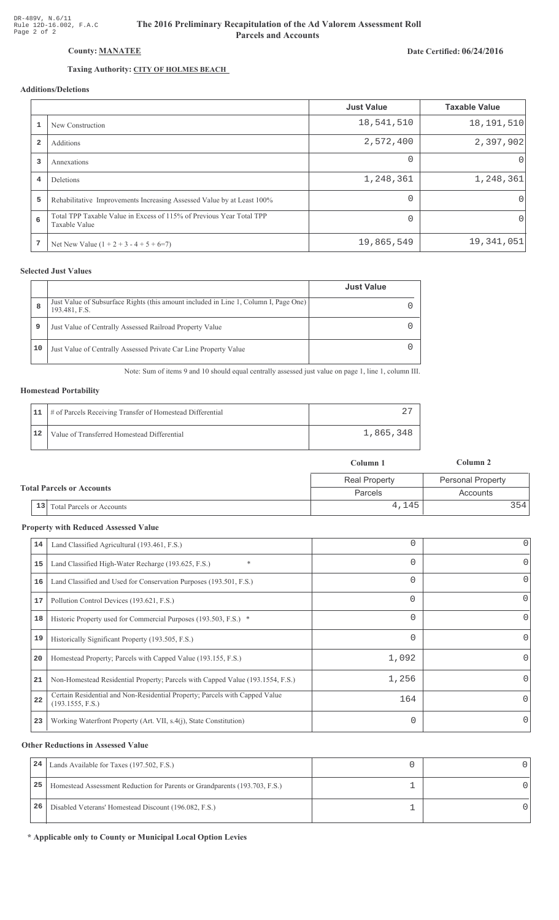DR-489V, N.6/11
Rule 12D-16.002, F.A.C

# The 2016 Preliminary Recapitulation of the Ad Valorem Assessment Roll
## Parcels and Accounts

**County: MANATEE**

**Date Certified: 06/24/2016**

**Taxing Authority: CITY OF HOLMES BEACH**

### Additions/Deletions

| | | Just Value | Taxable Value |
|---|---|---|---|
| 1 | New Construction | 18,541,510 | 18,191,510 |
| 2 | Additions | 2,572,400 | 2,397,902 |
| 3 | Annexations | 0 | 0 |
| 4 | Deletions | 1,248,361 | 1,248,361 |
| 5 | Rehabilitative Improvements Increasing Assessed Value by at Least 100% | 0 | 0 |
| 6 | Total TPP Taxable Value in Excess of 115% of Previous Year Total TPP Taxable Value | 0 | 0 |
| 7 | Net New Value (1 + 2 + 3 - 4 + 5 + 6=7) | 19,865,549 | 19,341,051 |

### Selected Just Values

| | | Just Value |
|---|---|---|
| 8 | Just Value of Subsurface Rights (this amount included in Line 1, Column I, Page One) 193.481, F.S. | 0 |
| 9 | Just Value of Centrally Assessed Railroad Property Value | 0 |
| 10 | Just Value of Centrally Assessed Private Car Line Property Value | 0 |

Note: Sum of items 9 and 10 should equal centrally assessed just value on page 1, line 1, column III.

### Homestead Portability

| | | |
|---|---|---|
| 11 | # of Parcels Receiving Transfer of Homestead Differential | 27 |
| 12 | Value of Transferred Homestead Differential | 1,865,348 |

### Total Parcels or Accounts

| | | Column 1 | Column 2 |
|---|---|---|---|
| | | Real Property | Personal Property |
| | | Parcels | Accounts |
| 13 | Total Parcels or Accounts | 4,145 | 354 |

### Property with Reduced Assessed Value

| | | | |
|---|---|---|---|
| 14 | Land Classified Agricultural (193.461, F.S.) | 0 | 0 |
| 15 | Land Classified High-Water Recharge (193.625, F.S.) * | 0 | 0 |
| 16 | Land Classified and Used for Conservation Purposes (193.501, F.S.) | 0 | 0 |
| 17 | Pollution Control Devices (193.621, F.S.) | 0 | 0 |
| 18 | Historic Property used for Commercial Purposes (193.503, F.S.) * | 0 | 0 |
| 19 | Historically Significant Property (193.505, F.S.) | 0 | 0 |
| 20 | Homestead Property; Parcels with Capped Value (193.155, F.S.) | 1,092 | 0 |
| 21 | Non-Homestead Residential Property; Parcels with Capped Value (193.1554, F.S.) | 1,256 | 0 |
| 22 | Certain Residential and Non-Residential Property; Parcels with Capped Value (193.1555, F.S.) | 164 | 0 |
| 23 | Working Waterfront Property (Art. VII, s.4(j), State Constitution) | 0 | 0 |

### Other Reductions in Assessed Value

| | | | |
|---|---|---|---|
| 24 | Lands Available for Taxes (197.502, F.S.) | 0 | 0 |
| 25 | Homestead Assessment Reduction for Parents or Grandparents (193.703, F.S.) | 1 | 0 |
| 26 | Disabled Veterans' Homestead Discount (196.082, F.S.) | 1 | 0 |

**\* Applicable only to County or Municipal Local Option Levies**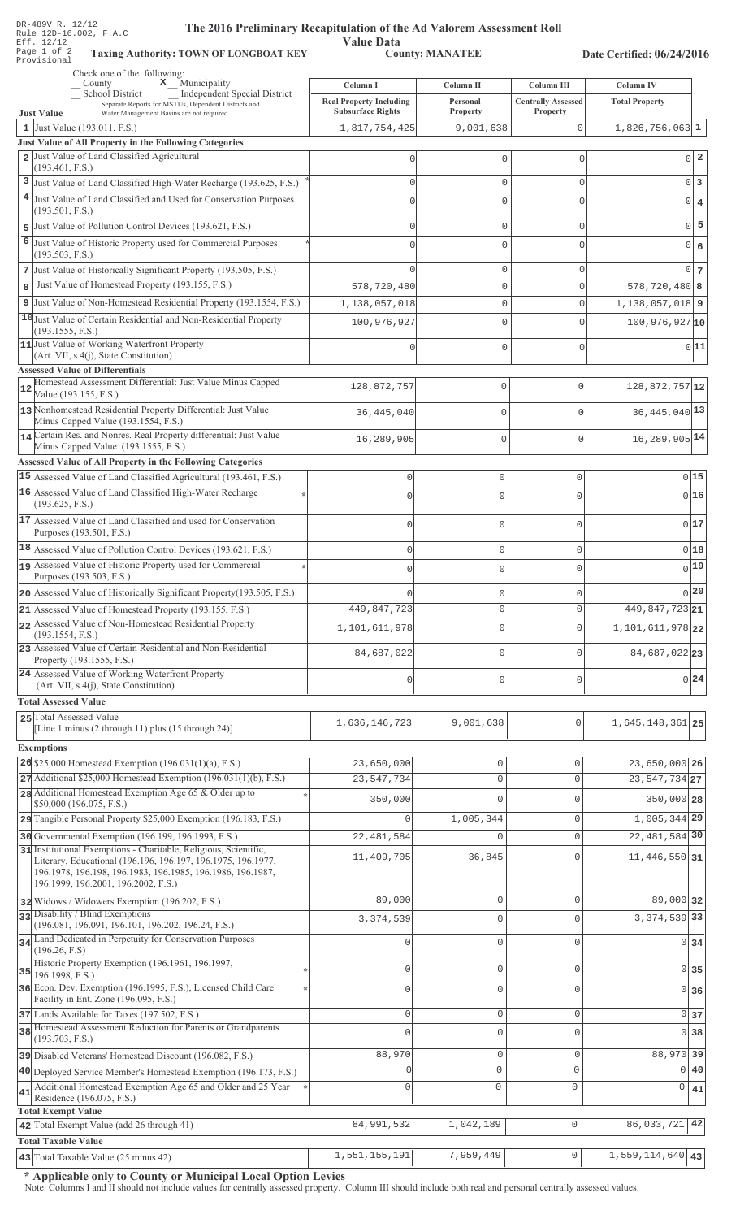DR-489V R. 12/12
Rule 12D-16.002, F.A.C
Eff. 12/12
Page 1 of 2
Provisional

# The 2016 Preliminary Recapitulation of the Ad Valorem Assessment Roll

## Value Data

**Taxing Authority: TOWN OF LONGBOAT KEY** **County: MANATEE** **Date Certified: 06/24/2016**

Check one of the following:
__ County  **x** Municipality
__ School District  __ Independent Special District
Separate Reports for MSTUs, Dependent Districts and Water Management Basins are not required

| | Just Value | Column I Real Property Including Subsurface Rights | Column II Personal Property | Column III Centrally Assessed Property | Column IV Total Property | |
|---|---|---|---|---|---|---|
| 1 | Just Value (193.011, F.S.) | 1,817,754,425 | 9,001,638 | 0 | 1,826,756,063 | 1 |
| | **Just Value of All Property in the Following Categories** | | | | | |
| 2 | Just Value of Land Classified Agricultural (193.461, F.S.) | 0 | 0 | 0 | 0 | 2 |
| 3 | Just Value of Land Classified High-Water Recharge (193.625, F.S.) * | 0 | 0 | 0 | 0 | 3 |
| 4 | Just Value of Land Classified and Used for Conservation Purposes (193.501, F.S.) | 0 | 0 | 0 | 0 | 4 |
| 5 | Just Value of Pollution Control Devices (193.621, F.S.) | 0 | 0 | 0 | 0 | 5 |
| 6 | Just Value of Historic Property used for Commercial Purposes (193.503, F.S.) * | 0 | 0 | 0 | 0 | 6 |
| 7 | Just Value of Historically Significant Property (193.505, F.S.) | 0 | 0 | 0 | 0 | 7 |
| 8 | Just Value of Homestead Property (193.155, F.S.) | 578,720,480 | 0 | 0 | 578,720,480 | 8 |
| 9 | Just Value of Non-Homestead Residential Property (193.1554, F.S.) | 1,138,057,018 | 0 | 0 | 1,138,057,018 | 9 |
| 10 | Just Value of Certain Residential and Non-Residential Property (193.1555, F.S.) | 100,976,927 | 0 | 0 | 100,976,927 | 10 |
| 11 | Just Value of Working Waterfront Property (Art. VII, s.4(j), State Constitution) | 0 | 0 | 0 | 0 | 11 |
| | **Assessed Value of Differentials** | | | | | |
| 12 | Homestead Assessment Differential: Just Value Minus Capped Value (193.155, F.S.) | 128,872,757 | 0 | 0 | 128,872,757 | 12 |
| 13 | Nonhomestead Residential Property Differential: Just Value Minus Capped Value (193.1554, F.S.) | 36,445,040 | 0 | 0 | 36,445,040 | 13 |
| 14 | Certain Res. and Nonres. Real Property differential: Just Value Minus Capped Value (193.1555, F.S.) | 16,289,905 | 0 | 0 | 16,289,905 | 14 |
| | **Assessed Value of All Property in the Following Categories** | | | | | |
| 15 | Assessed Value of Land Classified Agricultural (193.461, F.S.) | 0 | 0 | 0 | 0 | 15 |
| 16 | Assessed Value of Land Classified High-Water Recharge (193.625, F.S.) * | 0 | 0 | 0 | 0 | 16 |
| 17 | Assessed Value of Land Classified and used for Conservation Purposes (193.501, F.S.) | 0 | 0 | 0 | 0 | 17 |
| 18 | Assessed Value of Pollution Control Devices (193.621, F.S.) | 0 | 0 | 0 | 0 | 18 |
| 19 | Assessed Value of Historic Property used for Commercial Purposes (193.503, F.S.) * | 0 | 0 | 0 | 0 | 19 |
| 20 | Assessed Value of Historically Significant Property(193.505, F.S.) | 0 | 0 | 0 | 0 | 20 |
| 21 | Assessed Value of Homestead Property (193.155, F.S.) | 449,847,723 | 0 | 0 | 449,847,723 | 21 |
| 22 | Assessed Value of Non-Homestead Residential Property (193.1554, F.S.) | 1,101,611,978 | 0 | 0 | 1,101,611,978 | 22 |
| 23 | Assessed Value of Certain Residential and Non-Residential Property (193.1555, F.S.) | 84,687,022 | 0 | 0 | 84,687,022 | 23 |
| 24 | Assessed Value of Working Waterfront Property (Art. VII, s.4(j), State Constitution) | 0 | 0 | 0 | 0 | 24 |
| | **Total Assessed Value** | | | | | |
| 25 | Total Assessed Value [Line 1 minus (2 through 11) plus (15 through 24)] | 1,636,146,723 | 9,001,638 | 0 | 1,645,148,361 | 25 |
| | **Exemptions** | | | | | |
| 26 | $25,000 Homestead Exemption (196.031(1)(a), F.S.) | 23,650,000 | 0 | 0 | 23,650,000 | 26 |
| 27 | Additional $25,000 Homestead Exemption (196.031(1)(b), F.S.) | 23,547,734 | 0 | 0 | 23,547,734 | 27 |
| 28 | Additional Homestead Exemption Age 65 & Older up to $50,000 (196.075, F.S.) * | 350,000 | 0 | 0 | 350,000 | 28 |
| 29 | Tangible Personal Property $25,000 Exemption (196.183, F.S.) | 0 | 1,005,344 | 0 | 1,005,344 | 29 |
| 30 | Governmental Exemption (196.199, 196.1993, F.S.) | 22,481,584 | 0 | 0 | 22,481,584 | 30 |
| 31 | Institutional Exemptions - Charitable, Religious, Scientific, Literary, Educational (196.196, 196.197, 196.1975, 196.1977, 196.1978, 196.198, 196.1983, 196.1985, 196.1986, 196.1987, 196.1999, 196.2001, 196.2002, F.S.) | 11,409,705 | 36,845 | 0 | 11,446,550 | 31 |
| 32 | Widows / Widowers Exemption (196.202, F.S.) | 89,000 | 0 | 0 | 89,000 | 32 |
| 33 | Disability / Blind Exemptions (196.081, 196.091, 196.101, 196.202, 196.24, F.S.) | 3,374,539 | 0 | 0 | 3,374,539 | 33 |
| 34 | Land Dedicated in Perpetuity for Conservation Purposes (196.26, F.S) | 0 | 0 | 0 | 0 | 34 |
| 35 | Historic Property Exemption (196.1961, 196.1997, 196.1998, F.S.) * | 0 | 0 | 0 | 0 | 35 |
| 36 | Econ. Dev. Exemption (196.1995, F.S.), Licensed Child Care Facility in Ent. Zone (196.095, F.S.) * | 0 | 0 | 0 | 0 | 36 |
| 37 | Lands Available for Taxes (197.502, F.S.) | 0 | 0 | 0 | 0 | 37 |
| 38 | Homestead Assessment Reduction for Parents or Grandparents (193.703, F.S.) | 0 | 0 | 0 | 0 | 38 |
| 39 | Disabled Veterans' Homestead Discount (196.082, F.S.) | 88,970 | 0 | 0 | 88,970 | 39 |
| 40 | Deployed Service Member's Homestead Exemption (196.173, F.S.) | 0 | 0 | 0 | 0 | 40 |
| 41 | Additional Homestead Exemption Age 65 and Older and 25 Year Residence (196.075, F.S.) * | 0 | 0 | 0 | 0 | 41 |
| | **Total Exempt Value** | | | | | |
| 42 | Total Exempt Value (add 26 through 41) | 84,991,532 | 1,042,189 | 0 | 86,033,721 | 42 |
| | **Total Taxable Value** | | | | | |
| 43 | Total Taxable Value (25 minus 42) | 1,551,155,191 | 7,959,449 | 0 | 1,559,114,640 | 43 |

**\* Applicable only to County or Municipal Local Option Levies**

Note: Columns I and II should not include values for centrally assessed property. Column III should include both real and personal centrally assessed values.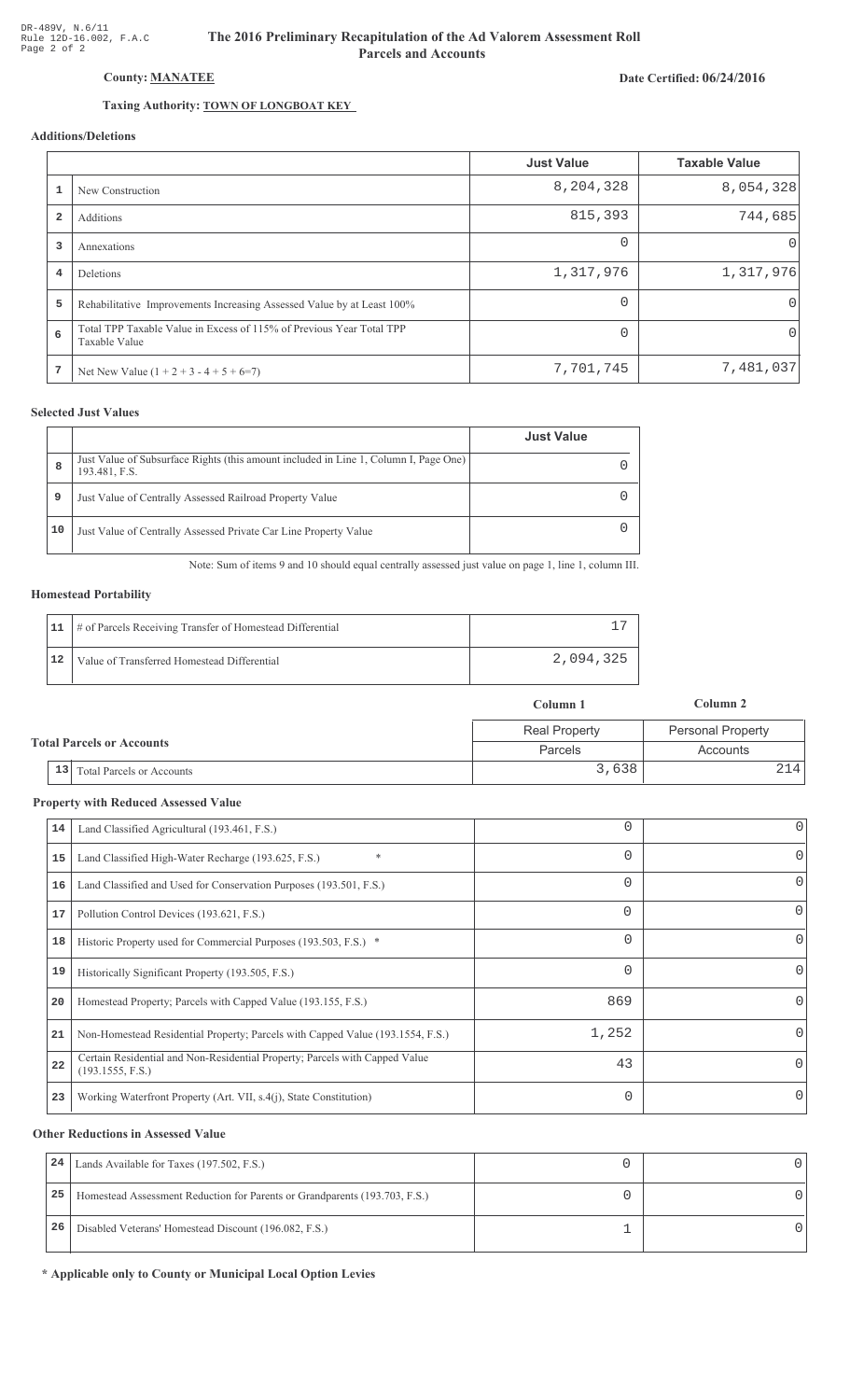DR-489V, N.6/11
Rule 12D-16.002, F.A.C

# The 2016 Preliminary Recapitulation of the Ad Valorem Assessment Roll
## Parcels and Accounts

**County: MANATEE**

**Date Certified: 06/24/2016**

**Taxing Authority: TOWN OF LONGBOAT KEY**

### Additions/Deletions

| | | Just Value | Taxable Value |
|---|---|---|---|
| 1 | New Construction | 8,204,328 | 8,054,328 |
| 2 | Additions | 815,393 | 744,685 |
| 3 | Annexations | 0 | 0 |
| 4 | Deletions | 1,317,976 | 1,317,976 |
| 5 | Rehabilitative Improvements Increasing Assessed Value by at Least 100% | 0 | 0 |
| 6 | Total TPP Taxable Value in Excess of 115% of Previous Year Total TPP Taxable Value | 0 | 0 |
| 7 | Net New Value (1 + 2 + 3 - 4 + 5 + 6=7) | 7,701,745 | 7,481,037 |

### Selected Just Values

| | | Just Value |
|---|---|---|
| 8 | Just Value of Subsurface Rights (this amount included in Line 1, Column I, Page One) 193.481, F.S. | 0 |
| 9 | Just Value of Centrally Assessed Railroad Property Value | 0 |
| 10 | Just Value of Centrally Assessed Private Car Line Property Value | 0 |

Note: Sum of items 9 and 10 should equal centrally assessed just value on page 1, line 1, column III.

### Homestead Portability

| | | |
|---|---|---|
| 11 | # of Parcels Receiving Transfer of Homestead Differential | 17 |
| 12 | Value of Transferred Homestead Differential | 2,094,325 |

### Total Parcels or Accounts

| | | Column 1 | Column 2 |
|---|---|---|---|
| | | Real Property Parcels | Personal Property Accounts |
| 13 | Total Parcels or Accounts | 3,638 | 214 |

### Property with Reduced Assessed Value

| | | Column 1 | Column 2 |
|---|---|---|---|
| 14 | Land Classified Agricultural (193.461, F.S.) | 0 | 0 |
| 15 | Land Classified High-Water Recharge (193.625, F.S.) * | 0 | 0 |
| 16 | Land Classified and Used for Conservation Purposes (193.501, F.S.) | 0 | 0 |
| 17 | Pollution Control Devices (193.621, F.S.) | 0 | 0 |
| 18 | Historic Property used for Commercial Purposes (193.503, F.S.) * | 0 | 0 |
| 19 | Historically Significant Property (193.505, F.S.) | 0 | 0 |
| 20 | Homestead Property; Parcels with Capped Value (193.155, F.S.) | 869 | 0 |
| 21 | Non-Homestead Residential Property; Parcels with Capped Value (193.1554, F.S.) | 1,252 | 0 |
| 22 | Certain Residential and Non-Residential Property; Parcels with Capped Value (193.1555, F.S.) | 43 | 0 |
| 23 | Working Waterfront Property (Art. VII, s.4(j), State Constitution) | 0 | 0 |

### Other Reductions in Assessed Value

| | | Column 1 | Column 2 |
|---|---|---|---|
| 24 | Lands Available for Taxes (197.502, F.S.) | 0 | 0 |
| 25 | Homestead Assessment Reduction for Parents or Grandparents (193.703, F.S.) | 0 | 0 |
| 26 | Disabled Veterans' Homestead Discount (196.082, F.S.) | 1 | 0 |

**\* Applicable only to County or Municipal Local Option Levies**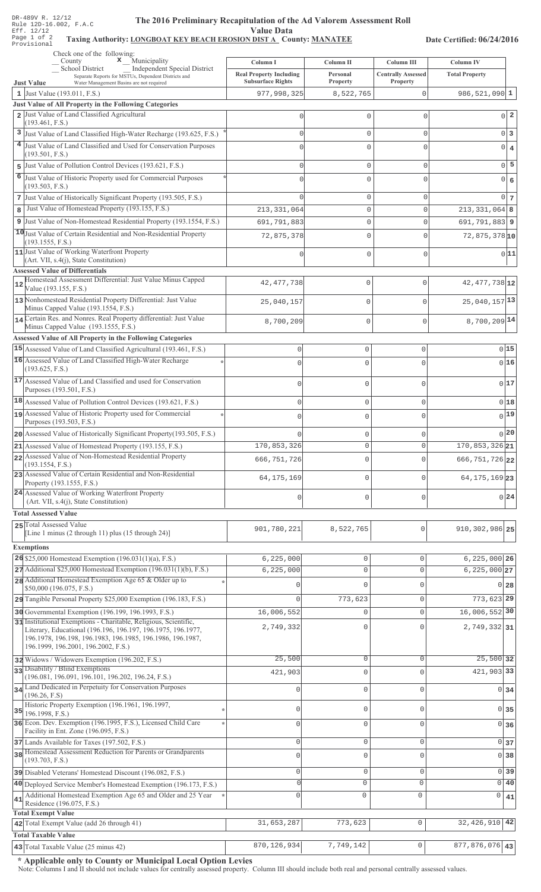DR-489V R. 12/12
Rule 12D-16.002, F.A.C
Eff. 12/12
Provisional

# The 2016 Preliminary Recapitulation of the Ad Valorem Assessment Roll

## Value Data

**Taxing Authority: LONGBOAT KEY BEACH EROSION DIST A County: MANATEE**

**Date Certified: 06/24/2016**

Check one of the following:
__ County   x Municipality
__ School District   __ Independent Special District
Separate Reports for MSTUs, Dependent Districts and Water Management Basins are not required

| Just Value | Column I Real Property Including Subsurface Rights | Column II Personal Property | Column III Centrally Assessed Property | Column IV Total Property | |
|---|---|---|---|---|---|
| 1 Just Value (193.011, F.S.) | 977,998,325 | 8,522,765 | 0 | 986,521,090 | 1 |
| **Just Value of All Property in the Following Categories** | | | | | |
| 2 Just Value of Land Classified Agricultural (193.461, F.S.) | 0 | 0 | 0 | 0 | 2 |
| 3 Just Value of Land Classified High-Water Recharge (193.625, F.S.) * | 0 | 0 | 0 | 0 | 3 |
| 4 Just Value of Land Classified and Used for Conservation Purposes (193.501, F.S.) | 0 | 0 | 0 | 0 | 4 |
| 5 Just Value of Pollution Control Devices (193.621, F.S.) | 0 | 0 | 0 | 0 | 5 |
| 6 Just Value of Historic Property used for Commercial Purposes (193.503, F.S.) * | 0 | 0 | 0 | 0 | 6 |
| 7 Just Value of Historically Significant Property (193.505, F.S.) | 0 | 0 | 0 | 0 | 7 |
| 8 Just Value of Homestead Property (193.155, F.S.) | 213,331,064 | 0 | 0 | 213,331,064 | 8 |
| 9 Just Value of Non-Homestead Residential Property (193.1554, F.S.) | 691,791,883 | 0 | 0 | 691,791,883 | 9 |
| 10 Just Value of Certain Residential and Non-Residential Property (193.1555, F.S.) | 72,875,378 | 0 | 0 | 72,875,378 | 10 |
| 11 Just Value of Working Waterfront Property (Art. VII, s.4(j), State Constitution) | 0 | 0 | 0 | 0 | 11 |
| **Assessed Value of Differentials** | | | | | |
| 12 Homestead Assessment Differential: Just Value Minus Capped Value (193.155, F.S.) | 42,477,738 | 0 | 0 | 42,477,738 | 12 |
| 13 Nonhomestead Residential Property Differential: Just Value Minus Capped Value (193.1554, F.S.) | 25,040,157 | 0 | 0 | 25,040,157 | 13 |
| 14 Certain Res. and Nonres. Real Property differential: Just Value Minus Capped Value (193.1555, F.S.) | 8,700,209 | 0 | 0 | 8,700,209 | 14 |
| **Assessed Value of All Property in the Following Categories** | | | | | |
| 15 Assessed Value of Land Classified Agricultural (193.461, F.S.) | 0 | 0 | 0 | 0 | 15 |
| 16 Assessed Value of Land Classified High-Water Recharge (193.625, F.S.) * | 0 | 0 | 0 | 0 | 16 |
| 17 Assessed Value of Land Classified and used for Conservation Purposes (193.501, F.S.) | 0 | 0 | 0 | 0 | 17 |
| 18 Assessed Value of Pollution Control Devices (193.621, F.S.) | 0 | 0 | 0 | 0 | 18 |
| 19 Assessed Value of Historic Property used for Commercial Purposes (193.503, F.S.) * | 0 | 0 | 0 | 0 | 19 |
| 20 Assessed Value of Historically Significant Property(193.505, F.S.) | 0 | 0 | 0 | 0 | 20 |
| 21 Assessed Value of Homestead Property (193.155, F.S.) | 170,853,326 | 0 | 0 | 170,853,326 | 21 |
| 22 Assessed Value of Non-Homestead Residential Property (193.1554, F.S.) | 666,751,726 | 0 | 0 | 666,751,726 | 22 |
| 23 Assessed Value of Certain Residential and Non-Residential Property (193.1555, F.S.) | 64,175,169 | 0 | 0 | 64,175,169 | 23 |
| 24 Assessed Value of Working Waterfront Property (Art. VII, s.4(j), State Constitution) | 0 | 0 | 0 | 0 | 24 |
| **Total Assessed Value** | | | | | |
| 25 Total Assessed Value [Line 1 minus (2 through 11) plus (15 through 24)] | 901,780,221 | 8,522,765 | 0 | 910,302,986 | 25 |
| **Exemptions** | | | | | |
| 26 $25,000 Homestead Exemption (196.031(1)(a), F.S.) | 6,225,000 | 0 | 0 | 6,225,000 | 26 |
| 27 Additional $25,000 Homestead Exemption (196.031(1)(b), F.S.) | 6,225,000 | 0 | 0 | 6,225,000 | 27 |
| 28 Additional Homestead Exemption Age 65 & Older up to $50,000 (196.075, F.S.) * | 0 | 0 | 0 | 0 | 28 |
| 29 Tangible Personal Property $25,000 Exemption (196.183, F.S.) | 0 | 773,623 | 0 | 773,623 | 29 |
| 30 Governmental Exemption (196.199, 196.1993, F.S.) | 16,006,552 | 0 | 0 | 16,006,552 | 30 |
| 31 Institutional Exemptions - Charitable, Religious, Scientific, Literary, Educational (196.196, 196.197, 196.1975, 196.1977, 196.1978, 196.198, 196.1983, 196.1985, 196.1986, 196.1987, 196.1999, 196.2001, 196.2002, F.S.) | 2,749,332 | 0 | 0 | 2,749,332 | 31 |
| 32 Widows / Widowers Exemption (196.202, F.S.) | 25,500 | 0 | 0 | 25,500 | 32 |
| 33 Disability / Blind Exemptions (196.081, 196.091, 196.101, 196.202, 196.24, F.S.) | 421,903 | 0 | 0 | 421,903 | 33 |
| 34 Land Dedicated in Perpetuity for Conservation Purposes (196.26, F.S) | 0 | 0 | 0 | 0 | 34 |
| 35 Historic Property Exemption (196.1961, 196.1997, 196.1998, F.S.) * | 0 | 0 | 0 | 0 | 35 |
| 36 Econ. Dev. Exemption (196.1995, F.S.), Licensed Child Care Facility in Ent. Zone (196.095, F.S.) * | 0 | 0 | 0 | 0 | 36 |
| 37 Lands Available for Taxes (197.502, F.S.) | 0 | 0 | 0 | 0 | 37 |
| 38 Homestead Assessment Reduction for Parents or Grandparents (193.703, F.S.) | 0 | 0 | 0 | 0 | 38 |
| 39 Disabled Veterans' Homestead Discount (196.082, F.S.) | 0 | 0 | 0 | 0 | 39 |
| 40 Deployed Service Member's Homestead Exemption (196.173, F.S.) | 0 | 0 | 0 | 0 | 40 |
| 41 Additional Homestead Exemption Age 65 and Older and 25 Year Residence (196.075, F.S.) * | 0 | 0 | 0 | 0 | 41 |
| **Total Exempt Value** | | | | | |
| 42 Total Exempt Value (add 26 through 41) | 31,653,287 | 773,623 | 0 | 32,426,910 | 42 |
| **Total Taxable Value** | | | | | |
| 43 Total Taxable Value (25 minus 42) | 870,126,934 | 7,749,142 | 0 | 877,876,076 | 43 |

**\* Applicable only to County or Municipal Local Option Levies**

Note: Columns I and II should not include values for centrally assessed property. Column III should include both real and personal centrally assessed values.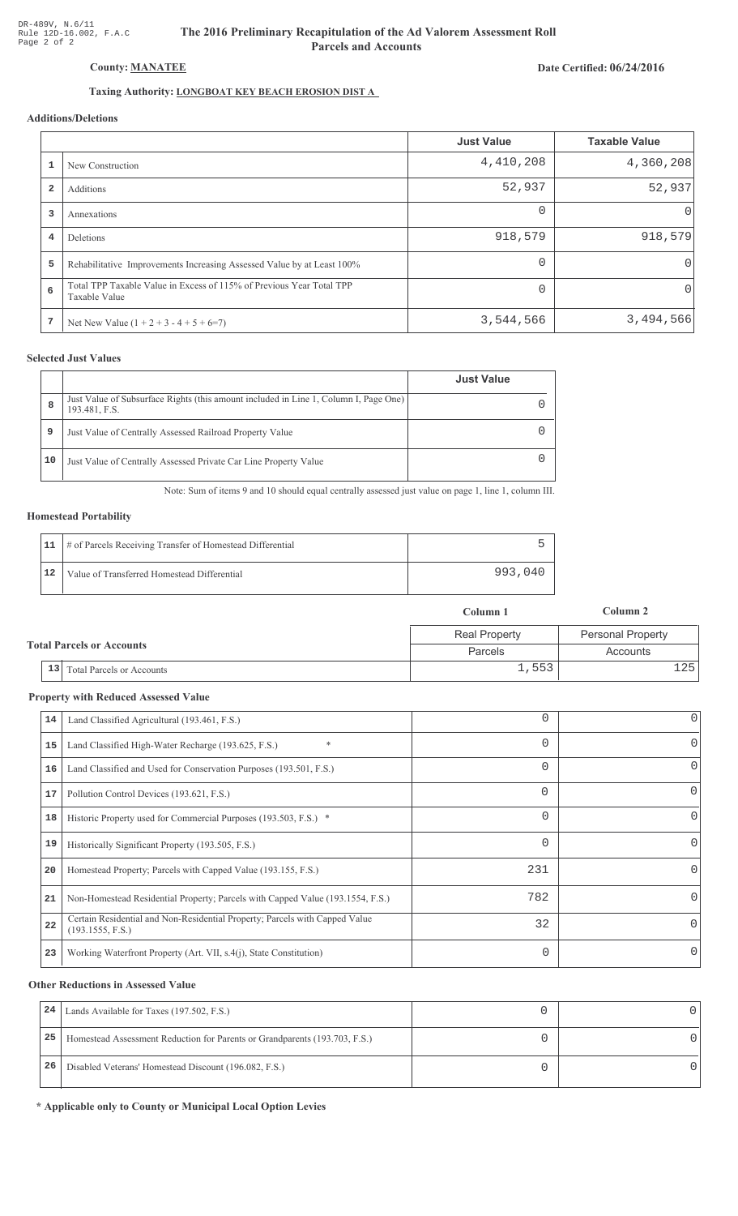DR-489V, N.6/11
Rule 12D-16.002, F.A.C
Page 2 of 2

# The 2016 Preliminary Recapitulation of the Ad Valorem Assessment Roll
## Parcels and Accounts

**County: MANATEE**

**Date Certified: 06/24/2016**

**Taxing Authority: LONGBOAT KEY BEACH EROSION DIST A**

### Additions/Deletions

| | | Just Value | Taxable Value |
|---|---|---|---|
| 1 | New Construction | 4,410,208 | 4,360,208 |
| 2 | Additions | 52,937 | 52,937 |
| 3 | Annexations | 0 | 0 |
| 4 | Deletions | 918,579 | 918,579 |
| 5 | Rehabilitative Improvements Increasing Assessed Value by at Least 100% | 0 | 0 |
| 6 | Total TPP Taxable Value in Excess of 115% of Previous Year Total TPP Taxable Value | 0 | 0 |
| 7 | Net New Value (1 + 2 + 3 - 4 + 5 + 6=7) | 3,544,566 | 3,494,566 |

### Selected Just Values

| | | Just Value |
|---|---|---|
| 8 | Just Value of Subsurface Rights (this amount included in Line 1, Column I, Page One) 193.481, F.S. | 0 |
| 9 | Just Value of Centrally Assessed Railroad Property Value | 0 |
| 10 | Just Value of Centrally Assessed Private Car Line Property Value | 0 |

Note: Sum of items 9 and 10 should equal centrally assessed just value on page 1, line 1, column III.

### Homestead Portability

| | | |
|---|---|---|
| 11 | # of Parcels Receiving Transfer of Homestead Differential | 5 |
| 12 | Value of Transferred Homestead Differential | 993,040 |

### Total Parcels or Accounts

| | | Column 1 | Column 2 |
|---|---|---|---|
| | | Real Property | Personal Property |
| | | Parcels | Accounts |
| 13 | Total Parcels or Accounts | 1,553 | 125 |

### Property with Reduced Assessed Value

| | | | |
|---|---|---|---|
| 14 | Land Classified Agricultural (193.461, F.S.) | 0 | 0 |
| 15 | Land Classified High-Water Recharge (193.625, F.S.) * | 0 | 0 |
| 16 | Land Classified and Used for Conservation Purposes (193.501, F.S.) | 0 | 0 |
| 17 | Pollution Control Devices (193.621, F.S.) | 0 | 0 |
| 18 | Historic Property used for Commercial Purposes (193.503, F.S.) * | 0 | 0 |
| 19 | Historically Significant Property (193.505, F.S.) | 0 | 0 |
| 20 | Homestead Property; Parcels with Capped Value (193.155, F.S.) | 231 | 0 |
| 21 | Non-Homestead Residential Property; Parcels with Capped Value (193.1554, F.S.) | 782 | 0 |
| 22 | Certain Residential and Non-Residential Property; Parcels with Capped Value (193.1555, F.S.) | 32 | 0 |
| 23 | Working Waterfront Property (Art. VII, s.4(j), State Constitution) | 0 | 0 |

### Other Reductions in Assessed Value

| | | | |
|---|---|---|---|
| 24 | Lands Available for Taxes (197.502, F.S.) | 0 | 0 |
| 25 | Homestead Assessment Reduction for Parents or Grandparents (193.703, F.S.) | 0 | 0 |
| 26 | Disabled Veterans' Homestead Discount (196.082, F.S.) | 0 | 0 |

**\* Applicable only to County or Municipal Local Option Levies**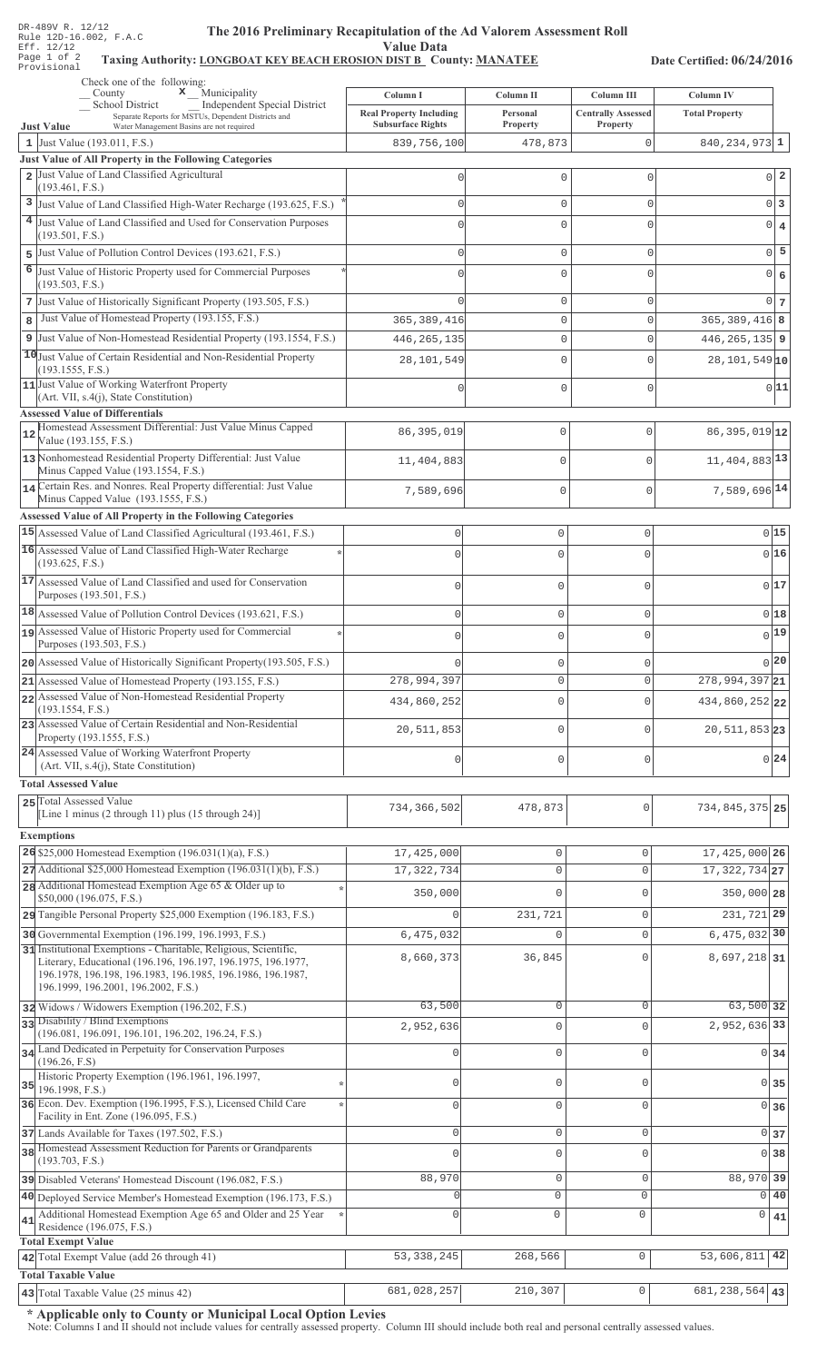DR-489V R. 12/12
Rule 12D-16.002, F.A.C
Eff. 12/12
Provisional

# The 2016 Preliminary Recapitulation of the Ad Valorem Assessment Roll

## Value Data

**Taxing Authority: LONGBOAT KEY BEACH EROSION DIST B County: MANATEE**

**Date Certified: 06/24/2016**

Check one of the following:
__ County  **x** Municipality
__ School District  __ Independent Special District
Separate Reports for MSTUs, Dependent Districts and Water Management Basins are not required

| Just Value | Column I Real Property Including Subsurface Rights | Column II Personal Property | Column III Centrally Assessed Property | Column IV Total Property | |
|---|---|---|---|---|---|
| 1 Just Value (193.011, F.S.) | 839,756,100 | 478,873 | 0 | 840,234,973 | 1 |
| **Just Value of All Property in the Following Categories** | | | | | |
| 2 Just Value of Land Classified Agricultural (193.461, F.S.) | 0 | 0 | 0 | 0 | 2 |
| 3 Just Value of Land Classified High-Water Recharge (193.625, F.S.) * | 0 | 0 | 0 | 0 | 3 |
| 4 Just Value of Land Classified and Used for Conservation Purposes (193.501, F.S.) | 0 | 0 | 0 | 0 | 4 |
| 5 Just Value of Pollution Control Devices (193.621, F.S.) | 0 | 0 | 0 | 0 | 5 |
| 6 Just Value of Historic Property used for Commercial Purposes (193.503, F.S.) * | 0 | 0 | 0 | 0 | 6 |
| 7 Just Value of Historically Significant Property (193.505, F.S.) | 0 | 0 | 0 | 0 | 7 |
| 8 Just Value of Homestead Property (193.155, F.S.) | 365,389,416 | 0 | 0 | 365,389,416 | 8 |
| 9 Just Value of Non-Homestead Residential Property (193.1554, F.S.) | 446,265,135 | 0 | 0 | 446,265,135 | 9 |
| 10 Just Value of Certain Residential and Non-Residential Property (193.1555, F.S.) | 28,101,549 | 0 | 0 | 28,101,549 | 10 |
| 11 Just Value of Working Waterfront Property (Art. VII, s.4(j), State Constitution) | 0 | 0 | 0 | 0 | 11 |
| **Assessed Value of Differentials** | | | | | |
| 12 Homestead Assessment Differential: Just Value Minus Capped Value (193.155, F.S.) | 86,395,019 | 0 | 0 | 86,395,019 | 12 |
| 13 Nonhomestead Residential Property Differential: Just Value Minus Capped Value (193.1554, F.S.) | 11,404,883 | 0 | 0 | 11,404,883 | 13 |
| 14 Certain Res. and Nonres. Real Property differential: Just Value Minus Capped Value (193.1555, F.S.) | 7,589,696 | 0 | 0 | 7,589,696 | 14 |
| **Assessed Value of All Property in the Following Categories** | | | | | |
| 15 Assessed Value of Land Classified Agricultural (193.461, F.S.) | 0 | 0 | 0 | 0 | 15 |
| 16 Assessed Value of Land Classified High-Water Recharge (193.625, F.S.) * | 0 | 0 | 0 | 0 | 16 |
| 17 Assessed Value of Land Classified and used for Conservation Purposes (193.501, F.S.) | 0 | 0 | 0 | 0 | 17 |
| 18 Assessed Value of Pollution Control Devices (193.621, F.S.) | 0 | 0 | 0 | 0 | 18 |
| 19 Assessed Value of Historic Property used for Commercial Purposes (193.503, F.S.) * | 0 | 0 | 0 | 0 | 19 |
| 20 Assessed Value of Historically Significant Property(193.505, F.S.) | 0 | 0 | 0 | 0 | 20 |
| 21 Assessed Value of Homestead Property (193.155, F.S.) | 278,994,397 | 0 | 0 | 278,994,397 | 21 |
| 22 Assessed Value of Non-Homestead Residential Property (193.1554, F.S.) | 434,860,252 | 0 | 0 | 434,860,252 | 22 |
| 23 Assessed Value of Certain Residential and Non-Residential Property (193.1555, F.S.) | 20,511,853 | 0 | 0 | 20,511,853 | 23 |
| 24 Assessed Value of Working Waterfront Property (Art. VII, s.4(j), State Constitution) | 0 | 0 | 0 | 0 | 24 |
| **Total Assessed Value** | | | | | |
| 25 Total Assessed Value [Line 1 minus (2 through 11) plus (15 through 24)] | 734,366,502 | 478,873 | 0 | 734,845,375 | 25 |
| **Exemptions** | | | | | |
| 26 $25,000 Homestead Exemption (196.031(1)(a), F.S.) | 17,425,000 | 0 | 0 | 17,425,000 | 26 |
| 27 Additional $25,000 Homestead Exemption (196.031(1)(b), F.S.) | 17,322,734 | 0 | 0 | 17,322,734 | 27 |
| 28 Additional Homestead Exemption Age 65 & Older up to $50,000 (196.075, F.S.) * | 350,000 | 0 | 0 | 350,000 | 28 |
| 29 Tangible Personal Property $25,000 Exemption (196.183, F.S.) | 0 | 231,721 | 0 | 231,721 | 29 |
| 30 Governmental Exemption (196.199, 196.1993, F.S.) | 6,475,032 | 0 | 0 | 6,475,032 | 30 |
| 31 Institutional Exemptions - Charitable, Religious, Scientific, Literary, Educational (196.196, 196.197, 196.1975, 196.1977, 196.1978, 196.198, 196.1983, 196.1985, 196.1986, 196.1987, 196.1999, 196.2001, 196.2002, F.S.) | 8,660,373 | 36,845 | 0 | 8,697,218 | 31 |
| 32 Widows / Widowers Exemption (196.202, F.S.) | 63,500 | 0 | 0 | 63,500 | 32 |
| 33 Disability / Blind Exemptions (196.081, 196.091, 196.101, 196.202, 196.24, F.S.) | 2,952,636 | 0 | 0 | 2,952,636 | 33 |
| 34 Land Dedicated in Perpetuity for Conservation Purposes (196.26, F.S) | 0 | 0 | 0 | 0 | 34 |
| 35 Historic Property Exemption (196.1961, 196.1997, 196.1998, F.S.) * | 0 | 0 | 0 | 0 | 35 |
| 36 Econ. Dev. Exemption (196.1995, F.S.), Licensed Child Care Facility in Ent. Zone (196.095, F.S.) * | 0 | 0 | 0 | 0 | 36 |
| 37 Lands Available for Taxes (197.502, F.S.) | 0 | 0 | 0 | 0 | 37 |
| 38 Homestead Assessment Reduction for Parents or Grandparents (193.703, F.S.) | 0 | 0 | 0 | 0 | 38 |
| 39 Disabled Veterans' Homestead Discount (196.082, F.S.) | 88,970 | 0 | 0 | 88,970 | 39 |
| 40 Deployed Service Member's Homestead Exemption (196.173, F.S.) | 0 | 0 | 0 | 0 | 40 |
| 41 Additional Homestead Exemption Age 65 and Older and 25 Year Residence (196.075, F.S.) * | 0 | 0 | 0 | 0 | 41 |
| **Total Exempt Value** | | | | | |
| 42 Total Exempt Value (add 26 through 41) | 53,338,245 | 268,566 | 0 | 53,606,811 | 42 |
| **Total Taxable Value** | | | | | |
| 43 Total Taxable Value (25 minus 42) | 681,028,257 | 210,307 | 0 | 681,238,564 | 43 |

**\* Applicable only to County or Municipal Local Option Levies**

Note: Columns I and II should not include values for centrally assessed property. Column III should include both real and personal centrally assessed values.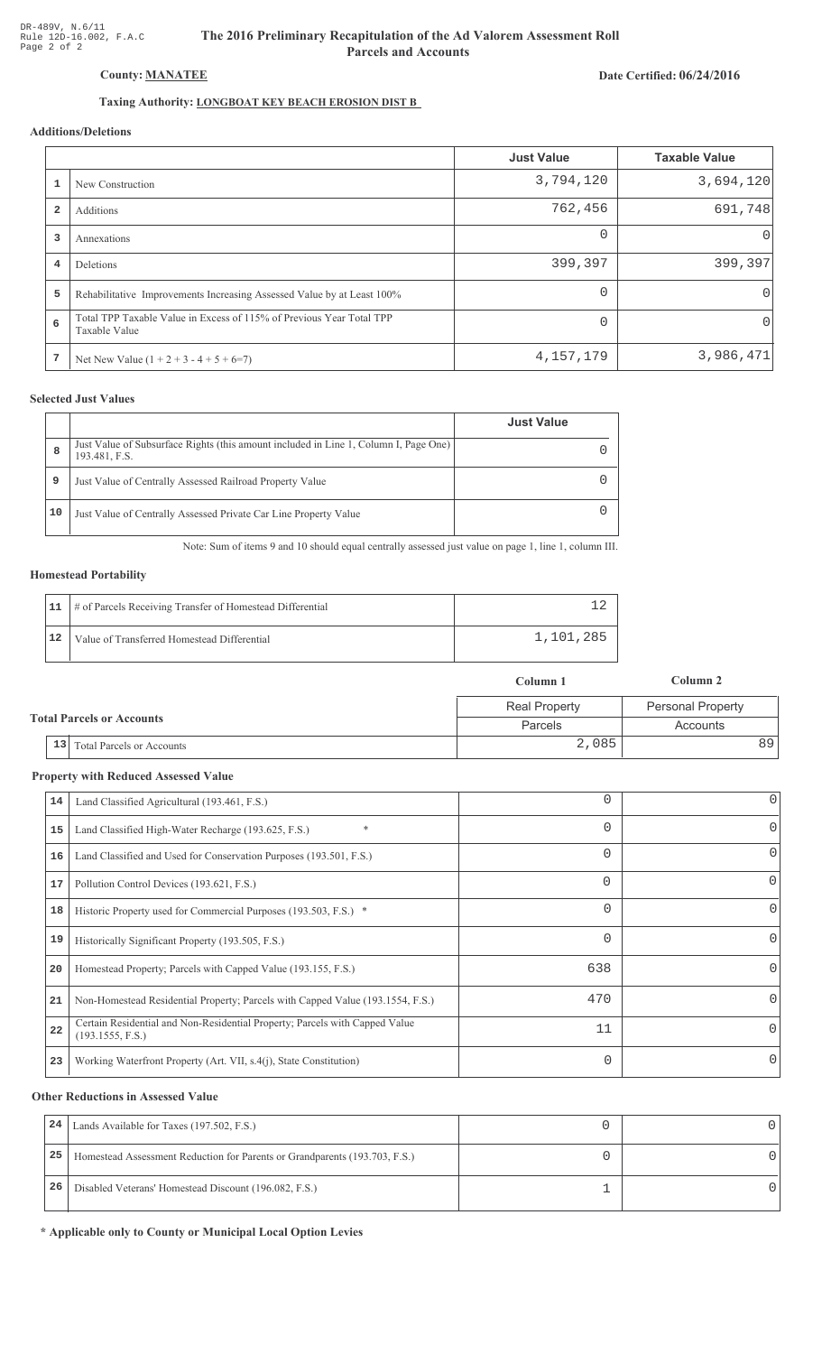DR-489V, N.6/11
Rule 12D-16.002, F.A.C
Page 2 of 2

# The 2016 Preliminary Recapitulation of the Ad Valorem Assessment Roll
## Parcels and Accounts

**County: MANATEE**

**Date Certified: 06/24/2016**

**Taxing Authority: LONGBOAT KEY BEACH EROSION DIST B**

### Additions/Deletions

| | | Just Value | Taxable Value |
|---|---|---|---|
| 1 | New Construction | 3,794,120 | 3,694,120 |
| 2 | Additions | 762,456 | 691,748 |
| 3 | Annexations | 0 | 0 |
| 4 | Deletions | 399,397 | 399,397 |
| 5 | Rehabilitative Improvements Increasing Assessed Value by at Least 100% | 0 | 0 |
| 6 | Total TPP Taxable Value in Excess of 115% of Previous Year Total TPP Taxable Value | 0 | 0 |
| 7 | Net New Value (1 + 2 + 3 - 4 + 5 + 6=7) | 4,157,179 | 3,986,471 |

### Selected Just Values

| | | Just Value |
|---|---|---|
| 8 | Just Value of Subsurface Rights (this amount included in Line 1, Column I, Page One) 193.481, F.S. | 0 |
| 9 | Just Value of Centrally Assessed Railroad Property Value | 0 |
| 10 | Just Value of Centrally Assessed Private Car Line Property Value | 0 |

Note: Sum of items 9 and 10 should equal centrally assessed just value on page 1, line 1, column III.

### Homestead Portability

| | | |
|---|---|---|
| 11 | # of Parcels Receiving Transfer of Homestead Differential | 12 |
| 12 | Value of Transferred Homestead Differential | 1,101,285 |

### Total Parcels or Accounts

| | | Column 1 | Column 2 |
|---|---|---|---|
| | | Real Property | Personal Property |
| | | Parcels | Accounts |
| 13 | Total Parcels or Accounts | 2,085 | 89 |

### Property with Reduced Assessed Value

| | | Column 1 | Column 2 |
|---|---|---|---|
| 14 | Land Classified Agricultural (193.461, F.S.) | 0 | 0 |
| 15 | Land Classified High-Water Recharge (193.625, F.S.) * | 0 | 0 |
| 16 | Land Classified and Used for Conservation Purposes (193.501, F.S.) | 0 | 0 |
| 17 | Pollution Control Devices (193.621, F.S.) | 0 | 0 |
| 18 | Historic Property used for Commercial Purposes (193.503, F.S.) * | 0 | 0 |
| 19 | Historically Significant Property (193.505, F.S.) | 0 | 0 |
| 20 | Homestead Property; Parcels with Capped Value (193.155, F.S.) | 638 | 0 |
| 21 | Non-Homestead Residential Property; Parcels with Capped Value (193.1554, F.S.) | 470 | 0 |
| 22 | Certain Residential and Non-Residential Property; Parcels with Capped Value (193.1555, F.S.) | 11 | 0 |
| 23 | Working Waterfront Property (Art. VII, s.4(j), State Constitution) | 0 | 0 |

### Other Reductions in Assessed Value

| | | Column 1 | Column 2 |
|---|---|---|---|
| 24 | Lands Available for Taxes (197.502, F.S.) | 0 | 0 |
| 25 | Homestead Assessment Reduction for Parents or Grandparents (193.703, F.S.) | 0 | 0 |
| 26 | Disabled Veterans' Homestead Discount (196.082, F.S.) | 1 | 0 |

**\* Applicable only to County or Municipal Local Option Levies**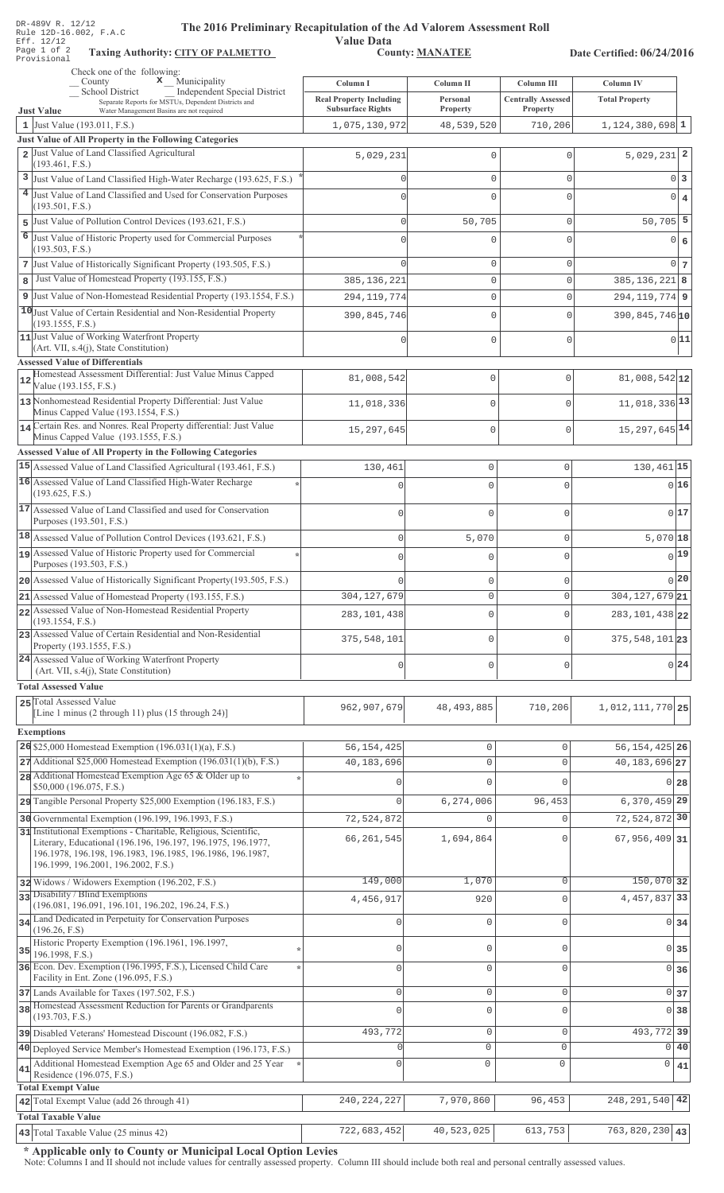DR-489V R. 12/12
Rule 12D-16.002, F.A.C
Eff. 12/12
Page 1 of 2
Provisional

# The 2016 Preliminary Recapitulation of the Ad Valorem Assessment Roll

## Value Data

**Taxing Authority: CITY OF PALMETTO** **County: MANATEE** **Date Certified: 06/24/2016**

Check one of the following:
_ County  **x** Municipality
_ School District  _ Independent Special District
Separate Reports for MSTUs, Dependent Districts and Water Management Basins are not required

| | Just Value | Column I Real Property Including Subsurface Rights | Column II Personal Property | Column III Centrally Assessed Property | Column IV Total Property | |
|---|---|---|---|---|---|---|
| 1 | Just Value (193.011, F.S.) | 1,075,130,972 | 48,539,520 | 710,206 | 1,124,380,698 | 1 |
| | **Just Value of All Property in the Following Categories** | | | | | |
| 2 | Just Value of Land Classified Agricultural (193.461, F.S.) | 5,029,231 | 0 | 0 | 5,029,231 | 2 |
| 3 | Just Value of Land Classified High-Water Recharge (193.625, F.S.) * | 0 | 0 | 0 | 0 | 3 |
| 4 | Just Value of Land Classified and Used for Conservation Purposes (193.501, F.S.) | 0 | 0 | 0 | 0 | 4 |
| 5 | Just Value of Pollution Control Devices (193.621, F.S.) | 0 | 50,705 | 0 | 50,705 | 5 |
| 6 | Just Value of Historic Property used for Commercial Purposes (193.503, F.S.) * | 0 | 0 | 0 | 0 | 6 |
| 7 | Just Value of Historically Significant Property (193.505, F.S.) | 0 | 0 | 0 | 0 | 7 |
| 8 | Just Value of Homestead Property (193.155, F.S.) | 385,136,221 | 0 | 0 | 385,136,221 | 8 |
| 9 | Just Value of Non-Homestead Residential Property (193.1554, F.S.) | 294,119,774 | 0 | 0 | 294,119,774 | 9 |
| 10 | Just Value of Certain Residential and Non-Residential Property (193.1555, F.S.) | 390,845,746 | 0 | 0 | 390,845,746 | 10 |
| 11 | Just Value of Working Waterfront Property (Art. VII, s.4(j), State Constitution) | 0 | 0 | 0 | 0 | 11 |
| | **Assessed Value of Differentials** | | | | | |
| 12 | Homestead Assessment Differential: Just Value Minus Capped Value (193.155, F.S.) | 81,008,542 | 0 | 0 | 81,008,542 | 12 |
| 13 | Nonhomestead Residential Property Differential: Just Value Minus Capped Value (193.1554, F.S.) | 11,018,336 | 0 | 0 | 11,018,336 | 13 |
| 14 | Certain Res. and Nonres. Real Property differential: Just Value Minus Capped Value (193.1555, F.S.) | 15,297,645 | 0 | 0 | 15,297,645 | 14 |
| | **Assessed Value of All Property in the Following Categories** | | | | | |
| 15 | Assessed Value of Land Classified Agricultural (193.461, F.S.) | 130,461 | 0 | 0 | 130,461 | 15 |
| 16 | Assessed Value of Land Classified High-Water Recharge (193.625, F.S.) * | 0 | 0 | 0 | 0 | 16 |
| 17 | Assessed Value of Land Classified and used for Conservation Purposes (193.501, F.S.) | 0 | 0 | 0 | 0 | 17 |
| 18 | Assessed Value of Pollution Control Devices (193.621, F.S.) | 0 | 5,070 | 0 | 5,070 | 18 |
| 19 | Assessed Value of Historic Property used for Commercial Purposes (193.503, F.S.) * | 0 | 0 | 0 | 0 | 19 |
| 20 | Assessed Value of Historically Significant Property(193.505, F.S.) | 0 | 0 | 0 | 0 | 20 |
| 21 | Assessed Value of Homestead Property (193.155, F.S.) | 304,127,679 | 0 | 0 | 304,127,679 | 21 |
| 22 | Assessed Value of Non-Homestead Residential Property (193.1554, F.S.) | 283,101,438 | 0 | 0 | 283,101,438 | 22 |
| 23 | Assessed Value of Certain Residential and Non-Residential Property (193.1555, F.S.) | 375,548,101 | 0 | 0 | 375,548,101 | 23 |
| 24 | Assessed Value of Working Waterfront Property (Art. VII, s.4(j), State Constitution) | 0 | 0 | 0 | 0 | 24 |
| | **Total Assessed Value** | | | | | |
| 25 | Total Assessed Value [Line 1 minus (2 through 11) plus (15 through 24)] | 962,907,679 | 48,493,885 | 710,206 | 1,012,111,770 | 25 |
| | **Exemptions** | | | | | |
| 26 | $25,000 Homestead Exemption (196.031(1)(a), F.S.) | 56,154,425 | 0 | 0 | 56,154,425 | 26 |
| 27 | Additional $25,000 Homestead Exemption (196.031(1)(b), F.S.) | 40,183,696 | 0 | 0 | 40,183,696 | 27 |
| 28 | Additional Homestead Exemption Age 65 & Older up to $50,000 (196.075, F.S.) * | 0 | 0 | 0 | 0 | 28 |
| 29 | Tangible Personal Property $25,000 Exemption (196.183, F.S.) | 0 | 6,274,006 | 96,453 | 6,370,459 | 29 |
| 30 | Governmental Exemption (196.199, 196.1993, F.S.) | 72,524,872 | 0 | 0 | 72,524,872 | 30 |
| 31 | Institutional Exemptions - Charitable, Religious, Scientific, Literary, Educational (196.196, 196.197, 196.1975, 196.1977, 196.1978, 196.198, 196.1983, 196.1985, 196.1986, 196.1987, 196.1999, 196.2001, 196.2002, F.S.) | 66,261,545 | 1,694,864 | 0 | 67,956,409 | 31 |
| 32 | Widows / Widowers Exemption (196.202, F.S.) | 149,000 | 1,070 | 0 | 150,070 | 32 |
| 33 | Disability / Blind Exemptions (196.081, 196.091, 196.101, 196.202, 196.24, F.S.) | 4,456,917 | 920 | 0 | 4,457,837 | 33 |
| 34 | Land Dedicated in Perpetuity for Conservation Purposes (196.26, F.S) | 0 | 0 | 0 | 0 | 34 |
| 35 | Historic Property Exemption (196.1961, 196.1997, 196.1998, F.S.) * | 0 | 0 | 0 | 0 | 35 |
| 36 | Econ. Dev. Exemption (196.1995, F.S.), Licensed Child Care Facility in Ent. Zone (196.095, F.S.) * | 0 | 0 | 0 | 0 | 36 |
| 37 | Lands Available for Taxes (197.502, F.S.) | 0 | 0 | 0 | 0 | 37 |
| 38 | Homestead Assessment Reduction for Parents or Grandparents (193.703, F.S.) | 0 | 0 | 0 | 0 | 38 |
| 39 | Disabled Veterans' Homestead Discount (196.082, F.S.) | 493,772 | 0 | 0 | 493,772 | 39 |
| 40 | Deployed Service Member's Homestead Exemption (196.173, F.S.) | 0 | 0 | 0 | 0 | 40 |
| 41 | Additional Homestead Exemption Age 65 and Older and 25 Year Residence (196.075, F.S.) * | 0 | 0 | 0 | 0 | 41 |
| | **Total Exempt Value** | | | | | |
| 42 | Total Exempt Value (add 26 through 41) | 240,224,227 | 7,970,860 | 96,453 | 248,291,540 | 42 |
| | **Total Taxable Value** | | | | | |
| 43 | Total Taxable Value (25 minus 42) | 722,683,452 | 40,523,025 | 613,753 | 763,820,230 | 43 |

**\* Applicable only to County or Municipal Local Option Levies**

Note: Columns I and II should not include values for centrally assessed property. Column III should include both real and personal centrally assessed values.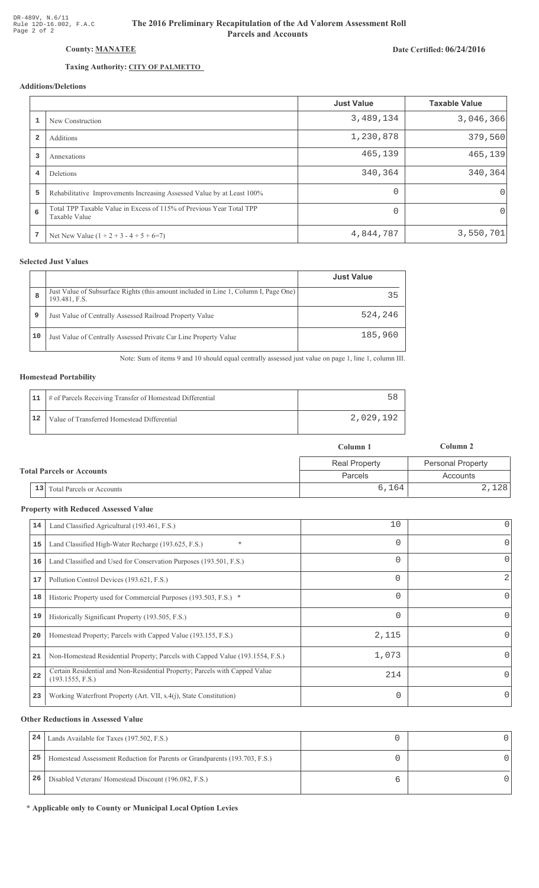DR-489V, N.6/11
Rule 12D-16.002, F.A.C

# The 2016 Preliminary Recapitulation of the Ad Valorem Assessment Roll
## Parcels and Accounts

**County: MANATEE**

**Date Certified: 06/24/2016**

**Taxing Authority: CITY OF PALMETTO**

### Additions/Deletions

| | | Just Value | Taxable Value |
|---|---|---|---|
| 1 | New Construction | 3,489,134 | 3,046,366 |
| 2 | Additions | 1,230,878 | 379,560 |
| 3 | Annexations | 465,139 | 465,139 |
| 4 | Deletions | 340,364 | 340,364 |
| 5 | Rehabilitative Improvements Increasing Assessed Value by at Least 100% | 0 | 0 |
| 6 | Total TPP Taxable Value in Excess of 115% of Previous Year Total TPP Taxable Value | 0 | 0 |
| 7 | Net New Value (1 + 2 + 3 - 4 + 5 + 6=7) | 4,844,787 | 3,550,701 |

### Selected Just Values

| | | Just Value |
|---|---|---|
| 8 | Just Value of Subsurface Rights (this amount included in Line 1, Column I, Page One) 193.481, F.S. | 35 |
| 9 | Just Value of Centrally Assessed Railroad Property Value | 524,246 |
| 10 | Just Value of Centrally Assessed Private Car Line Property Value | 185,960 |

Note: Sum of items 9 and 10 should equal centrally assessed just value on page 1, line 1, column III.

### Homestead Portability

| | | |
|---|---|---|
| 11 | # of Parcels Receiving Transfer of Homestead Differential | 58 |
| 12 | Value of Transferred Homestead Differential | 2,029,192 |

### Total Parcels or Accounts

| | | Column 1 | Column 2 |
|---|---|---|---|
| | | Real Property | Personal Property |
| | | Parcels | Accounts |
| 13 | Total Parcels or Accounts | 6,164 | 2,128 |

### Property with Reduced Assessed Value

| | | Column 1 | Column 2 |
|---|---|---|---|
| 14 | Land Classified Agricultural (193.461, F.S.) | 10 | 0 |
| 15 | Land Classified High-Water Recharge (193.625, F.S.) * | 0 | 0 |
| 16 | Land Classified and Used for Conservation Purposes (193.501, F.S.) | 0 | 0 |
| 17 | Pollution Control Devices (193.621, F.S.) | 0 | 2 |
| 18 | Historic Property used for Commercial Purposes (193.503, F.S.) * | 0 | 0 |
| 19 | Historically Significant Property (193.505, F.S.) | 0 | 0 |
| 20 | Homestead Property; Parcels with Capped Value (193.155, F.S.) | 2,115 | 0 |
| 21 | Non-Homestead Residential Property; Parcels with Capped Value (193.1554, F.S.) | 1,073 | 0 |
| 22 | Certain Residential and Non-Residential Property; Parcels with Capped Value (193.1555, F.S.) | 214 | 0 |
| 23 | Working Waterfront Property (Art. VII, s.4(j), State Constitution) | 0 | 0 |

### Other Reductions in Assessed Value

| | | Column 1 | Column 2 |
|---|---|---|---|
| 24 | Lands Available for Taxes (197.502, F.S.) | 0 | 0 |
| 25 | Homestead Assessment Reduction for Parents or Grandparents (193.703, F.S.) | 0 | 0 |
| 26 | Disabled Veterans' Homestead Discount (196.082, F.S.) | 6 | 0 |

**\* Applicable only to County or Municipal Local Option Levies**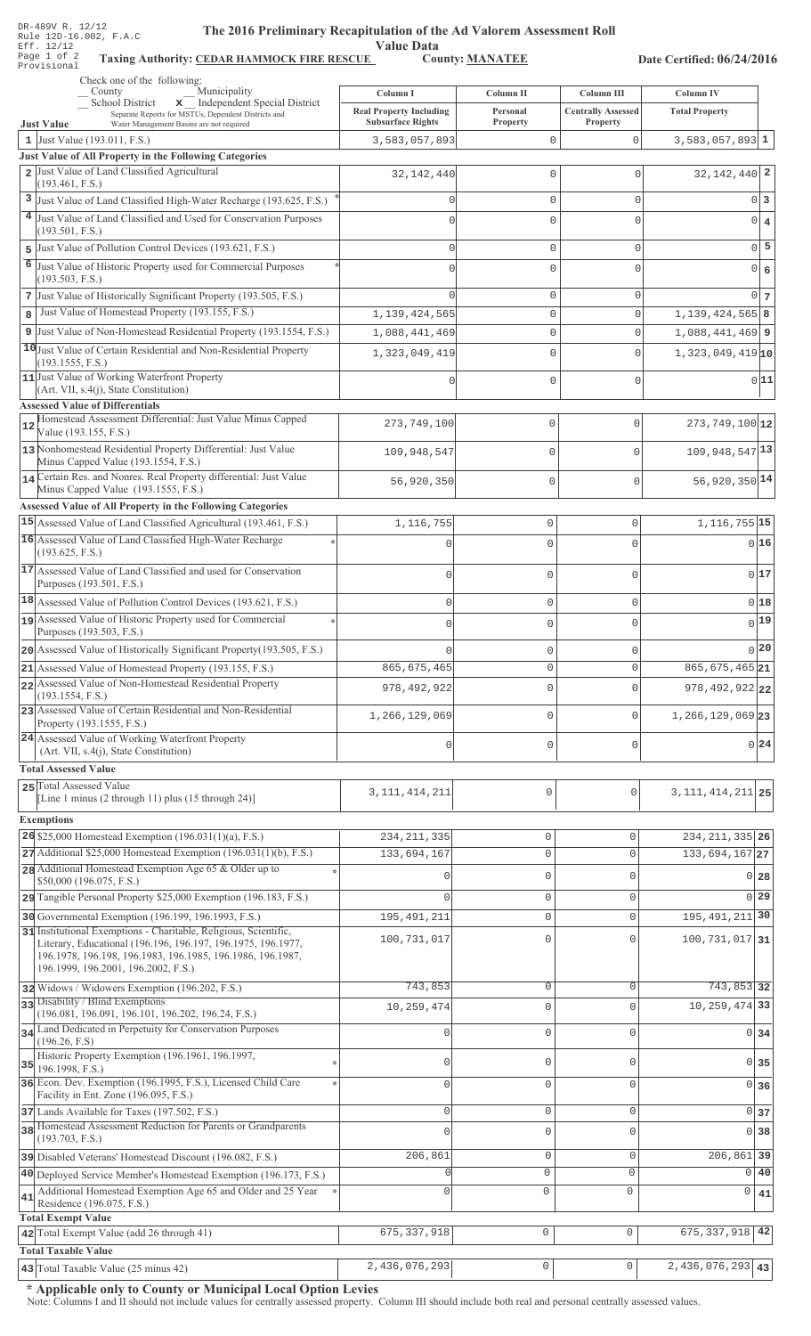DR-489V R. 12/12
Rule 12D-16.002, F.A.C
Eff. 12/12
Page 1 of 2
Provisional

# The 2016 Preliminary Recapitulation of the Ad Valorem Assessment Roll

## Value Data

**Taxing Authority: CEDAR HAMMOCK FIRE RESCUE** **County: MANATEE** **Date Certified: 06/24/2016**

Check one of the following:
__ County __ Municipality
__ School District **x** Independent Special District
Separate Reports for MSTUs, Dependent Districts and Water Management Basins are not required

| | Column I Real Property Including Subsurface Rights | Column II Personal Property | Column III Centrally Assessed Property | Column IV Total Property | |
|---|---|---|---|---|---|
| **Just Value** | | | | | |
| 1 Just Value (193.011, F.S.) | 3,583,057,893 | 0 | 0 | 3,583,057,893 | 1 |
| **Just Value of All Property in the Following Categories** | | | | | |
| 2 Just Value of Land Classified Agricultural (193.461, F.S.) | 32,142,440 | 0 | 0 | 32,142,440 | 2 |
| 3 Just Value of Land Classified High-Water Recharge (193.625, F.S.) * | 0 | 0 | 0 | 0 | 3 |
| 4 Just Value of Land Classified and Used for Conservation Purposes (193.501, F.S.) | 0 | 0 | 0 | 0 | 4 |
| 5 Just Value of Pollution Control Devices (193.621, F.S.) | 0 | 0 | 0 | 0 | 5 |
| 6 Just Value of Historic Property used for Commercial Purposes (193.503, F.S.) * | 0 | 0 | 0 | 0 | 6 |
| 7 Just Value of Historically Significant Property (193.505, F.S.) | 0 | 0 | 0 | 0 | 7 |
| 8 Just Value of Homestead Property (193.155, F.S.) | 1,139,424,565 | 0 | 0 | 1,139,424,565 | 8 |
| 9 Just Value of Non-Homestead Residential Property (193.1554, F.S.) | 1,088,441,469 | 0 | 0 | 1,088,441,469 | 9 |
| 10 Just Value of Certain Residential and Non-Residential Property (193.1555, F.S.) | 1,323,049,419 | 0 | 0 | 1,323,049,419 | 10 |
| 11 Just Value of Working Waterfront Property (Art. VII, s.4(j), State Constitution) | 0 | 0 | 0 | 0 | 11 |
| **Assessed Value of Differentials** | | | | | |
| 12 Homestead Assessment Differential: Just Value Minus Capped Value (193.155, F.S.) | 273,749,100 | 0 | 0 | 273,749,100 | 12 |
| 13 Nonhomestead Residential Property Differential: Just Value Minus Capped Value (193.1554, F.S.) | 109,948,547 | 0 | 0 | 109,948,547 | 13 |
| 14 Certain Res. and Nonres. Real Property differential: Just Value Minus Capped Value (193.1555, F.S.) | 56,920,350 | 0 | 0 | 56,920,350 | 14 |
| **Assessed Value of All Property in the Following Categories** | | | | | |
| 15 Assessed Value of Land Classified Agricultural (193.461, F.S.) | 1,116,755 | 0 | 0 | 1,116,755 | 15 |
| 16 Assessed Value of Land Classified High-Water Recharge (193.625, F.S.) * | 0 | 0 | 0 | 0 | 16 |
| 17 Assessed Value of Land Classified and used for Conservation Purposes (193.501, F.S.) | 0 | 0 | 0 | 0 | 17 |
| 18 Assessed Value of Pollution Control Devices (193.621, F.S.) | 0 | 0 | 0 | 0 | 18 |
| 19 Assessed Value of Historic Property used for Commercial Purposes (193.503, F.S.) * | 0 | 0 | 0 | 0 | 19 |
| 20 Assessed Value of Historically Significant Property(193.505, F.S.) | 0 | 0 | 0 | 0 | 20 |
| 21 Assessed Value of Homestead Property (193.155, F.S.) | 865,675,465 | 0 | 0 | 865,675,465 | 21 |
| 22 Assessed Value of Non-Homestead Residential Property (193.1554, F.S.) | 978,492,922 | 0 | 0 | 978,492,922 | 22 |
| 23 Assessed Value of Certain Residential and Non-Residential Property (193.1555, F.S.) | 1,266,129,069 | 0 | 0 | 1,266,129,069 | 23 |
| 24 Assessed Value of Working Waterfront Property (Art. VII, s.4(j), State Constitution) | 0 | 0 | 0 | 0 | 24 |
| **Total Assessed Value** | | | | | |
| 25 Total Assessed Value [Line 1 minus (2 through 11) plus (15 through 24)] | 3,111,414,211 | 0 | 0 | 3,111,414,211 | 25 |
| **Exemptions** | | | | | |
| 26 $25,000 Homestead Exemption (196.031(1)(a), F.S.) | 234,211,335 | 0 | 0 | 234,211,335 | 26 |
| 27 Additional $25,000 Homestead Exemption (196.031(1)(b), F.S.) | 133,694,167 | 0 | 0 | 133,694,167 | 27 |
| 28 Additional Homestead Exemption Age 65 & Older up to $50,000 (196.075, F.S.) * | 0 | 0 | 0 | 0 | 28 |
| 29 Tangible Personal Property $25,000 Exemption (196.183, F.S.) | 0 | 0 | 0 | 0 | 29 |
| 30 Governmental Exemption (196.199, 196.1993, F.S.) | 195,491,211 | 0 | 0 | 195,491,211 | 30 |
| 31 Institutional Exemptions - Charitable, Religious, Scientific, Literary, Educational (196.196, 196.197, 196.1975, 196.1977, 196.1978, 196.198, 196.1983, 196.1985, 196.1986, 196.1987, 196.1999, 196.2001, 196.2002, F.S.) | 100,731,017 | 0 | 0 | 100,731,017 | 31 |
| 32 Widows / Widowers Exemption (196.202, F.S.) | 743,853 | 0 | 0 | 743,853 | 32 |
| 33 Disability / Blind Exemptions (196.081, 196.091, 196.101, 196.202, 196.24, F.S.) | 10,259,474 | 0 | 0 | 10,259,474 | 33 |
| 34 Land Dedicated in Perpetuity for Conservation Purposes (196.26, F.S) | 0 | 0 | 0 | 0 | 34 |
| 35 Historic Property Exemption (196.1961, 196.1997, 196.1998, F.S.) * | 0 | 0 | 0 | 0 | 35 |
| 36 Econ. Dev. Exemption (196.1995, F.S.), Licensed Child Care Facility in Ent. Zone (196.095, F.S.) * | 0 | 0 | 0 | 0 | 36 |
| 37 Lands Available for Taxes (197.502, F.S.) | 0 | 0 | 0 | 0 | 37 |
| 38 Homestead Assessment Reduction for Parents or Grandparents (193.703, F.S.) | 0 | 0 | 0 | 0 | 38 |
| 39 Disabled Veterans' Homestead Discount (196.082, F.S.) | 206,861 | 0 | 0 | 206,861 | 39 |
| 40 Deployed Service Member's Homestead Exemption (196.173, F.S.) | 0 | 0 | 0 | 0 | 40 |
| 41 Additional Homestead Exemption Age 65 and Older and 25 Year Residence (196.075, F.S.) * | 0 | 0 | 0 | 0 | 41 |
| **Total Exempt Value** | | | | | |
| 42 Total Exempt Value (add 26 through 41) | 675,337,918 | 0 | 0 | 675,337,918 | 42 |
| **Total Taxable Value** | | | | | |
| 43 Total Taxable Value (25 minus 42) | 2,436,076,293 | 0 | 0 | 2,436,076,293 | 43 |

**\* Applicable only to County or Municipal Local Option Levies**

Note: Columns I and II should not include values for centrally assessed property. Column III should include both real and personal centrally assessed values.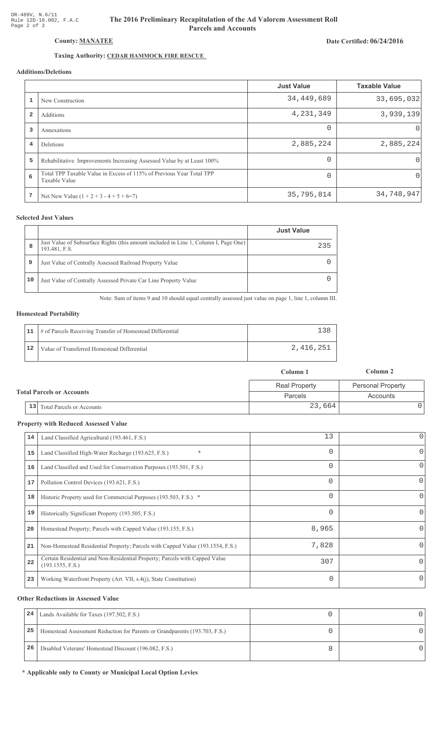DR-489V, N.6/11
Rule 12D-16.002, F.A.C
Page 2 of 2

# The 2016 Preliminary Recapitulation of the Ad Valorem Assessment Roll
## Parcels and Accounts

**County: MANATEE**

**Date Certified: 06/24/2016**

**Taxing Authority: CEDAR HAMMOCK FIRE RESCUE**

### Additions/Deletions

| | | Just Value | Taxable Value |
|---|---|---|---|
| 1 | New Construction | 34,449,689 | 33,695,032 |
| 2 | Additions | 4,231,349 | 3,939,139 |
| 3 | Annexations | 0 | 0 |
| 4 | Deletions | 2,885,224 | 2,885,224 |
| 5 | Rehabilitative Improvements Increasing Assessed Value by at Least 100% | 0 | 0 |
| 6 | Total TPP Taxable Value in Excess of 115% of Previous Year Total TPP Taxable Value | 0 | 0 |
| 7 | Net New Value (1 + 2 + 3 - 4 + 5 + 6=7) | 35,795,814 | 34,748,947 |

### Selected Just Values

| | | Just Value |
|---|---|---|
| 8 | Just Value of Subsurface Rights (this amount included in Line 1, Column I, Page One) 193.481, F.S. | 235 |
| 9 | Just Value of Centrally Assessed Railroad Property Value | 0 |
| 10 | Just Value of Centrally Assessed Private Car Line Property Value | 0 |

Note: Sum of items 9 and 10 should equal centrally assessed just value on page 1, line 1, column III.

### Homestead Portability

| | | |
|---|---|---|
| 11 | # of Parcels Receiving Transfer of Homestead Differential | 138 |
| 12 | Value of Transferred Homestead Differential | 2,416,251 |

### Total Parcels or Accounts

| | | Column 1 | Column 2 |
|---|---|---|---|
| | | Real Property | Personal Property |
| | | Parcels | Accounts |
| 13 | Total Parcels or Accounts | 23,664 | 0 |

### Property with Reduced Assessed Value

| | | | |
|---|---|---|---|
| 14 | Land Classified Agricultural (193.461, F.S.) | 13 | 0 |
| 15 | Land Classified High-Water Recharge (193.625, F.S.) * | 0 | 0 |
| 16 | Land Classified and Used for Conservation Purposes (193.501, F.S.) | 0 | 0 |
| 17 | Pollution Control Devices (193.621, F.S.) | 0 | 0 |
| 18 | Historic Property used for Commercial Purposes (193.503, F.S.) * | 0 | 0 |
| 19 | Historically Significant Property (193.505, F.S.) | 0 | 0 |
| 20 | Homestead Property; Parcels with Capped Value (193.155, F.S.) | 8,965 | 0 |
| 21 | Non-Homestead Residential Property; Parcels with Capped Value (193.1554, F.S.) | 7,828 | 0 |
| 22 | Certain Residential and Non-Residential Property; Parcels with Capped Value (193.1555, F.S.) | 307 | 0 |
| 23 | Working Waterfront Property (Art. VII, s.4(j), State Constitution) | 0 | 0 |

### Other Reductions in Assessed Value

| | | | |
|---|---|---|---|
| 24 | Lands Available for Taxes (197.502, F.S.) | 0 | 0 |
| 25 | Homestead Assessment Reduction for Parents or Grandparents (193.703, F.S.) | 0 | 0 |
| 26 | Disabled Veterans' Homestead Discount (196.082, F.S.) | 8 | 0 |

**\* Applicable only to County or Municipal Local Option Levies**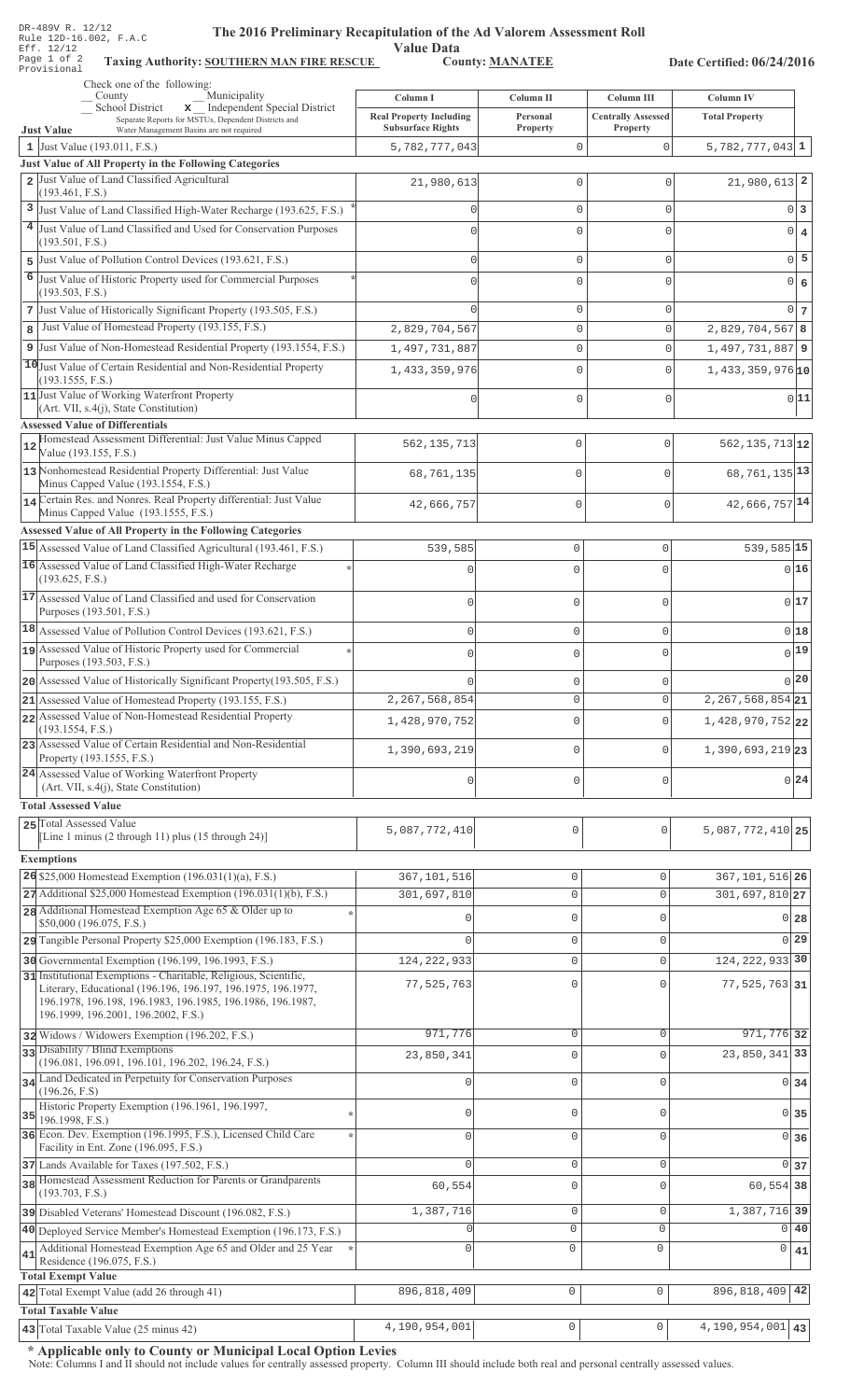DR-489V R. 12/12
Rule 12D-16.002, F.A.C
Eff. 12/12
Page 1 of 2
Provisional

# The 2016 Preliminary Recapitulation of the Ad Valorem Assessment Roll

## Value Data

**Taxing Authority: SOUTHERN MAN FIRE RESCUE** **County: MANATEE** **Date Certified: 06/24/2016**

Check one of the following:
__ County __ Municipality
__ School District **x** Independent Special District
Separate Reports for MSTUs, Dependent Districts and Water Management Basins are not required

| | Just Value | Column I Real Property Including Subsurface Rights | Column II Personal Property | Column III Centrally Assessed Property | Column IV Total Property | |
|---|---|---|---|---|---|---|
| 1 | Just Value (193.011, F.S.) | 5,782,777,043 | 0 | 0 | 5,782,777,043 | 1 |
| | **Just Value of All Property in the Following Categories** | | | | | |
| 2 | Just Value of Land Classified Agricultural (193.461, F.S.) | 21,980,613 | 0 | 0 | 21,980,613 | 2 |
| 3 | Just Value of Land Classified High-Water Recharge (193.625, F.S.) * | 0 | 0 | 0 | 0 | 3 |
| 4 | Just Value of Land Classified and Used for Conservation Purposes (193.501, F.S.) | 0 | 0 | 0 | 0 | 4 |
| 5 | Just Value of Pollution Control Devices (193.621, F.S.) | 0 | 0 | 0 | 0 | 5 |
| 6 | Just Value of Historic Property used for Commercial Purposes (193.503, F.S.) * | 0 | 0 | 0 | 0 | 6 |
| 7 | Just Value of Historically Significant Property (193.505, F.S.) | 0 | 0 | 0 | 0 | 7 |
| 8 | Just Value of Homestead Property (193.155, F.S.) | 2,829,704,567 | 0 | 0 | 2,829,704,567 | 8 |
| 9 | Just Value of Non-Homestead Residential Property (193.1554, F.S.) | 1,497,731,887 | 0 | 0 | 1,497,731,887 | 9 |
| 10 | Just Value of Certain Residential and Non-Residential Property (193.1555, F.S.) | 1,433,359,976 | 0 | 0 | 1,433,359,976 | 10 |
| 11 | Just Value of Working Waterfront Property (Art. VII, s.4(j), State Constitution) | 0 | 0 | 0 | 0 | 11 |
| | **Assessed Value of Differentials** | | | | | |
| 12 | Homestead Assessment Differential: Just Value Minus Capped Value (193.155, F.S.) | 562,135,713 | 0 | 0 | 562,135,713 | 12 |
| 13 | Nonhomestead Residential Property Differential: Just Value Minus Capped Value (193.1554, F.S.) | 68,761,135 | 0 | 0 | 68,761,135 | 13 |
| 14 | Certain Res. and Nonres. Real Property differential: Just Value Minus Capped Value (193.1555, F.S.) | 42,666,757 | 0 | 0 | 42,666,757 | 14 |
| | **Assessed Value of All Property in the Following Categories** | | | | | |
| 15 | Assessed Value of Land Classified Agricultural (193.461, F.S.) | 539,585 | 0 | 0 | 539,585 | 15 |
| 16 | Assessed Value of Land Classified High-Water Recharge (193.625, F.S.) * | 0 | 0 | 0 | 0 | 16 |
| 17 | Assessed Value of Land Classified and used for Conservation Purposes (193.501, F.S.) | 0 | 0 | 0 | 0 | 17 |
| 18 | Assessed Value of Pollution Control Devices (193.621, F.S.) | 0 | 0 | 0 | 0 | 18 |
| 19 | Assessed Value of Historic Property used for Commercial Purposes (193.503, F.S.) * | 0 | 0 | 0 | 0 | 19 |
| 20 | Assessed Value of Historically Significant Property(193.505, F.S.) | 0 | 0 | 0 | 0 | 20 |
| 21 | Assessed Value of Homestead Property (193.155, F.S.) | 2,267,568,854 | 0 | 0 | 2,267,568,854 | 21 |
| 22 | Assessed Value of Non-Homestead Residential Property (193.1554, F.S.) | 1,428,970,752 | 0 | 0 | 1,428,970,752 | 22 |
| 23 | Assessed Value of Certain Residential and Non-Residential Property (193.1555, F.S.) | 1,390,693,219 | 0 | 0 | 1,390,693,219 | 23 |
| 24 | Assessed Value of Working Waterfront Property (Art. VII, s.4(j), State Constitution) | 0 | 0 | 0 | 0 | 24 |
| | **Total Assessed Value** | | | | | |
| 25 | Total Assessed Value [Line 1 minus (2 through 11) plus (15 through 24)] | 5,087,772,410 | 0 | 0 | 5,087,772,410 | 25 |
| | **Exemptions** | | | | | |
| 26 | $25,000 Homestead Exemption (196.031(1)(a), F.S.) | 367,101,516 | 0 | 0 | 367,101,516 | 26 |
| 27 | Additional $25,000 Homestead Exemption (196.031(1)(b), F.S.) | 301,697,810 | 0 | 0 | 301,697,810 | 27 |
| 28 | Additional Homestead Exemption Age 65 & Older up to $50,000 (196.075, F.S.) * | 0 | 0 | 0 | 0 | 28 |
| 29 | Tangible Personal Property $25,000 Exemption (196.183, F.S.) | 0 | 0 | 0 | 0 | 29 |
| 30 | Governmental Exemption (196.199, 196.1993, F.S.) | 124,222,933 | 0 | 0 | 124,222,933 | 30 |
| 31 | Institutional Exemptions - Charitable, Religious, Scientific, Literary, Educational (196.196, 196.197, 196.1975, 196.1977, 196.1978, 196.198, 196.1983, 196.1985, 196.1986, 196.1987, 196.1999, 196.2001, 196.2002, F.S.) | 77,525,763 | 0 | 0 | 77,525,763 | 31 |
| 32 | Widows / Widowers Exemption (196.202, F.S.) | 971,776 | 0 | 0 | 971,776 | 32 |
| 33 | Disability / Blind Exemptions (196.081, 196.091, 196.101, 196.202, 196.24, F.S.) | 23,850,341 | 0 | 0 | 23,850,341 | 33 |
| 34 | Land Dedicated in Perpetuity for Conservation Purposes (196.26, F.S) | 0 | 0 | 0 | 0 | 34 |
| 35 | Historic Property Exemption (196.1961, 196.1997, 196.1998, F.S.) * | 0 | 0 | 0 | 0 | 35 |
| 36 | Econ. Dev. Exemption (196.1995, F.S.), Licensed Child Care Facility in Ent. Zone (196.095, F.S.) * | 0 | 0 | 0 | 0 | 36 |
| 37 | Lands Available for Taxes (197.502, F.S.) | 0 | 0 | 0 | 0 | 37 |
| 38 | Homestead Assessment Reduction for Parents or Grandparents (193.703, F.S.) | 60,554 | 0 | 0 | 60,554 | 38 |
| 39 | Disabled Veterans' Homestead Discount (196.082, F.S.) | 1,387,716 | 0 | 0 | 1,387,716 | 39 |
| 40 | Deployed Service Member's Homestead Exemption (196.173, F.S.) | 0 | 0 | 0 | 0 | 40 |
| 41 | Additional Homestead Exemption Age 65 and Older and 25 Year Residence (196.075, F.S.) * | 0 | 0 | 0 | 0 | 41 |
| | **Total Exempt Value** | | | | | |
| 42 | Total Exempt Value (add 26 through 41) | 896,818,409 | 0 | 0 | 896,818,409 | 42 |
| | **Total Taxable Value** | | | | | |
| 43 | Total Taxable Value (25 minus 42) | 4,190,954,001 | 0 | 0 | 4,190,954,001 | 43 |

**\* Applicable only to County or Municipal Local Option Levies**

Note: Columns I and II should not include values for centrally assessed property. Column III should include both real and personal centrally assessed values.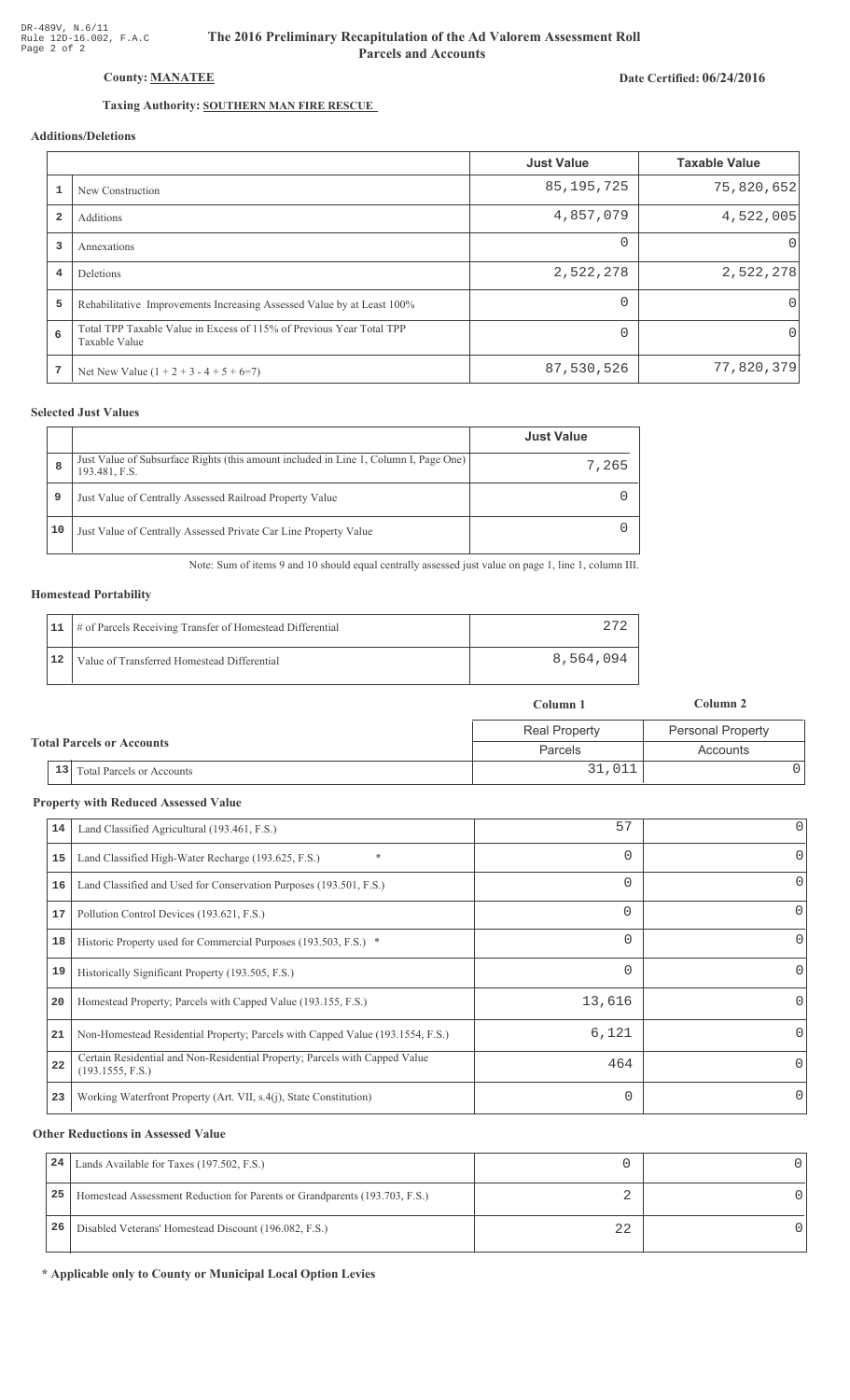# The 2016 Preliminary Recapitulation of the Ad Valorem Assessment Roll Parcels and Accounts

DR-489V, N.6/11
Rule 12D-16.002, F.A.C

**County: MANATEE**

**Date Certified: 06/24/2016**

**Taxing Authority: SOUTHERN MAN FIRE RESCUE**

### Additions/Deletions

| | | Just Value | Taxable Value |
|---|---|---|---|
| 1 | New Construction | 85,195,725 | 75,820,652 |
| 2 | Additions | 4,857,079 | 4,522,005 |
| 3 | Annexations | 0 | 0 |
| 4 | Deletions | 2,522,278 | 2,522,278 |
| 5 | Rehabilitative Improvements Increasing Assessed Value by at Least 100% | 0 | 0 |
| 6 | Total TPP Taxable Value in Excess of 115% of Previous Year Total TPP Taxable Value | 0 | 0 |
| 7 | Net New Value (1 + 2 + 3 - 4 + 5 + 6=7) | 87,530,526 | 77,820,379 |

### Selected Just Values

| | | Just Value |
|---|---|---|
| 8 | Just Value of Subsurface Rights (this amount included in Line 1, Column I, Page One) 193.481, F.S. | 7,265 |
| 9 | Just Value of Centrally Assessed Railroad Property Value | 0 |
| 10 | Just Value of Centrally Assessed Private Car Line Property Value | 0 |

Note: Sum of items 9 and 10 should equal centrally assessed just value on page 1, line 1, column III.

### Homestead Portability

| | | |
|---|---|---|
| 11 | # of Parcels Receiving Transfer of Homestead Differential | 272 |
| 12 | Value of Transferred Homestead Differential | 8,564,094 |

### Total Parcels or Accounts

| | | Column 1<br>Real Property<br>Parcels | Column 2<br>Personal Property<br>Accounts |
|---|---|---|---|
| 13 | Total Parcels or Accounts | 31,011 | 0 |

### Property with Reduced Assessed Value

| | | Column 1 | Column 2 |
|---|---|---|---|
| 14 | Land Classified Agricultural (193.461, F.S.) | 57 | 0 |
| 15 | Land Classified High-Water Recharge (193.625, F.S.) * | 0 | 0 |
| 16 | Land Classified and Used for Conservation Purposes (193.501, F.S.) | 0 | 0 |
| 17 | Pollution Control Devices (193.621, F.S.) | 0 | 0 |
| 18 | Historic Property used for Commercial Purposes (193.503, F.S.) * | 0 | 0 |
| 19 | Historically Significant Property (193.505, F.S.) | 0 | 0 |
| 20 | Homestead Property; Parcels with Capped Value (193.155, F.S.) | 13,616 | 0 |
| 21 | Non-Homestead Residential Property; Parcels with Capped Value (193.1554, F.S.) | 6,121 | 0 |
| 22 | Certain Residential and Non-Residential Property; Parcels with Capped Value (193.1555, F.S.) | 464 | 0 |
| 23 | Working Waterfront Property (Art. VII, s.4(j), State Constitution) | 0 | 0 |

### Other Reductions in Assessed Value

| | | Column 1 | Column 2 |
|---|---|---|---|
| 24 | Lands Available for Taxes (197.502, F.S.) | 0 | 0 |
| 25 | Homestead Assessment Reduction for Parents or Grandparents (193.703, F.S.) | 2 | 0 |
| 26 | Disabled Veterans' Homestead Discount (196.082, F.S.) | 22 | 0 |

**\* Applicable only to County or Municipal Local Option Levies**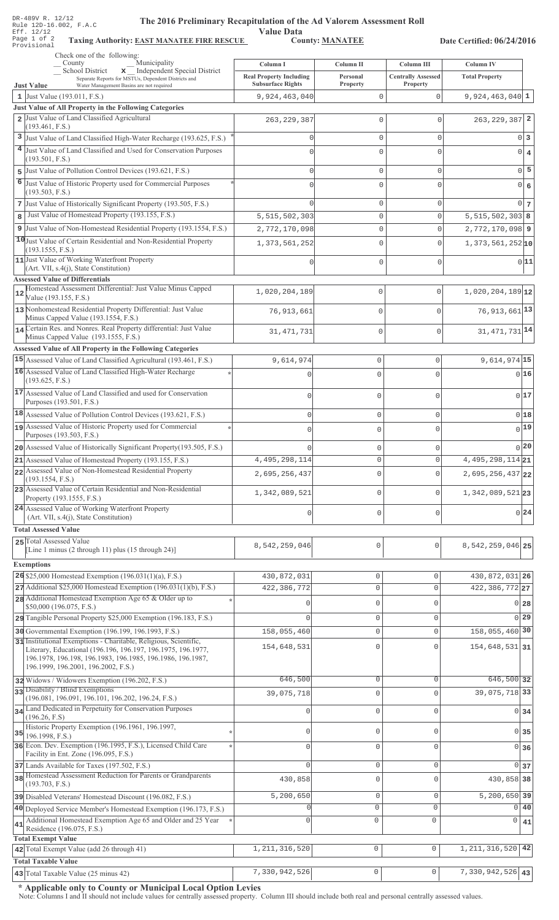DR-489V R. 12/12
Rule 12D-16.002, F.A.C
Eff. 12/12
Page 1 of 2
Provisional

# The 2016 Preliminary Recapitulation of the Ad Valorem Assessment Roll

## Value Data

**Taxing Authority: EAST MANATEE FIRE RESCUE** **County: MANATEE** **Date Certified: 06/24/2016**

Check one of the following:
__ County __ Municipality
__ School District **x** Independent Special District
Separate Reports for MSTUs, Dependent Districts and Water Management Basins are not required

| | Just Value | Column I Real Property Including Subsurface Rights | Column II Personal Property | Column III Centrally Assessed Property | Column IV Total Property | |
|---|---|---|---|---|---|---|
| 1 | Just Value (193.011, F.S.) | 9,924,463,040 | 0 | 0 | 9,924,463,040 | 1 |
| | **Just Value of All Property in the Following Categories** | | | | | |
| 2 | Just Value of Land Classified Agricultural (193.461, F.S.) | 263,229,387 | 0 | 0 | 263,229,387 | 2 |
| 3 | Just Value of Land Classified High-Water Recharge (193.625, F.S.) * | 0 | 0 | 0 | 0 | 3 |
| 4 | Just Value of Land Classified and Used for Conservation Purposes (193.501, F.S.) | 0 | 0 | 0 | 0 | 4 |
| 5 | Just Value of Pollution Control Devices (193.621, F.S.) | 0 | 0 | 0 | 0 | 5 |
| 6 | Just Value of Historic Property used for Commercial Purposes (193.503, F.S.) * | 0 | 0 | 0 | 0 | 6 |
| 7 | Just Value of Historically Significant Property (193.505, F.S.) | 0 | 0 | 0 | 0 | 7 |
| 8 | Just Value of Homestead Property (193.155, F.S.) | 5,515,502,303 | 0 | 0 | 5,515,502,303 | 8 |
| 9 | Just Value of Non-Homestead Residential Property (193.1554, F.S.) | 2,772,170,098 | 0 | 0 | 2,772,170,098 | 9 |
| 10 | Just Value of Certain Residential and Non-Residential Property (193.1555, F.S.) | 1,373,561,252 | 0 | 0 | 1,373,561,252 | 10 |
| 11 | Just Value of Working Waterfront Property (Art. VII, s.4(j), State Constitution) | 0 | 0 | 0 | 0 | 11 |
| | **Assessed Value of Differentials** | | | | | |
| 12 | Homestead Assessment Differential: Just Value Minus Capped Value (193.155, F.S.) | 1,020,204,189 | 0 | 0 | 1,020,204,189 | 12 |
| 13 | Nonhomestead Residential Property Differential: Just Value Minus Capped Value (193.1554, F.S.) | 76,913,661 | 0 | 0 | 76,913,661 | 13 |
| 14 | Certain Res. and Nonres. Real Property differential: Just Value Minus Capped Value (193.1555, F.S.) | 31,471,731 | 0 | 0 | 31,471,731 | 14 |
| | **Assessed Value of All Property in the Following Categories** | | | | | |
| 15 | Assessed Value of Land Classified Agricultural (193.461, F.S.) | 9,614,974 | 0 | 0 | 9,614,974 | 15 |
| 16 | Assessed Value of Land Classified High-Water Recharge (193.625, F.S.) * | 0 | 0 | 0 | 0 | 16 |
| 17 | Assessed Value of Land Classified and used for Conservation Purposes (193.501, F.S.) | 0 | 0 | 0 | 0 | 17 |
| 18 | Assessed Value of Pollution Control Devices (193.621, F.S.) | 0 | 0 | 0 | 0 | 18 |
| 19 | Assessed Value of Historic Property used for Commercial Purposes (193.503, F.S.) * | 0 | 0 | 0 | 0 | 19 |
| 20 | Assessed Value of Historically Significant Property(193.505, F.S.) | 0 | 0 | 0 | 0 | 20 |
| 21 | Assessed Value of Homestead Property (193.155, F.S.) | 4,495,298,114 | 0 | 0 | 4,495,298,114 | 21 |
| 22 | Assessed Value of Non-Homestead Residential Property (193.1554, F.S.) | 2,695,256,437 | 0 | 0 | 2,695,256,437 | 22 |
| 23 | Assessed Value of Certain Residential and Non-Residential Property (193.1555, F.S.) | 1,342,089,521 | 0 | 0 | 1,342,089,521 | 23 |
| 24 | Assessed Value of Working Waterfront Property (Art. VII, s.4(j), State Constitution) | 0 | 0 | 0 | 0 | 24 |
| | **Total Assessed Value** | | | | | |
| 25 | Total Assessed Value [Line 1 minus (2 through 11) plus (15 through 24)] | 8,542,259,046 | 0 | 0 | 8,542,259,046 | 25 |
| | **Exemptions** | | | | | |
| 26 | $25,000 Homestead Exemption (196.031(1)(a), F.S.) | 430,872,031 | 0 | 0 | 430,872,031 | 26 |
| 27 | Additional $25,000 Homestead Exemption (196.031(1)(b), F.S.) | 422,386,772 | 0 | 0 | 422,386,772 | 27 |
| 28 | Additional Homestead Exemption Age 65 & Older up to $50,000 (196.075, F.S.) * | 0 | 0 | 0 | 0 | 28 |
| 29 | Tangible Personal Property $25,000 Exemption (196.183, F.S.) | 0 | 0 | 0 | 0 | 29 |
| 30 | Governmental Exemption (196.199, 196.1993, F.S.) | 158,055,460 | 0 | 0 | 158,055,460 | 30 |
| 31 | Institutional Exemptions - Charitable, Religious, Scientific, Literary, Educational (196.196, 196.197, 196.1975, 196.1977, 196.1978, 196.198, 196.1983, 196.1985, 196.1986, 196.1987, 196.1999, 196.2001, 196.2002, F.S.) | 154,648,531 | 0 | 0 | 154,648,531 | 31 |
| 32 | Widows / Widowers Exemption (196.202, F.S.) | 646,500 | 0 | 0 | 646,500 | 32 |
| 33 | Disability / Blind Exemptions (196.081, 196.091, 196.101, 196.202, 196.24, F.S.) | 39,075,718 | 0 | 0 | 39,075,718 | 33 |
| 34 | Land Dedicated in Perpetuity for Conservation Purposes (196.26, F.S) | 0 | 0 | 0 | 0 | 34 |
| 35 | Historic Property Exemption (196.1961, 196.1997, 196.1998, F.S.) * | 0 | 0 | 0 | 0 | 35 |
| 36 | Econ. Dev. Exemption (196.1995, F.S.), Licensed Child Care Facility in Ent. Zone (196.095, F.S.) * | 0 | 0 | 0 | 0 | 36 |
| 37 | Lands Available for Taxes (197.502, F.S.) | 0 | 0 | 0 | 0 | 37 |
| 38 | Homestead Assessment Reduction for Parents or Grandparents (193.703, F.S.) | 430,858 | 0 | 0 | 430,858 | 38 |
| 39 | Disabled Veterans' Homestead Discount (196.082, F.S.) | 5,200,650 | 0 | 0 | 5,200,650 | 39 |
| 40 | Deployed Service Member's Homestead Exemption (196.173, F.S.) | 0 | 0 | 0 | 0 | 40 |
| 41 | Additional Homestead Exemption Age 65 and Older and 25 Year Residence (196.075, F.S.) * | 0 | 0 | 0 | 0 | 41 |
| | **Total Exempt Value** | | | | | |
| 42 | Total Exempt Value (add 26 through 41) | 1,211,316,520 | 0 | 0 | 1,211,316,520 | 42 |
| | **Total Taxable Value** | | | | | |
| 43 | Total Taxable Value (25 minus 42) | 7,330,942,526 | 0 | 0 | 7,330,942,526 | 43 |

**\* Applicable only to County or Municipal Local Option Levies**

Note: Columns I and II should not include values for centrally assessed property. Column III should include both real and personal centrally assessed values.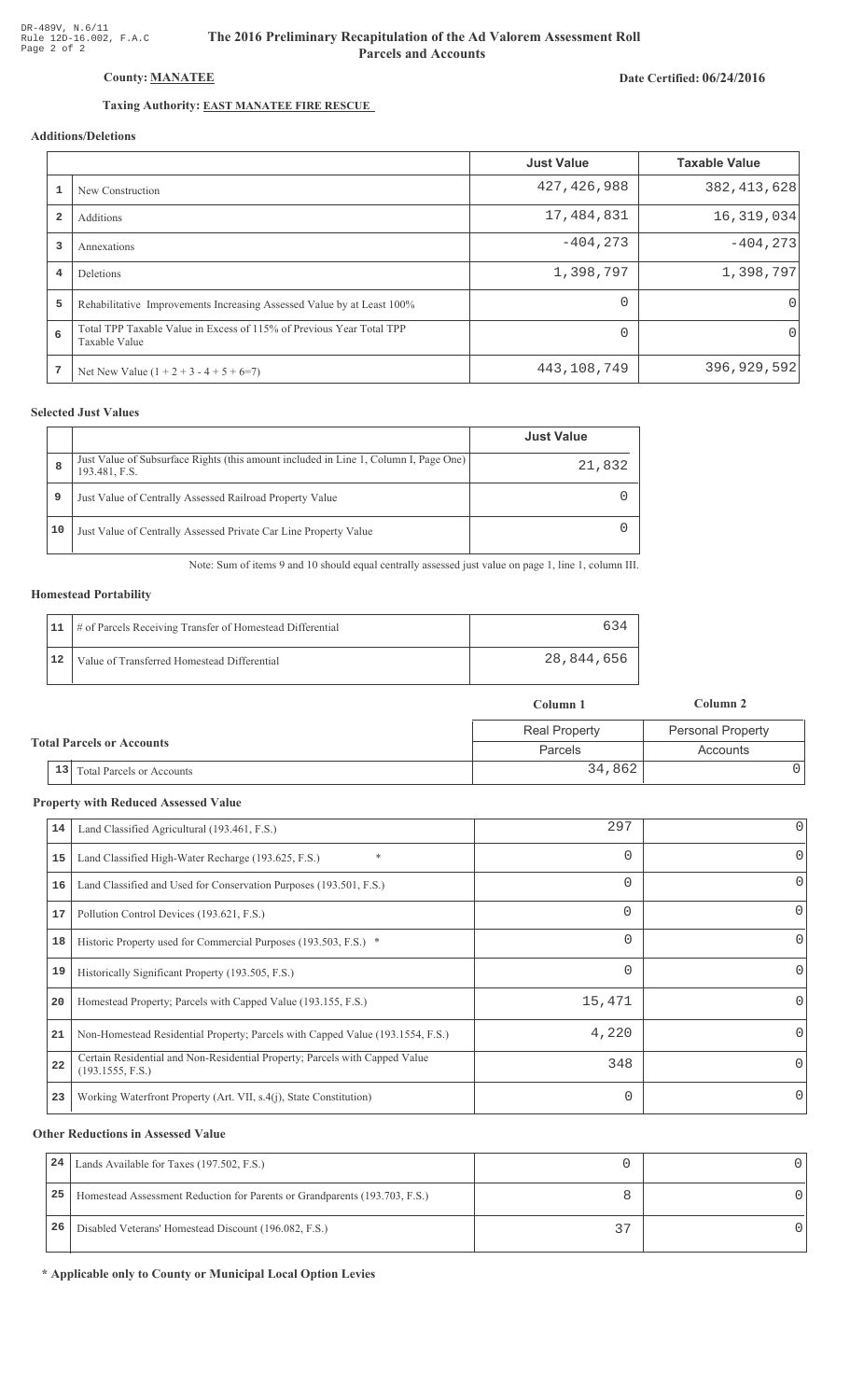DR-489V, N.6/11
Rule 12D-16.002, F.A.C
Page 2 of 2

# The 2016 Preliminary Recapitulation of the Ad Valorem Assessment Roll
## Parcels and Accounts

**County: MANATEE**

**Date Certified: 06/24/2016**

**Taxing Authority: EAST MANATEE FIRE RESCUE**

### Additions/Deletions

| | | Just Value | Taxable Value |
|---|---|---|---|
| 1 | New Construction | 427,426,988 | 382,413,628 |
| 2 | Additions | 17,484,831 | 16,319,034 |
| 3 | Annexations | -404,273 | -404,273 |
| 4 | Deletions | 1,398,797 | 1,398,797 |
| 5 | Rehabilitative Improvements Increasing Assessed Value by at Least 100% | 0 | 0 |
| 6 | Total TPP Taxable Value in Excess of 115% of Previous Year Total TPP Taxable Value | 0 | 0 |
| 7 | Net New Value (1 + 2 + 3 - 4 + 5 + 6=7) | 443,108,749 | 396,929,592 |

### Selected Just Values

| | | Just Value |
|---|---|---|
| 8 | Just Value of Subsurface Rights (this amount included in Line 1, Column I, Page One) 193.481, F.S. | 21,832 |
| 9 | Just Value of Centrally Assessed Railroad Property Value | 0 |
| 10 | Just Value of Centrally Assessed Private Car Line Property Value | 0 |

Note: Sum of items 9 and 10 should equal centrally assessed just value on page 1, line 1, column III.

### Homestead Portability

| | | |
|---|---|---|
| 11 | # of Parcels Receiving Transfer of Homestead Differential | 634 |
| 12 | Value of Transferred Homestead Differential | 28,844,656 |

### Total Parcels or Accounts

| | | Column 1 | Column 2 |
|---|---|---|---|
| | | Real Property | Personal Property |
| | | Parcels | Accounts |
| 13 | Total Parcels or Accounts | 34,862 | 0 |

### Property with Reduced Assessed Value

| | | | |
|---|---|---|---|
| 14 | Land Classified Agricultural (193.461, F.S.) | 297 | 0 |
| 15 | Land Classified High-Water Recharge (193.625, F.S.) * | 0 | 0 |
| 16 | Land Classified and Used for Conservation Purposes (193.501, F.S.) | 0 | 0 |
| 17 | Pollution Control Devices (193.621, F.S.) | 0 | 0 |
| 18 | Historic Property used for Commercial Purposes (193.503, F.S.) * | 0 | 0 |
| 19 | Historically Significant Property (193.505, F.S.) | 0 | 0 |
| 20 | Homestead Property; Parcels with Capped Value (193.155, F.S.) | 15,471 | 0 |
| 21 | Non-Homestead Residential Property; Parcels with Capped Value (193.1554, F.S.) | 4,220 | 0 |
| 22 | Certain Residential and Non-Residential Property; Parcels with Capped Value (193.1555, F.S.) | 348 | 0 |
| 23 | Working Waterfront Property (Art. VII, s.4(j), State Constitution) | 0 | 0 |

### Other Reductions in Assessed Value

| | | | |
|---|---|---|---|
| 24 | Lands Available for Taxes (197.502, F.S.) | 0 | 0 |
| 25 | Homestead Assessment Reduction for Parents or Grandparents (193.703, F.S.) | 8 | 0 |
| 26 | Disabled Veterans' Homestead Discount (196.082, F.S.) | 37 | 0 |

**\* Applicable only to County or Municipal Local Option Levies**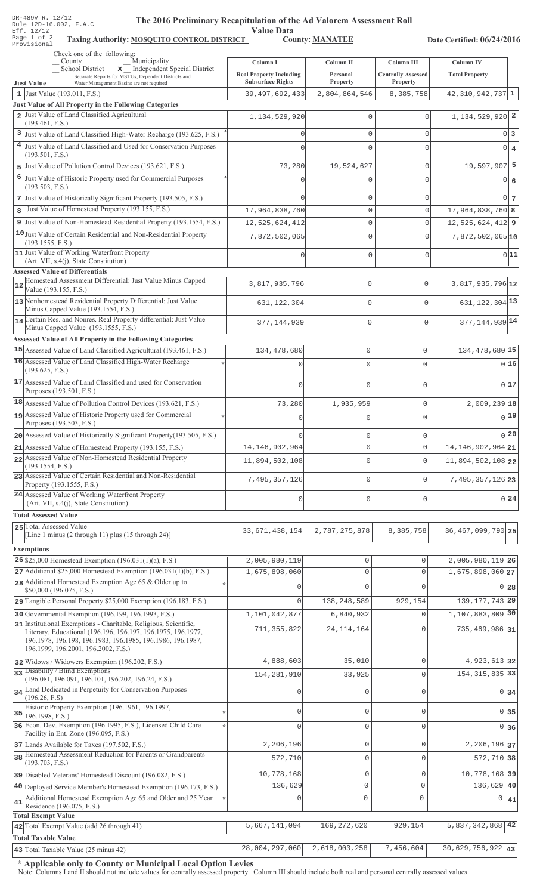DR-489V R. 12/12
Rule 12D-16.002, F.A.C
Eff. 12/12
Page 1 of 2
Provisional

# The 2016 Preliminary Recapitulation of the Ad Valorem Assessment Roll

## Value Data

**Taxing Authority: MOSQUITO CONTROL DISTRICT** **County: MANATEE** **Date Certified: 06/24/2016**

Check one of the following:
_ County _ Municipality
_ School District **x** Independent Special District
Separate Reports for MSTUs, Dependent Districts and Water Management Basins are not required

| | Just Value | Column I Real Property Including Subsurface Rights | Column II Personal Property | Column III Centrally Assessed Property | Column IV Total Property | |
|---|---|---|---|---|---|---|
| 1 | Just Value (193.011, F.S.) | 39,497,692,433 | 2,804,864,546 | 8,385,758 | 42,310,942,737 | 1 |
| | **Just Value of All Property in the Following Categories** | | | | | |
| 2 | Just Value of Land Classified Agricultural (193.461, F.S.) | 1,134,529,920 | 0 | 0 | 1,134,529,920 | 2 |
| 3 | Just Value of Land Classified High-Water Recharge (193.625, F.S.) * | 0 | 0 | 0 | 0 | 3 |
| 4 | Just Value of Land Classified and Used for Conservation Purposes (193.501, F.S.) | 0 | 0 | 0 | 0 | 4 |
| 5 | Just Value of Pollution Control Devices (193.621, F.S.) | 73,280 | 19,524,627 | 0 | 19,597,907 | 5 |
| 6 | Just Value of Historic Property used for Commercial Purposes (193.503, F.S.) * | 0 | 0 | 0 | 0 | 6 |
| 7 | Just Value of Historically Significant Property (193.505, F.S.) | 0 | 0 | 0 | 0 | 7 |
| 8 | Just Value of Homestead Property (193.155, F.S.) | 17,964,838,760 | 0 | 0 | 17,964,838,760 | 8 |
| 9 | Just Value of Non-Homestead Residential Property (193.1554, F.S.) | 12,525,624,412 | 0 | 0 | 12,525,624,412 | 9 |
| 10 | Just Value of Certain Residential and Non-Residential Property (193.1555, F.S.) | 7,872,502,065 | 0 | 0 | 7,872,502,065 | 10 |
| 11 | Just Value of Working Waterfront Property (Art. VII, s.4(j), State Constitution) | 0 | 0 | 0 | 0 | 11 |
| | **Assessed Value of Differentials** | | | | | |
| 12 | Homestead Assessment Differential: Just Value Minus Capped Value (193.155, F.S.) | 3,817,935,796 | 0 | 0 | 3,817,935,796 | 12 |
| 13 | Nonhomestead Residential Property Differential: Just Value Minus Capped Value (193.1554, F.S.) | 631,122,304 | 0 | 0 | 631,122,304 | 13 |
| 14 | Certain Res. and Nonres. Real Property differential: Just Value Minus Capped Value (193.1555, F.S.) | 377,144,939 | 0 | 0 | 377,144,939 | 14 |
| | **Assessed Value of All Property in the Following Categories** | | | | | |
| 15 | Assessed Value of Land Classified Agricultural (193.461, F.S.) | 134,478,680 | 0 | 0 | 134,478,680 | 15 |
| 16 | Assessed Value of Land Classified High-Water Recharge (193.625, F.S.) * | 0 | 0 | 0 | 0 | 16 |
| 17 | Assessed Value of Land Classified and used for Conservation Purposes (193.501, F.S.) | 0 | 0 | 0 | 0 | 17 |
| 18 | Assessed Value of Pollution Control Devices (193.621, F.S.) | 73,280 | 1,935,959 | 0 | 2,009,239 | 18 |
| 19 | Assessed Value of Historic Property used for Commercial Purposes (193.503, F.S.) * | 0 | 0 | 0 | 0 | 19 |
| 20 | Assessed Value of Historically Significant Property(193.505, F.S.) | 0 | 0 | 0 | 0 | 20 |
| 21 | Assessed Value of Homestead Property (193.155, F.S.) | 14,146,902,964 | 0 | 0 | 14,146,902,964 | 21 |
| 22 | Assessed Value of Non-Homestead Residential Property (193.1554, F.S.) | 11,894,502,108 | 0 | 0 | 11,894,502,108 | 22 |
| 23 | Assessed Value of Certain Residential and Non-Residential Property (193.1555, F.S.) | 7,495,357,126 | 0 | 0 | 7,495,357,126 | 23 |
| 24 | Assessed Value of Working Waterfront Property (Art. VII, s.4(j), State Constitution) | 0 | 0 | 0 | 0 | 24 |
| | **Total Assessed Value** | | | | | |
| 25 | Total Assessed Value [Line 1 minus (2 through 11) plus (15 through 24)] | 33,671,438,154 | 2,787,275,878 | 8,385,758 | 36,467,099,790 | 25 |
| | **Exemptions** | | | | | |
| 26 | $25,000 Homestead Exemption (196.031(1)(a), F.S.) | 2,005,980,119 | 0 | 0 | 2,005,980,119 | 26 |
| 27 | Additional $25,000 Homestead Exemption (196.031(1)(b), F.S.) | 1,675,898,060 | 0 | 0 | 1,675,898,060 | 27 |
| 28 | Additional Homestead Exemption Age 65 & Older up to $50,000 (196.075, F.S.) * | 0 | 0 | 0 | 0 | 28 |
| 29 | Tangible Personal Property $25,000 Exemption (196.183, F.S.) | 0 | 138,248,589 | 929,154 | 139,177,743 | 29 |
| 30 | Governmental Exemption (196.199, 196.1993, F.S.) | 1,101,042,877 | 6,840,932 | 0 | 1,107,883,809 | 30 |
| 31 | Institutional Exemptions - Charitable, Religious, Scientific, Literary, Educational (196.196, 196.197, 196.1975, 196.1977, 196.1978, 196.198, 196.1983, 196.1985, 196.1986, 196.1987, 196.1999, 196.2001, 196.2002, F.S.) | 711,355,822 | 24,114,164 | 0 | 735,469,986 | 31 |
| 32 | Widows / Widowers Exemption (196.202, F.S.) | 4,888,603 | 35,010 | 0 | 4,923,613 | 32 |
| 33 | Disability / Blind Exemptions (196.081, 196.091, 196.101, 196.202, 196.24, F.S.) | 154,281,910 | 33,925 | 0 | 154,315,835 | 33 |
| 34 | Land Dedicated in Perpetuity for Conservation Purposes (196.26, F.S) | 0 | 0 | 0 | 0 | 34 |
| 35 | Historic Property Exemption (196.1961, 196.1997, 196.1998, F.S.) * | 0 | 0 | 0 | 0 | 35 |
| 36 | Econ. Dev. Exemption (196.1995, F.S.), Licensed Child Care Facility in Ent. Zone (196.095, F.S.) * | 0 | 0 | 0 | 0 | 36 |
| 37 | Lands Available for Taxes (197.502, F.S.) | 2,206,196 | 0 | 0 | 2,206,196 | 37 |
| 38 | Homestead Assessment Reduction for Parents or Grandparents (193.703, F.S.) | 572,710 | 0 | 0 | 572,710 | 38 |
| 39 | Disabled Veterans' Homestead Discount (196.082, F.S.) | 10,778,168 | 0 | 0 | 10,778,168 | 39 |
| 40 | Deployed Service Member's Homestead Exemption (196.173, F.S.) | 136,629 | 0 | 0 | 136,629 | 40 |
| 41 | Additional Homestead Exemption Age 65 and Older and 25 Year Residence (196.075, F.S.) * | 0 | 0 | 0 | 0 | 41 |
| | **Total Exempt Value** | | | | | |
| 42 | Total Exempt Value (add 26 through 41) | 5,667,141,094 | 169,272,620 | 929,154 | 5,837,342,868 | 42 |
| | **Total Taxable Value** | | | | | |
| 43 | Total Taxable Value (25 minus 42) | 28,004,297,060 | 2,618,003,258 | 7,456,604 | 30,629,756,922 | 43 |

**\* Applicable only to County or Municipal Local Option Levies**

Note: Columns I and II should not include values for centrally assessed property. Column III should include both real and personal centrally assessed values.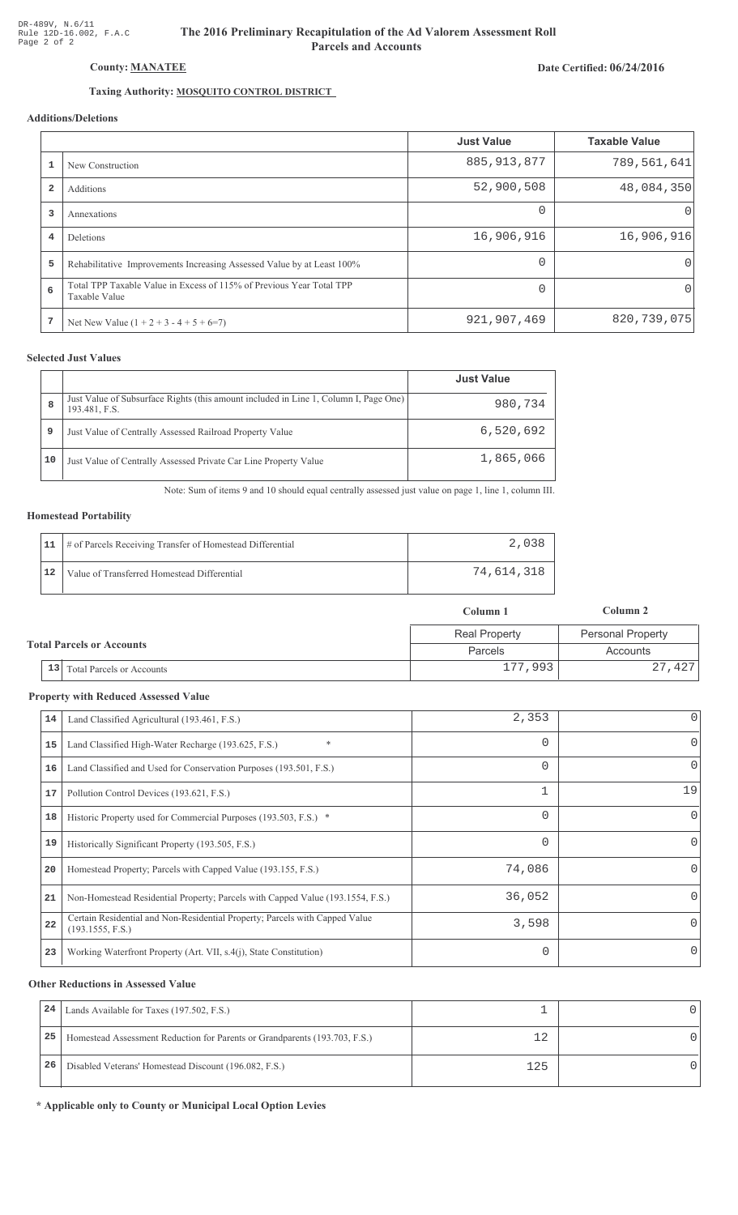DR-489V, N.6/11
Rule 12D-16.002, F.A.C

# The 2016 Preliminary Recapitulation of the Ad Valorem Assessment Roll
## Parcels and Accounts

**County: MANATEE**

**Date Certified: 06/24/2016**

**Taxing Authority: MOSQUITO CONTROL DISTRICT**

### Additions/Deletions

| | | Just Value | Taxable Value |
|---|---|---|---|
| 1 | New Construction | 885,913,877 | 789,561,641 |
| 2 | Additions | 52,900,508 | 48,084,350 |
| 3 | Annexations | 0 | 0 |
| 4 | Deletions | 16,906,916 | 16,906,916 |
| 5 | Rehabilitative Improvements Increasing Assessed Value by at Least 100% | 0 | 0 |
| 6 | Total TPP Taxable Value in Excess of 115% of Previous Year Total TPP Taxable Value | 0 | 0 |
| 7 | Net New Value (1 + 2 + 3 - 4 + 5 + 6=7) | 921,907,469 | 820,739,075 |

### Selected Just Values

| | | Just Value |
|---|---|---|
| 8 | Just Value of Subsurface Rights (this amount included in Line 1, Column I, Page One) 193.481, F.S. | 980,734 |
| 9 | Just Value of Centrally Assessed Railroad Property Value | 6,520,692 |
| 10 | Just Value of Centrally Assessed Private Car Line Property Value | 1,865,066 |

Note: Sum of items 9 and 10 should equal centrally assessed just value on page 1, line 1, column III.

### Homestead Portability

| | | |
|---|---|---|
| 11 | # of Parcels Receiving Transfer of Homestead Differential | 2,038 |
| 12 | Value of Transferred Homestead Differential | 74,614,318 |

### Total Parcels or Accounts

| | | Column 1 | Column 2 |
|---|---|---|---|
| | | Real Property | Personal Property |
| | | Parcels | Accounts |
| 13 | Total Parcels or Accounts | 177,993 | 27,427 |

### Property with Reduced Assessed Value

| | | Column 1 | Column 2 |
|---|---|---|---|
| 14 | Land Classified Agricultural (193.461, F.S.) | 2,353 | 0 |
| 15 | Land Classified High-Water Recharge (193.625, F.S.) * | 0 | 0 |
| 16 | Land Classified and Used for Conservation Purposes (193.501, F.S.) | 0 | 0 |
| 17 | Pollution Control Devices (193.621, F.S.) | 1 | 19 |
| 18 | Historic Property used for Commercial Purposes (193.503, F.S.) * | 0 | 0 |
| 19 | Historically Significant Property (193.505, F.S.) | 0 | 0 |
| 20 | Homestead Property; Parcels with Capped Value (193.155, F.S.) | 74,086 | 0 |
| 21 | Non-Homestead Residential Property; Parcels with Capped Value (193.1554, F.S.) | 36,052 | 0 |
| 22 | Certain Residential and Non-Residential Property; Parcels with Capped Value (193.1555, F.S.) | 3,598 | 0 |
| 23 | Working Waterfront Property (Art. VII, s.4(j), State Constitution) | 0 | 0 |

### Other Reductions in Assessed Value

| | | Column 1 | Column 2 |
|---|---|---|---|
| 24 | Lands Available for Taxes (197.502, F.S.) | 1 | 0 |
| 25 | Homestead Assessment Reduction for Parents or Grandparents (193.703, F.S.) | 12 | 0 |
| 26 | Disabled Veterans' Homestead Discount (196.082, F.S.) | 125 | 0 |

**\* Applicable only to County or Municipal Local Option Levies**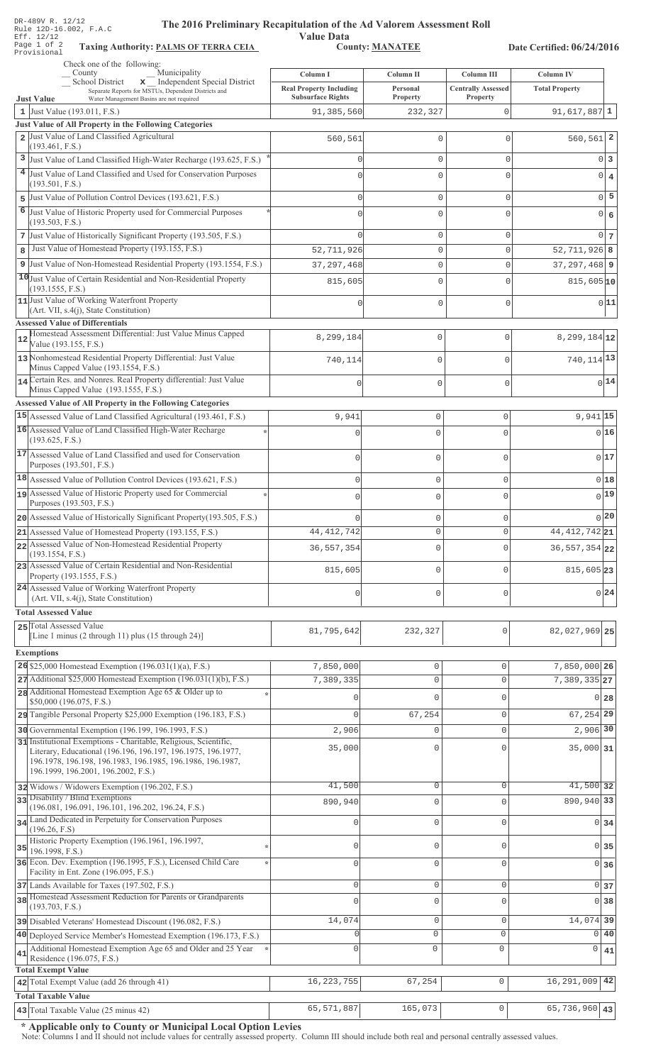DR-489V R. 12/12
Rule 12D-16.002, F.A.C
Eff. 12/12
Provisional

# The 2016 Preliminary Recapitulation of the Ad Valorem Assessment Roll

## Value Data

**Taxing Authority: PALMS OF TERRA CEIA** **County: MANATEE** **Date Certified: 06/24/2016**

Check one of the following:
__ County __ Municipality
__ School District **x** Independent Special District
Separate Reports for MSTUs, Dependent Districts and Water Management Basins are not required

| Just Value | Column I Real Property Including Subsurface Rights | Column II Personal Property | Column III Centrally Assessed Property | Column IV Total Property | |
|---|---|---|---|---|---|
| 1 Just Value (193.011, F.S.) | 91,385,560 | 232,327 | 0 | 91,617,887 | 1 |
| **Just Value of All Property in the Following Categories** | | | | | |
| 2 Just Value of Land Classified Agricultural (193.461, F.S.) | 560,561 | 0 | 0 | 560,561 | 2 |
| 3 Just Value of Land Classified High-Water Recharge (193.625, F.S.) * | 0 | 0 | 0 | 0 | 3 |
| 4 Just Value of Land Classified and Used for Conservation Purposes (193.501, F.S.) | 0 | 0 | 0 | 0 | 4 |
| 5 Just Value of Pollution Control Devices (193.621, F.S.) | 0 | 0 | 0 | 0 | 5 |
| 6 Just Value of Historic Property used for Commercial Purposes (193.503, F.S.) * | 0 | 0 | 0 | 0 | 6 |
| 7 Just Value of Historically Significant Property (193.505, F.S.) | 0 | 0 | 0 | 0 | 7 |
| 8 Just Value of Homestead Property (193.155, F.S.) | 52,711,926 | 0 | 0 | 52,711,926 | 8 |
| 9 Just Value of Non-Homestead Residential Property (193.1554, F.S.) | 37,297,468 | 0 | 0 | 37,297,468 | 9 |
| 10 Just Value of Certain Residential and Non-Residential Property (193.1555, F.S.) | 815,605 | 0 | 0 | 815,605 | 10 |
| 11 Just Value of Working Waterfront Property (Art. VII, s.4(j), State Constitution) | 0 | 0 | 0 | 0 | 11 |
| **Assessed Value of Differentials** | | | | | |
| 12 Homestead Assessment Differential: Just Value Minus Capped Value (193.155, F.S.) | 8,299,184 | 0 | 0 | 8,299,184 | 12 |
| 13 Nonhomestead Residential Property Differential: Just Value Minus Capped Value (193.1554, F.S.) | 740,114 | 0 | 0 | 740,114 | 13 |
| 14 Certain Res. and Nonres. Real Property differential: Just Value Minus Capped Value (193.1555, F.S.) | 0 | 0 | 0 | 0 | 14 |
| **Assessed Value of All Property in the Following Categories** | | | | | |
| 15 Assessed Value of Land Classified Agricultural (193.461, F.S.) | 9,941 | 0 | 0 | 9,941 | 15 |
| 16 Assessed Value of Land Classified High-Water Recharge (193.625, F.S.) * | 0 | 0 | 0 | 0 | 16 |
| 17 Assessed Value of Land Classified and used for Conservation Purposes (193.501, F.S.) | 0 | 0 | 0 | 0 | 17 |
| 18 Assessed Value of Pollution Control Devices (193.621, F.S.) | 0 | 0 | 0 | 0 | 18 |
| 19 Assessed Value of Historic Property used for Commercial Purposes (193.503, F.S.) * | 0 | 0 | 0 | 0 | 19 |
| 20 Assessed Value of Historically Significant Property(193.505, F.S.) | 0 | 0 | 0 | 0 | 20 |
| 21 Assessed Value of Homestead Property (193.155, F.S.) | 44,412,742 | 0 | 0 | 44,412,742 | 21 |
| 22 Assessed Value of Non-Homestead Residential Property (193.1554, F.S.) | 36,557,354 | 0 | 0 | 36,557,354 | 22 |
| 23 Assessed Value of Certain Residential and Non-Residential Property (193.1555, F.S.) | 815,605 | 0 | 0 | 815,605 | 23 |
| 24 Assessed Value of Working Waterfront Property (Art. VII, s.4(j), State Constitution) | 0 | 0 | 0 | 0 | 24 |
| **Total Assessed Value** | | | | | |
| 25 Total Assessed Value [Line 1 minus (2 through 11) plus (15 through 24)] | 81,795,642 | 232,327 | 0 | 82,027,969 | 25 |
| **Exemptions** | | | | | |
| 26 $25,000 Homestead Exemption (196.031(1)(a), F.S.) | 7,850,000 | 0 | 0 | 7,850,000 | 26 |
| 27 Additional $25,000 Homestead Exemption (196.031(1)(b), F.S.) | 7,389,335 | 0 | 0 | 7,389,335 | 27 |
| 28 Additional Homestead Exemption Age 65 & Older up to $50,000 (196.075, F.S.) * | 0 | 0 | 0 | 0 | 28 |
| 29 Tangible Personal Property $25,000 Exemption (196.183, F.S.) | 0 | 67,254 | 0 | 67,254 | 29 |
| 30 Governmental Exemption (196.199, 196.1993, F.S.) | 2,906 | 0 | 0 | 2,906 | 30 |
| 31 Institutional Exemptions - Charitable, Religious, Scientific, Literary, Educational (196.196, 196.197, 196.1975, 196.1977, 196.1978, 196.198, 196.1983, 196.1985, 196.1986, 196.1987, 196.1999, 196.2001, 196.2002, F.S.) | 35,000 | 0 | 0 | 35,000 | 31 |
| 32 Widows / Widowers Exemption (196.202, F.S.) | 41,500 | 0 | 0 | 41,500 | 32 |
| 33 Disability / Blind Exemptions (196.081, 196.091, 196.101, 196.202, 196.24, F.S.) | 890,940 | 0 | 0 | 890,940 | 33 |
| 34 Land Dedicated in Perpetuity for Conservation Purposes (196.26, F.S) | 0 | 0 | 0 | 0 | 34 |
| 35 Historic Property Exemption (196.1961, 196.1997, 196.1998, F.S.) * | 0 | 0 | 0 | 0 | 35 |
| 36 Econ. Dev. Exemption (196.1995, F.S.), Licensed Child Care Facility in Ent. Zone (196.095, F.S.) * | 0 | 0 | 0 | 0 | 36 |
| 37 Lands Available for Taxes (197.502, F.S.) | 0 | 0 | 0 | 0 | 37 |
| 38 Homestead Assessment Reduction for Parents or Grandparents (193.703, F.S.) | 0 | 0 | 0 | 0 | 38 |
| 39 Disabled Veterans' Homestead Discount (196.082, F.S.) | 14,074 | 0 | 0 | 14,074 | 39 |
| 40 Deployed Service Member's Homestead Exemption (196.173, F.S.) | 0 | 0 | 0 | 0 | 40 |
| 41 Additional Homestead Exemption Age 65 and Older and 25 Year Residence (196.075, F.S.) * | 0 | 0 | 0 | 0 | 41 |
| **Total Exempt Value** | | | | | |
| 42 Total Exempt Value (add 26 through 41) | 16,223,755 | 67,254 | 0 | 16,291,009 | 42 |
| **Total Taxable Value** | | | | | |
| 43 Total Taxable Value (25 minus 42) | 65,571,887 | 165,073 | 0 | 65,736,960 | 43 |

**\* Applicable only to County or Municipal Local Option Levies**
Note: Columns I and II should not include values for centrally assessed property. Column III should include both real and personal centrally assessed values.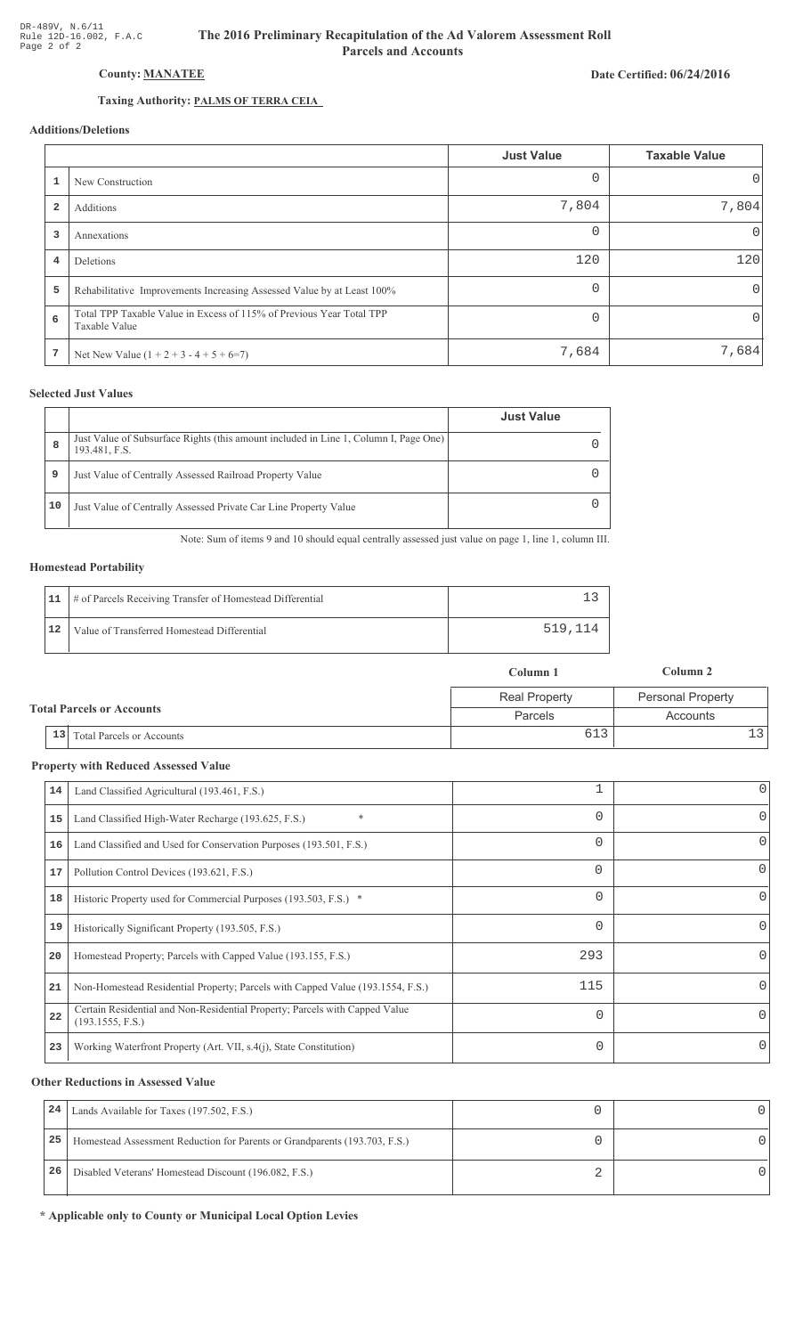DR-489V, N.6/11
Rule 12D-16.002, F.A.C
Page 2 of 2

# The 2016 Preliminary Recapitulation of the Ad Valorem Assessment Roll
## Parcels and Accounts

**County: MANATEE**

**Date Certified: 06/24/2016**

**Taxing Authority: PALMS OF TERRA CEIA**

### Additions/Deletions

| | | Just Value | Taxable Value |
|---|---|---|---|
| 1 | New Construction | 0 | 0 |
| 2 | Additions | 7,804 | 7,804 |
| 3 | Annexations | 0 | 0 |
| 4 | Deletions | 120 | 120 |
| 5 | Rehabilitative Improvements Increasing Assessed Value by at Least 100% | 0 | 0 |
| 6 | Total TPP Taxable Value in Excess of 115% of Previous Year Total TPP Taxable Value | 0 | 0 |
| 7 | Net New Value (1 + 2 + 3 - 4 + 5 + 6=7) | 7,684 | 7,684 |

### Selected Just Values

| | | Just Value |
|---|---|---|
| 8 | Just Value of Subsurface Rights (this amount included in Line 1, Column I, Page One) 193.481, F.S. | 0 |
| 9 | Just Value of Centrally Assessed Railroad Property Value | 0 |
| 10 | Just Value of Centrally Assessed Private Car Line Property Value | 0 |

Note: Sum of items 9 and 10 should equal centrally assessed just value on page 1, line 1, column III.

### Homestead Portability

| | | |
|---|---|---|
| 11 | # of Parcels Receiving Transfer of Homestead Differential | 13 |
| 12 | Value of Transferred Homestead Differential | 519,114 |

### Total Parcels or Accounts

| | | Column 1 | Column 2 |
|---|---|---|---|
| | | Real Property | Personal Property |
| | | Parcels | Accounts |
| 13 | Total Parcels or Accounts | 613 | 13 |

### Property with Reduced Assessed Value

| | | Column 1 | Column 2 |
|---|---|---|---|
| 14 | Land Classified Agricultural (193.461, F.S.) | 1 | 0 |
| 15 | Land Classified High-Water Recharge (193.625, F.S.) * | 0 | 0 |
| 16 | Land Classified and Used for Conservation Purposes (193.501, F.S.) | 0 | 0 |
| 17 | Pollution Control Devices (193.621, F.S.) | 0 | 0 |
| 18 | Historic Property used for Commercial Purposes (193.503, F.S.) * | 0 | 0 |
| 19 | Historically Significant Property (193.505, F.S.) | 0 | 0 |
| 20 | Homestead Property; Parcels with Capped Value (193.155, F.S.) | 293 | 0 |
| 21 | Non-Homestead Residential Property; Parcels with Capped Value (193.1554, F.S.) | 115 | 0 |
| 22 | Certain Residential and Non-Residential Property; Parcels with Capped Value (193.1555, F.S.) | 0 | 0 |
| 23 | Working Waterfront Property (Art. VII, s.4(j), State Constitution) | 0 | 0 |

### Other Reductions in Assessed Value

| | | Column 1 | Column 2 |
|---|---|---|---|
| 24 | Lands Available for Taxes (197.502, F.S.) | 0 | 0 |
| 25 | Homestead Assessment Reduction for Parents or Grandparents (193.703, F.S.) | 0 | 0 |
| 26 | Disabled Veterans' Homestead Discount (196.082, F.S.) | 2 | 0 |

**\* Applicable only to County or Municipal Local Option Levies**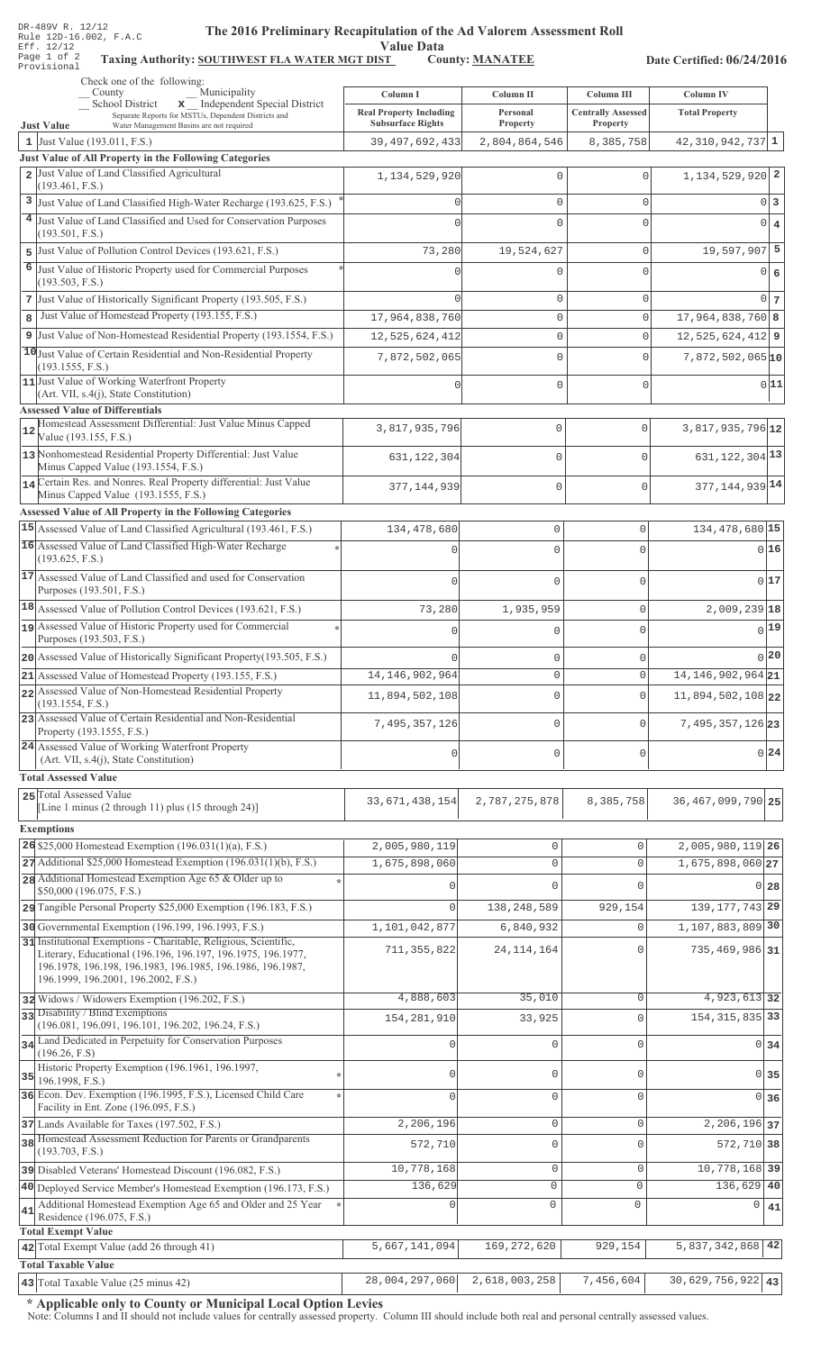DR-489V R. 12/12
Rule 12D-16.002, F.A.C
Eff. 12/12
Provisional

# The 2016 Preliminary Recapitulation of the Ad Valorem Assessment Roll

## Value Data

**Taxing Authority: SOUTHWEST FLA WATER MGT DIST** **County: MANATEE** **Date Certified: 06/24/2016**

Check one of the following:
_ County _ Municipality
_ School District **x** Independent Special District
Separate Reports for MSTUs, Dependent Districts and Water Management Basins are not required

| Just Value | Column I Real Property Including Subsurface Rights | Column II Personal Property | Column III Centrally Assessed Property | Column IV Total Property | |
|---|---|---|---|---|---|
| 1 Just Value (193.011, F.S.) | 39,497,692,433 | 2,804,864,546 | 8,385,758 | 42,310,942,737 | 1 |
| **Just Value of All Property in the Following Categories** | | | | | |
| 2 Just Value of Land Classified Agricultural (193.461, F.S.) | 1,134,529,920 | 0 | 0 | 1,134,529,920 | 2 |
| 3 Just Value of Land Classified High-Water Recharge (193.625, F.S.) * | 0 | 0 | 0 | 0 | 3 |
| 4 Just Value of Land Classified and Used for Conservation Purposes (193.501, F.S.) | 0 | 0 | 0 | 0 | 4 |
| 5 Just Value of Pollution Control Devices (193.621, F.S.) | 73,280 | 19,524,627 | 0 | 19,597,907 | 5 |
| 6 Just Value of Historic Property used for Commercial Purposes (193.503, F.S.) * | 0 | 0 | 0 | 0 | 6 |
| 7 Just Value of Historically Significant Property (193.505, F.S.) | 0 | 0 | 0 | 0 | 7 |
| 8 Just Value of Homestead Property (193.155, F.S.) | 17,964,838,760 | 0 | 0 | 17,964,838,760 | 8 |
| 9 Just Value of Non-Homestead Residential Property (193.1554, F.S.) | 12,525,624,412 | 0 | 0 | 12,525,624,412 | 9 |
| 10 Just Value of Certain Residential and Non-Residential Property (193.1555, F.S.) | 7,872,502,065 | 0 | 0 | 7,872,502,065 | 10 |
| 11 Just Value of Working Waterfront Property (Art. VII, s.4(j), State Constitution) | 0 | 0 | 0 | 0 | 11 |
| **Assessed Value of Differentials** | | | | | |
| 12 Homestead Assessment Differential: Just Value Minus Capped Value (193.155, F.S.) | 3,817,935,796 | 0 | 0 | 3,817,935,796 | 12 |
| 13 Nonhomestead Residential Property Differential: Just Value Minus Capped Value (193.1554, F.S.) | 631,122,304 | 0 | 0 | 631,122,304 | 13 |
| 14 Certain Res. and Nonres. Real Property differential: Just Value Minus Capped Value (193.1555, F.S.) | 377,144,939 | 0 | 0 | 377,144,939 | 14 |
| **Assessed Value of All Property in the Following Categories** | | | | | |
| 15 Assessed Value of Land Classified Agricultural (193.461, F.S.) | 134,478,680 | 0 | 0 | 134,478,680 | 15 |
| 16 Assessed Value of Land Classified High-Water Recharge (193.625, F.S.) * | 0 | 0 | 0 | 0 | 16 |
| 17 Assessed Value of Land Classified and used for Conservation Purposes (193.501, F.S.) | 0 | 0 | 0 | 0 | 17 |
| 18 Assessed Value of Pollution Control Devices (193.621, F.S.) | 73,280 | 1,935,959 | 0 | 2,009,239 | 18 |
| 19 Assessed Value of Historic Property used for Commercial Purposes (193.503, F.S.) * | 0 | 0 | 0 | 0 | 19 |
| 20 Assessed Value of Historically Significant Property(193.505, F.S.) | 0 | 0 | 0 | 0 | 20 |
| 21 Assessed Value of Homestead Property (193.155, F.S.) | 14,146,902,964 | 0 | 0 | 14,146,902,964 | 21 |
| 22 Assessed Value of Non-Homestead Residential Property (193.1554, F.S.) | 11,894,502,108 | 0 | 0 | 11,894,502,108 | 22 |
| 23 Assessed Value of Certain Residential and Non-Residential Property (193.1555, F.S.) | 7,495,357,126 | 0 | 0 | 7,495,357,126 | 23 |
| 24 Assessed Value of Working Waterfront Property (Art. VII, s.4(j), State Constitution) | 0 | 0 | 0 | 0 | 24 |
| **Total Assessed Value** | | | | | |
| 25 Total Assessed Value [Line 1 minus (2 through 11) plus (15 through 24)] | 33,671,438,154 | 2,787,275,878 | 8,385,758 | 36,467,099,790 | 25 |
| **Exemptions** | | | | | |
| 26 $25,000 Homestead Exemption (196.031(1)(a), F.S.) | 2,005,980,119 | 0 | 0 | 2,005,980,119 | 26 |
| 27 Additional $25,000 Homestead Exemption (196.031(1)(b), F.S.) | 1,675,898,060 | 0 | 0 | 1,675,898,060 | 27 |
| 28 Additional Homestead Exemption Age 65 & Older up to $50,000 (196.075, F.S.) * | 0 | 0 | 0 | 0 | 28 |
| 29 Tangible Personal Property $25,000 Exemption (196.183, F.S.) | 0 | 138,248,589 | 929,154 | 139,177,743 | 29 |
| 30 Governmental Exemption (196.199, 196.1993, F.S.) | 1,101,042,877 | 6,840,932 | 0 | 1,107,883,809 | 30 |
| 31 Institutional Exemptions - Charitable, Religious, Scientific, Literary, Educational (196.196, 196.197, 196.1975, 196.1977, 196.1978, 196.198, 196.1983, 196.1985, 196.1986, 196.1987, 196.1999, 196.2001, 196.2002, F.S.) | 711,355,822 | 24,114,164 | 0 | 735,469,986 | 31 |
| 32 Widows / Widowers Exemption (196.202, F.S.) | 4,888,603 | 35,010 | 0 | 4,923,613 | 32 |
| 33 Disability / Blind Exemptions (196.081, 196.091, 196.101, 196.202, 196.24, F.S.) | 154,281,910 | 33,925 | 0 | 154,315,835 | 33 |
| 34 Land Dedicated in Perpetuity for Conservation Purposes (196.26, F.S) | 0 | 0 | 0 | 0 | 34 |
| 35 Historic Property Exemption (196.1961, 196.1997, 196.1998, F.S.) * | 0 | 0 | 0 | 0 | 35 |
| 36 Econ. Dev. Exemption (196.1995, F.S.), Licensed Child Care Facility in Ent. Zone (196.095, F.S.) * | 0 | 0 | 0 | 0 | 36 |
| 37 Lands Available for Taxes (197.502, F.S.) | 2,206,196 | 0 | 0 | 2,206,196 | 37 |
| 38 Homestead Assessment Reduction for Parents or Grandparents (193.703, F.S.) | 572,710 | 0 | 0 | 572,710 | 38 |
| 39 Disabled Veterans' Homestead Discount (196.082, F.S.) | 10,778,168 | 0 | 0 | 10,778,168 | 39 |
| 40 Deployed Service Member's Homestead Exemption (196.173, F.S.) | 136,629 | 0 | 0 | 136,629 | 40 |
| 41 Additional Homestead Exemption Age 65 and Older and 25 Year Residence (196.075, F.S.) * | 0 | 0 | 0 | 0 | 41 |
| **Total Exempt Value** | | | | | |
| 42 Total Exempt Value (add 26 through 41) | 5,667,141,094 | 169,272,620 | 929,154 | 5,837,342,868 | 42 |
| **Total Taxable Value** | | | | | |
| 43 Total Taxable Value (25 minus 42) | 28,004,297,060 | 2,618,003,258 | 7,456,604 | 30,629,756,922 | 43 |

**\* Applicable only to County or Municipal Local Option Levies**

Note: Columns I and II should not include values for centrally assessed property. Column III should include both real and personal centrally assessed values.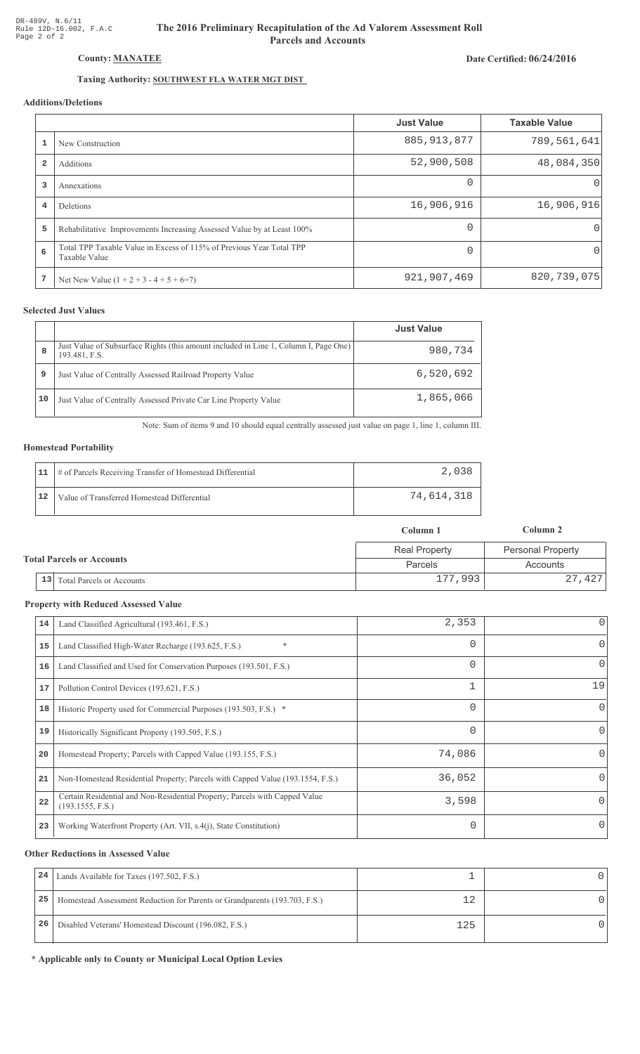DR-489V, N.6/11
Rule 12D-16.002, F.A.C
Page 2 of 2

# The 2016 Preliminary Recapitulation of the Ad Valorem Assessment Roll
## Parcels and Accounts

**County: MANATEE**

**Date Certified: 06/24/2016**

**Taxing Authority: SOUTHWEST FLA WATER MGT DIST**

### Additions/Deletions

| | | Just Value | Taxable Value |
|---|---|---|---|
| 1 | New Construction | 885,913,877 | 789,561,641 |
| 2 | Additions | 52,900,508 | 48,084,350 |
| 3 | Annexations | 0 | 0 |
| 4 | Deletions | 16,906,916 | 16,906,916 |
| 5 | Rehabilitative Improvements Increasing Assessed Value by at Least 100% | 0 | 0 |
| 6 | Total TPP Taxable Value in Excess of 115% of Previous Year Total TPP Taxable Value | 0 | 0 |
| 7 | Net New Value (1 + 2 + 3 - 4 + 5 + 6=7) | 921,907,469 | 820,739,075 |

### Selected Just Values

| | | Just Value |
|---|---|---|
| 8 | Just Value of Subsurface Rights (this amount included in Line 1, Column I, Page One) 193.481, F.S. | 980,734 |
| 9 | Just Value of Centrally Assessed Railroad Property Value | 6,520,692 |
| 10 | Just Value of Centrally Assessed Private Car Line Property Value | 1,865,066 |

Note: Sum of items 9 and 10 should equal centrally assessed just value on page 1, line 1, column III.

### Homestead Portability

| | | |
|---|---|---|
| 11 | # of Parcels Receiving Transfer of Homestead Differential | 2,038 |
| 12 | Value of Transferred Homestead Differential | 74,614,318 |

### Total Parcels or Accounts

| | | Column 1 | Column 2 |
|---|---|---|---|
| | | Real Property | Personal Property |
| | | Parcels | Accounts |
| 13 | Total Parcels or Accounts | 177,993 | 27,427 |

### Property with Reduced Assessed Value

| | | | |
|---|---|---|---|
| 14 | Land Classified Agricultural (193.461, F.S.) | 2,353 | 0 |
| 15 | Land Classified High-Water Recharge (193.625, F.S.) * | 0 | 0 |
| 16 | Land Classified and Used for Conservation Purposes (193.501, F.S.) | 0 | 0 |
| 17 | Pollution Control Devices (193.621, F.S.) | 1 | 19 |
| 18 | Historic Property used for Commercial Purposes (193.503, F.S.) * | 0 | 0 |
| 19 | Historically Significant Property (193.505, F.S.) | 0 | 0 |
| 20 | Homestead Property; Parcels with Capped Value (193.155, F.S.) | 74,086 | 0 |
| 21 | Non-Homestead Residential Property; Parcels with Capped Value (193.1554, F.S.) | 36,052 | 0 |
| 22 | Certain Residential and Non-Residential Property; Parcels with Capped Value (193.1555, F.S.) | 3,598 | 0 |
| 23 | Working Waterfront Property (Art. VII, s.4(j), State Constitution) | 0 | 0 |

### Other Reductions in Assessed Value

| | | | |
|---|---|---|---|
| 24 | Lands Available for Taxes (197.502, F.S.) | 1 | 0 |
| 25 | Homestead Assessment Reduction for Parents or Grandparents (193.703, F.S.) | 12 | 0 |
| 26 | Disabled Veterans' Homestead Discount (196.082, F.S.) | 125 | 0 |

**\* Applicable only to County or Municipal Local Option Levies**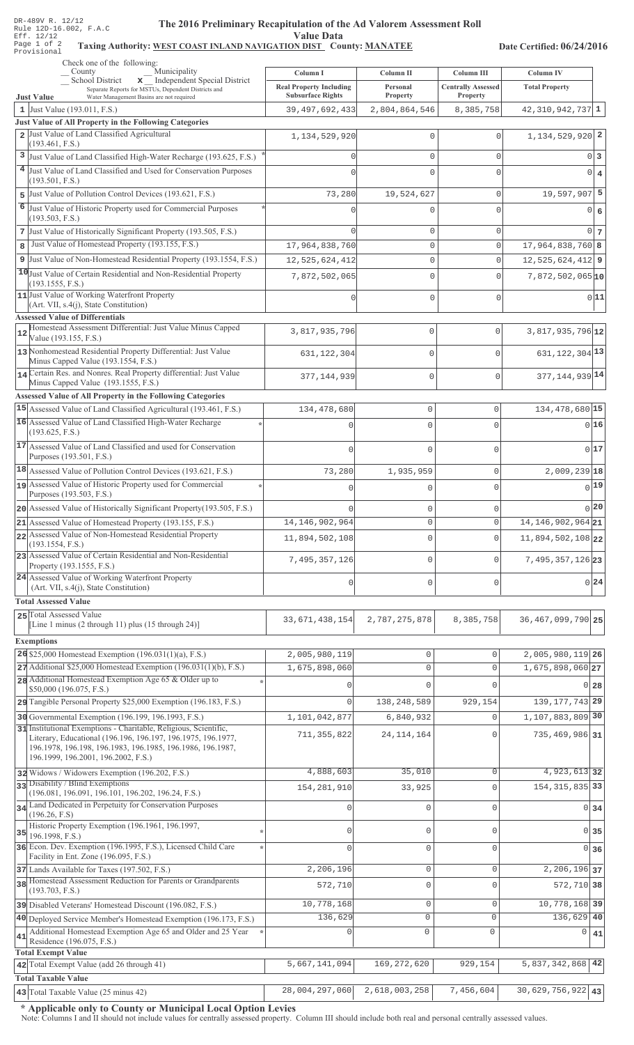DR-489V R. 12/12
Rule 12D-16.002, F.A.C
Eff. 12/12
Page 1 of 2
Provisional

# The 2016 Preliminary Recapitulation of the Ad Valorem Assessment Roll

## Value Data

**Taxing Authority: WEST COAST INLAND NAVIGATION DIST County: MANATEE**

**Date Certified: 06/24/2016**

Check one of the following:
__ County __ Municipality
__ School District **x** Independent Special District
Separate Reports for MSTUs, Dependent Districts and Water Management Basins are not required

| | Just Value | Column I Real Property Including Subsurface Rights | Column II Personal Property | Column III Centrally Assessed Property | Column IV Total Property | |
|---|---|---|---|---|---|---|
| 1 | Just Value (193.011, F.S.) | 39,497,692,433 | 2,804,864,546 | 8,385,758 | 42,310,942,737 | 1 |
| | **Just Value of All Property in the Following Categories** | | | | | |
| 2 | Just Value of Land Classified Agricultural (193.461, F.S.) | 1,134,529,920 | 0 | 0 | 1,134,529,920 | 2 |
| 3 | Just Value of Land Classified High-Water Recharge (193.625, F.S.) * | 0 | 0 | 0 | 0 | 3 |
| 4 | Just Value of Land Classified and Used for Conservation Purposes (193.501, F.S.) | 0 | 0 | 0 | 0 | 4 |
| 5 | Just Value of Pollution Control Devices (193.621, F.S.) | 73,280 | 19,524,627 | 0 | 19,597,907 | 5 |
| 6 | Just Value of Historic Property used for Commercial Purposes (193.503, F.S.) * | 0 | 0 | 0 | 0 | 6 |
| 7 | Just Value of Historically Significant Property (193.505, F.S.) | 0 | 0 | 0 | 0 | 7 |
| 8 | Just Value of Homestead Property (193.155, F.S.) | 17,964,838,760 | 0 | 0 | 17,964,838,760 | 8 |
| 9 | Just Value of Non-Homestead Residential Property (193.1554, F.S.) | 12,525,624,412 | 0 | 0 | 12,525,624,412 | 9 |
| 10 | Just Value of Certain Residential and Non-Residential Property (193.1555, F.S.) | 7,872,502,065 | 0 | 0 | 7,872,502,065 | 10 |
| 11 | Just Value of Working Waterfront Property (Art. VII, s.4(j), State Constitution) | 0 | 0 | 0 | 0 | 11 |
| | **Assessed Value of Differentials** | | | | | |
| 12 | Homestead Assessment Differential: Just Value Minus Capped Value (193.155, F.S.) | 3,817,935,796 | 0 | 0 | 3,817,935,796 | 12 |
| 13 | Nonhomestead Residential Property Differential: Just Value Minus Capped Value (193.1554, F.S.) | 631,122,304 | 0 | 0 | 631,122,304 | 13 |
| 14 | Certain Res. and Nonres. Real Property differential: Just Value Minus Capped Value (193.1555, F.S.) | 377,144,939 | 0 | 0 | 377,144,939 | 14 |
| | **Assessed Value of All Property in the Following Categories** | | | | | |
| 15 | Assessed Value of Land Classified Agricultural (193.461, F.S.) | 134,478,680 | 0 | 0 | 134,478,680 | 15 |
| 16 | Assessed Value of Land Classified High-Water Recharge (193.625, F.S.) * | 0 | 0 | 0 | 0 | 16 |
| 17 | Assessed Value of Land Classified and used for Conservation Purposes (193.501, F.S.) | 0 | 0 | 0 | 0 | 17 |
| 18 | Assessed Value of Pollution Control Devices (193.621, F.S.) | 73,280 | 1,935,959 | 0 | 2,009,239 | 18 |
| 19 | Assessed Value of Historic Property used for Commercial Purposes (193.503, F.S.) * | 0 | 0 | 0 | 0 | 19 |
| 20 | Assessed Value of Historically Significant Property(193.505, F.S.) | 0 | 0 | 0 | 0 | 20 |
| 21 | Assessed Value of Homestead Property (193.155, F.S.) | 14,146,902,964 | 0 | 0 | 14,146,902,964 | 21 |
| 22 | Assessed Value of Non-Homestead Residential Property (193.1554, F.S.) | 11,894,502,108 | 0 | 0 | 11,894,502,108 | 22 |
| 23 | Assessed Value of Certain Residential and Non-Residential Property (193.1555, F.S.) | 7,495,357,126 | 0 | 0 | 7,495,357,126 | 23 |
| 24 | Assessed Value of Working Waterfront Property (Art. VII, s.4(j), State Constitution) | 0 | 0 | 0 | 0 | 24 |
| | **Total Assessed Value** | | | | | |
| 25 | Total Assessed Value [Line 1 minus (2 through 11) plus (15 through 24)] | 33,671,438,154 | 2,787,275,878 | 8,385,758 | 36,467,099,790 | 25 |
| | **Exemptions** | | | | | |
| 26 | $25,000 Homestead Exemption (196.031(1)(a), F.S.) | 2,005,980,119 | 0 | 0 | 2,005,980,119 | 26 |
| 27 | Additional $25,000 Homestead Exemption (196.031(1)(b), F.S.) | 1,675,898,060 | 0 | 0 | 1,675,898,060 | 27 |
| 28 | Additional Homestead Exemption Age 65 & Older up to $50,000 (196.075, F.S.) * | 0 | 0 | 0 | 0 | 28 |
| 29 | Tangible Personal Property $25,000 Exemption (196.183, F.S.) | 0 | 138,248,589 | 929,154 | 139,177,743 | 29 |
| 30 | Governmental Exemption (196.199, 196.1993, F.S.) | 1,101,042,877 | 6,840,932 | 0 | 1,107,883,809 | 30 |
| 31 | Institutional Exemptions - Charitable, Religious, Scientific, Literary, Educational (196.196, 196.197, 196.1975, 196.1977, 196.1978, 196.198, 196.1983, 196.1985, 196.1986, 196.1987, 196.1999, 196.2001, 196.2002, F.S.) | 711,355,822 | 24,114,164 | 0 | 735,469,986 | 31 |
| 32 | Widows / Widowers Exemption (196.202, F.S.) | 4,888,603 | 35,010 | 0 | 4,923,613 | 32 |
| 33 | Disability / Blind Exemptions (196.081, 196.091, 196.101, 196.202, 196.24, F.S.) | 154,281,910 | 33,925 | 0 | 154,315,835 | 33 |
| 34 | Land Dedicated in Perpetuity for Conservation Purposes (196.26, F.S) | 0 | 0 | 0 | 0 | 34 |
| 35 | Historic Property Exemption (196.1961, 196.1997, 196.1998, F.S.) * | 0 | 0 | 0 | 0 | 35 |
| 36 | Econ. Dev. Exemption (196.1995, F.S.), Licensed Child Care Facility in Ent. Zone (196.095, F.S.) * | 0 | 0 | 0 | 0 | 36 |
| 37 | Lands Available for Taxes (197.502, F.S.) | 2,206,196 | 0 | 0 | 2,206,196 | 37 |
| 38 | Homestead Assessment Reduction for Parents or Grandparents (193.703, F.S.) | 572,710 | 0 | 0 | 572,710 | 38 |
| 39 | Disabled Veterans' Homestead Discount (196.082, F.S.) | 10,778,168 | 0 | 0 | 10,778,168 | 39 |
| 40 | Deployed Service Member's Homestead Exemption (196.173, F.S.) | 136,629 | 0 | 0 | 136,629 | 40 |
| 41 | Additional Homestead Exemption Age 65 and Older and 25 Year Residence (196.075, F.S.) * | 0 | 0 | 0 | 0 | 41 |
| | **Total Exempt Value** | | | | | |
| 42 | Total Exempt Value (add 26 through 41) | 5,667,141,094 | 169,272,620 | 929,154 | 5,837,342,868 | 42 |
| | **Total Taxable Value** | | | | | |
| 43 | Total Taxable Value (25 minus 42) | 28,004,297,060 | 2,618,003,258 | 7,456,604 | 30,629,756,922 | 43 |

**\* Applicable only to County or Municipal Local Option Levies**

Note: Columns I and II should not include values for centrally assessed property. Column III should include both real and personal centrally assessed values.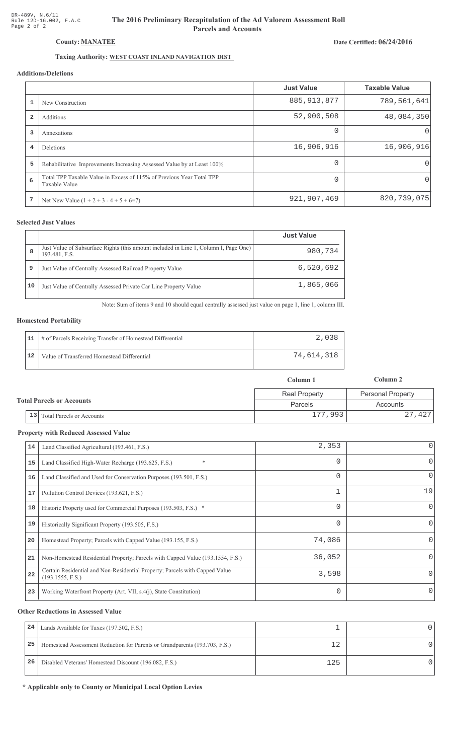DR-489V, N.6/11
Rule 12D-16.002, F.A.C
Page 2 of 2

# The 2016 Preliminary Recapitulation of the Ad Valorem Assessment Roll
## Parcels and Accounts

**County: MANATEE**

**Date Certified: 06/24/2016**

**Taxing Authority: WEST COAST INLAND NAVIGATION DIST**

### Additions/Deletions

| | | Just Value | Taxable Value |
|---|---|---|---|
| 1 | New Construction | 885,913,877 | 789,561,641 |
| 2 | Additions | 52,900,508 | 48,084,350 |
| 3 | Annexations | 0 | 0 |
| 4 | Deletions | 16,906,916 | 16,906,916 |
| 5 | Rehabilitative Improvements Increasing Assessed Value by at Least 100% | 0 | 0 |
| 6 | Total TPP Taxable Value in Excess of 115% of Previous Year Total TPP Taxable Value | 0 | 0 |
| 7 | Net New Value (1 + 2 + 3 - 4 + 5 + 6=7) | 921,907,469 | 820,739,075 |

### Selected Just Values

| | | Just Value |
|---|---|---|
| 8 | Just Value of Subsurface Rights (this amount included in Line 1, Column I, Page One) 193.481, F.S. | 980,734 |
| 9 | Just Value of Centrally Assessed Railroad Property Value | 6,520,692 |
| 10 | Just Value of Centrally Assessed Private Car Line Property Value | 1,865,066 |

Note: Sum of items 9 and 10 should equal centrally assessed just value on page 1, line 1, column III.

### Homestead Portability

| | | |
|---|---|---|
| 11 | # of Parcels Receiving Transfer of Homestead Differential | 2,038 |
| 12 | Value of Transferred Homestead Differential | 74,614,318 |

### Total Parcels or Accounts

| | | Column 1 | Column 2 |
|---|---|---|---|
| | | Real Property | Personal Property |
| | | Parcels | Accounts |
| 13 | Total Parcels or Accounts | 177,993 | 27,427 |

### Property with Reduced Assessed Value

| | | Column 1 | Column 2 |
|---|---|---|---|
| 14 | Land Classified Agricultural (193.461, F.S.) | 2,353 | 0 |
| 15 | Land Classified High-Water Recharge (193.625, F.S.) * | 0 | 0 |
| 16 | Land Classified and Used for Conservation Purposes (193.501, F.S.) | 0 | 0 |
| 17 | Pollution Control Devices (193.621, F.S.) | 1 | 19 |
| 18 | Historic Property used for Commercial Purposes (193.503, F.S.) * | 0 | 0 |
| 19 | Historically Significant Property (193.505, F.S.) | 0 | 0 |
| 20 | Homestead Property; Parcels with Capped Value (193.155, F.S.) | 74,086 | 0 |
| 21 | Non-Homestead Residential Property; Parcels with Capped Value (193.1554, F.S.) | 36,052 | 0 |
| 22 | Certain Residential and Non-Residential Property; Parcels with Capped Value (193.1555, F.S.) | 3,598 | 0 |
| 23 | Working Waterfront Property (Art. VII, s.4(j), State Constitution) | 0 | 0 |

### Other Reductions in Assessed Value

| | | Column 1 | Column 2 |
|---|---|---|---|
| 24 | Lands Available for Taxes (197.502, F.S.) | 1 | 0 |
| 25 | Homestead Assessment Reduction for Parents or Grandparents (193.703, F.S.) | 12 | 0 |
| 26 | Disabled Veterans' Homestead Discount (196.082, F.S.) | 125 | 0 |

**\* Applicable only to County or Municipal Local Option Levies**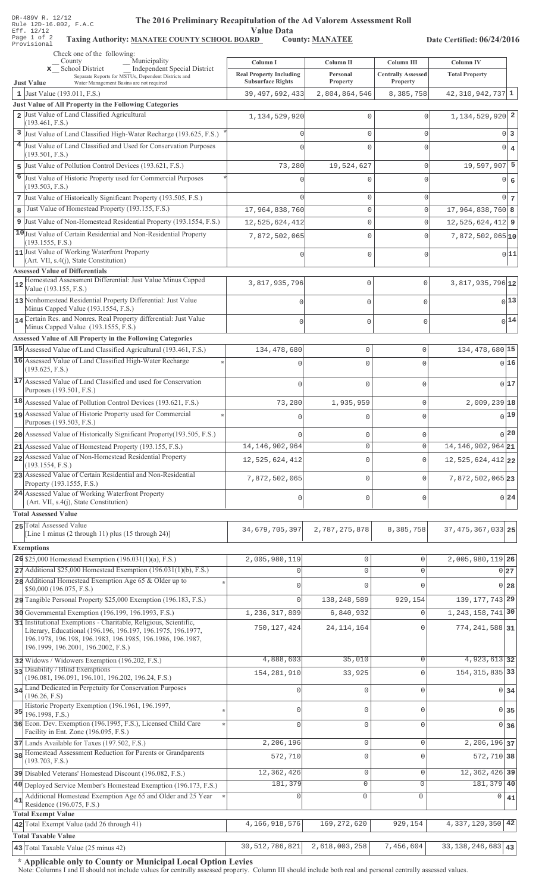DR-489V R. 12/12
Rule 12D-16.002, F.A.C
Eff. 12/12
Page 1 of 2
Provisional

# The 2016 Preliminary Recapitulation of the Ad Valorem Assessment Roll

## Value Data

**Taxing Authority: MANATEE COUNTY SCHOOL BOARD** **County: MANATEE** **Date Certified: 06/24/2016**

Check one of the following:
__ County __ Municipality
x School District __ Independent Special District
Separate Reports for MSTUs, Dependent Districts and Water Management Basins are not required

| Just Value | Column I Real Property Including Subsurface Rights | Column II Personal Property | Column III Centrally Assessed Property | Column IV Total Property | |
|---|---|---|---|---|---|
| 1 Just Value (193.011, F.S.) | 39,497,692,433 | 2,804,864,546 | 8,385,758 | 42,310,942,737 | 1 |
| **Just Value of All Property in the Following Categories** | | | | | |
| 2 Just Value of Land Classified Agricultural (193.461, F.S.) | 1,134,529,920 | 0 | 0 | 1,134,529,920 | 2 |
| 3 Just Value of Land Classified High-Water Recharge (193.625, F.S.) * | 0 | 0 | 0 | 0 | 3 |
| 4 Just Value of Land Classified and Used for Conservation Purposes (193.501, F.S.) | 0 | 0 | 0 | 0 | 4 |
| 5 Just Value of Pollution Control Devices (193.621, F.S.) | 73,280 | 19,524,627 | 0 | 19,597,907 | 5 |
| 6 Just Value of Historic Property used for Commercial Purposes (193.503, F.S.) * | 0 | 0 | 0 | 0 | 6 |
| 7 Just Value of Historically Significant Property (193.505, F.S.) | 0 | 0 | 0 | 0 | 7 |
| 8 Just Value of Homestead Property (193.155, F.S.) | 17,964,838,760 | 0 | 0 | 17,964,838,760 | 8 |
| 9 Just Value of Non-Homestead Residential Property (193.1554, F.S.) | 12,525,624,412 | 0 | 0 | 12,525,624,412 | 9 |
| 10 Just Value of Certain Residential and Non-Residential Property (193.1555, F.S.) | 7,872,502,065 | 0 | 0 | 7,872,502,065 | 10 |
| 11 Just Value of Working Waterfront Property (Art. VII, s.4(j), State Constitution) | 0 | 0 | 0 | 0 | 11 |
| **Assessed Value of Differentials** | | | | | |
| 12 Homestead Assessment Differential: Just Value Minus Capped Value (193.155, F.S.) | 3,817,935,796 | 0 | 0 | 3,817,935,796 | 12 |
| 13 Nonhomestead Residential Property Differential: Just Value Minus Capped Value (193.1554, F.S.) | 0 | 0 | 0 | 0 | 13 |
| 14 Certain Res. and Nonres. Real Property differential: Just Value Minus Capped Value (193.1555, F.S.) | 0 | 0 | 0 | 0 | 14 |
| **Assessed Value of All Property in the Following Categories** | | | | | |
| 15 Assessed Value of Land Classified Agricultural (193.461, F.S.) | 134,478,680 | 0 | 0 | 134,478,680 | 15 |
| 16 Assessed Value of Land Classified High-Water Recharge (193.625, F.S.) * | 0 | 0 | 0 | 0 | 16 |
| 17 Assessed Value of Land Classified and used for Conservation Purposes (193.501, F.S.) | 0 | 0 | 0 | 0 | 17 |
| 18 Assessed Value of Pollution Control Devices (193.621, F.S.) | 73,280 | 1,935,959 | 0 | 2,009,239 | 18 |
| 19 Assessed Value of Historic Property used for Commercial Purposes (193.503, F.S.) * | 0 | 0 | 0 | 0 | 19 |
| 20 Assessed Value of Historically Significant Property(193.505, F.S.) | 0 | 0 | 0 | 0 | 20 |
| 21 Assessed Value of Homestead Property (193.155, F.S.) | 14,146,902,964 | 0 | 0 | 14,146,902,964 | 21 |
| 22 Assessed Value of Non-Homestead Residential Property (193.1554, F.S.) | 12,525,624,412 | 0 | 0 | 12,525,624,412 | 22 |
| 23 Assessed Value of Certain Residential and Non-Residential Property (193.1555, F.S.) | 7,872,502,065 | 0 | 0 | 7,872,502,065 | 23 |
| 24 Assessed Value of Working Waterfront Property (Art. VII, s.4(j), State Constitution) | 0 | 0 | 0 | 0 | 24 |
| **Total Assessed Value** | | | | | |
| 25 Total Assessed Value [Line 1 minus (2 through 11) plus (15 through 24)] | 34,679,705,397 | 2,787,275,878 | 8,385,758 | 37,475,367,033 | 25 |
| **Exemptions** | | | | | |
| 26 $25,000 Homestead Exemption (196.031(1)(a), F.S.) | 2,005,980,119 | 0 | 0 | 2,005,980,119 | 26 |
| 27 Additional $25,000 Homestead Exemption (196.031(1)(b), F.S.) | 0 | 0 | 0 | 0 | 27 |
| 28 Additional Homestead Exemption Age 65 & Older up to $50,000 (196.075, F.S.) * | 0 | 0 | 0 | 0 | 28 |
| 29 Tangible Personal Property $25,000 Exemption (196.183, F.S.) | 0 | 138,248,589 | 929,154 | 139,177,743 | 29 |
| 30 Governmental Exemption (196.199, 196.1993, F.S.) | 1,236,317,809 | 6,840,932 | 0 | 1,243,158,741 | 30 |
| 31 Institutional Exemptions - Charitable, Religious, Scientific, Literary, Educational (196.196, 196.197, 196.1975, 196.1977, 196.1978, 196.198, 196.1983, 196.1985, 196.1986, 196.1987, 196.1999, 196.2001, 196.2002, F.S.) | 750,127,424 | 24,114,164 | 0 | 774,241,588 | 31 |
| 32 Widows / Widowers Exemption (196.202, F.S.) | 4,888,603 | 35,010 | 0 | 4,923,613 | 32 |
| 33 Disability / Blind Exemptions (196.081, 196.091, 196.101, 196.202, 196.24, F.S.) | 154,281,910 | 33,925 | 0 | 154,315,835 | 33 |
| 34 Land Dedicated in Perpetuity for Conservation Purposes (196.26, F.S) | 0 | 0 | 0 | 0 | 34 |
| 35 Historic Property Exemption (196.1961, 196.1997, 196.1998, F.S.) * | 0 | 0 | 0 | 0 | 35 |
| 36 Econ. Dev. Exemption (196.1995, F.S.), Licensed Child Care Facility in Ent. Zone (196.095, F.S.) * | 0 | 0 | 0 | 0 | 36 |
| 37 Lands Available for Taxes (197.502, F.S.) | 2,206,196 | 0 | 0 | 2,206,196 | 37 |
| 38 Homestead Assessment Reduction for Parents or Grandparents (193.703, F.S.) | 572,710 | 0 | 0 | 572,710 | 38 |
| 39 Disabled Veterans' Homestead Discount (196.082, F.S.) | 12,362,426 | 0 | 0 | 12,362,426 | 39 |
| 40 Deployed Service Member's Homestead Exemption (196.173, F.S.) | 181,379 | 0 | 0 | 181,379 | 40 |
| 41 Additional Homestead Exemption Age 65 and Older and 25 Year Residence (196.075, F.S.) * | 0 | 0 | 0 | 0 | 41 |
| **Total Exempt Value** | | | | | |
| 42 Total Exempt Value (add 26 through 41) | 4,166,918,576 | 169,272,620 | 929,154 | 4,337,120,350 | 42 |
| **Total Taxable Value** | | | | | |
| 43 Total Taxable Value (25 minus 42) | 30,512,786,821 | 2,618,003,258 | 7,456,604 | 33,138,246,683 | 43 |

**\* Applicable only to County or Municipal Local Option Levies**

Note: Columns I and II should not include values for centrally assessed property. Column III should include both real and personal centrally assessed values.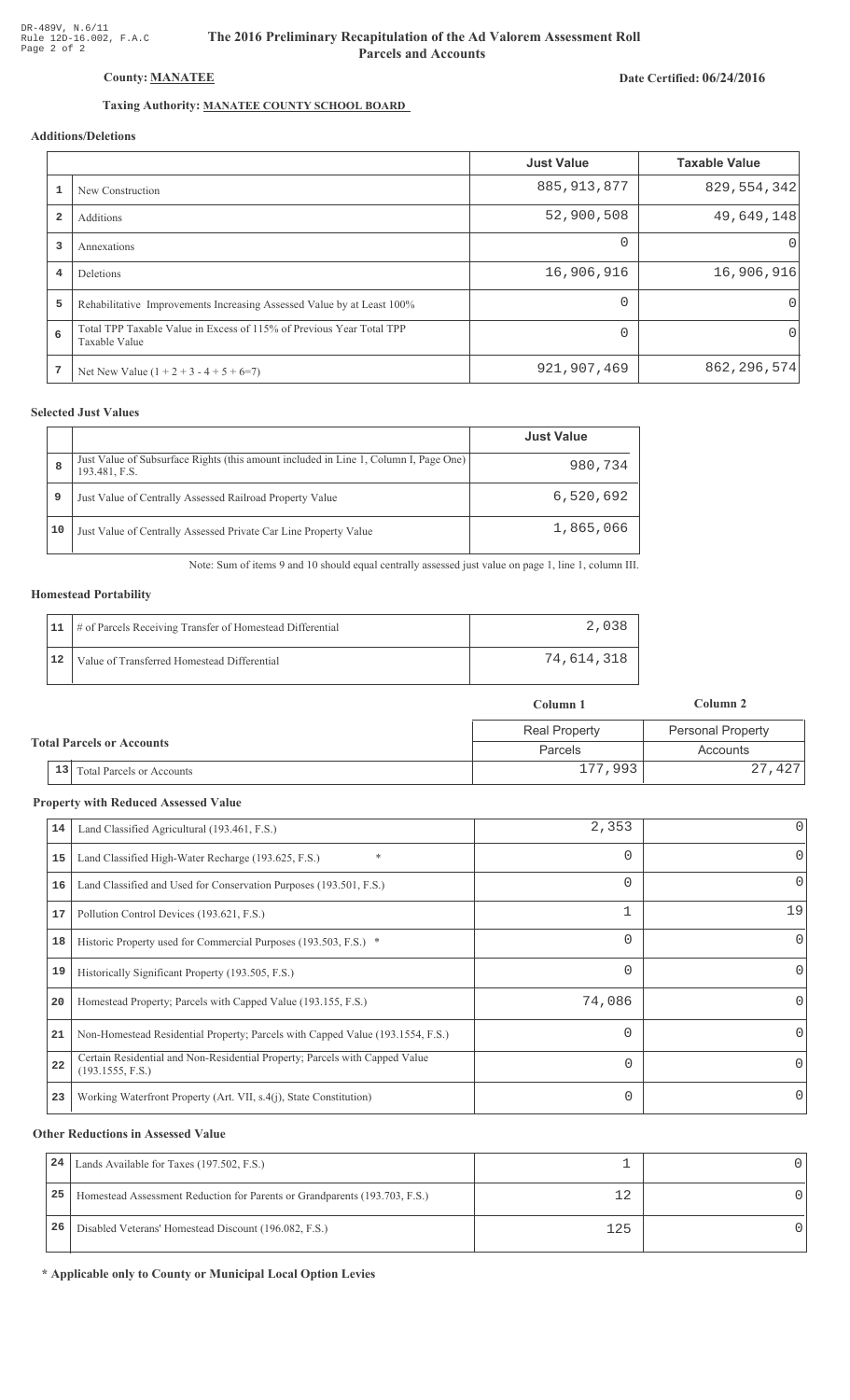DR-489V, N.6/11
Rule 12D-16.002, F.A.C
Page 2 of 2

# The 2016 Preliminary Recapitulation of the Ad Valorem Assessment Roll
## Parcels and Accounts

**County: MANATEE**

**Date Certified: 06/24/2016**

**Taxing Authority: MANATEE COUNTY SCHOOL BOARD**

### Additions/Deletions

| | | Just Value | Taxable Value |
|---|---|---|---|
| 1 | New Construction | 885,913,877 | 829,554,342 |
| 2 | Additions | 52,900,508 | 49,649,148 |
| 3 | Annexations | 0 | 0 |
| 4 | Deletions | 16,906,916 | 16,906,916 |
| 5 | Rehabilitative Improvements Increasing Assessed Value by at Least 100% | 0 | 0 |
| 6 | Total TPP Taxable Value in Excess of 115% of Previous Year Total TPP Taxable Value | 0 | 0 |
| 7 | Net New Value (1 + 2 + 3 - 4 + 5 + 6=7) | 921,907,469 | 862,296,574 |

### Selected Just Values

| | | Just Value |
|---|---|---|
| 8 | Just Value of Subsurface Rights (this amount included in Line 1, Column I, Page One) 193.481, F.S. | 980,734 |
| 9 | Just Value of Centrally Assessed Railroad Property Value | 6,520,692 |
| 10 | Just Value of Centrally Assessed Private Car Line Property Value | 1,865,066 |

Note: Sum of items 9 and 10 should equal centrally assessed just value on page 1, line 1, column III.

### Homestead Portability

| | | |
|---|---|---|
| 11 | # of Parcels Receiving Transfer of Homestead Differential | 2,038 |
| 12 | Value of Transferred Homestead Differential | 74,614,318 |

### Total Parcels or Accounts

| | | Column 1 | Column 2 |
|---|---|---|---|
| | | Real Property | Personal Property |
| | | Parcels | Accounts |
| 13 | Total Parcels or Accounts | 177,993 | 27,427 |

### Property with Reduced Assessed Value

| | | | |
|---|---|---|---|
| 14 | Land Classified Agricultural (193.461, F.S.) | 2,353 | 0 |
| 15 | Land Classified High-Water Recharge (193.625, F.S.) * | 0 | 0 |
| 16 | Land Classified and Used for Conservation Purposes (193.501, F.S.) | 0 | 0 |
| 17 | Pollution Control Devices (193.621, F.S.) | 1 | 19 |
| 18 | Historic Property used for Commercial Purposes (193.503, F.S.) * | 0 | 0 |
| 19 | Historically Significant Property (193.505, F.S.) | 0 | 0 |
| 20 | Homestead Property; Parcels with Capped Value (193.155, F.S.) | 74,086 | 0 |
| 21 | Non-Homestead Residential Property; Parcels with Capped Value (193.1554, F.S.) | 0 | 0 |
| 22 | Certain Residential and Non-Residential Property; Parcels with Capped Value (193.1555, F.S.) | 0 | 0 |
| 23 | Working Waterfront Property (Art. VII, s.4(j), State Constitution) | 0 | 0 |

### Other Reductions in Assessed Value

| | | | |
|---|---|---|---|
| 24 | Lands Available for Taxes (197.502, F.S.) | 1 | 0 |
| 25 | Homestead Assessment Reduction for Parents or Grandparents (193.703, F.S.) | 12 | 0 |
| 26 | Disabled Veterans' Homestead Discount (196.082, F.S.) | 125 | 0 |

**\* Applicable only to County or Municipal Local Option Levies**